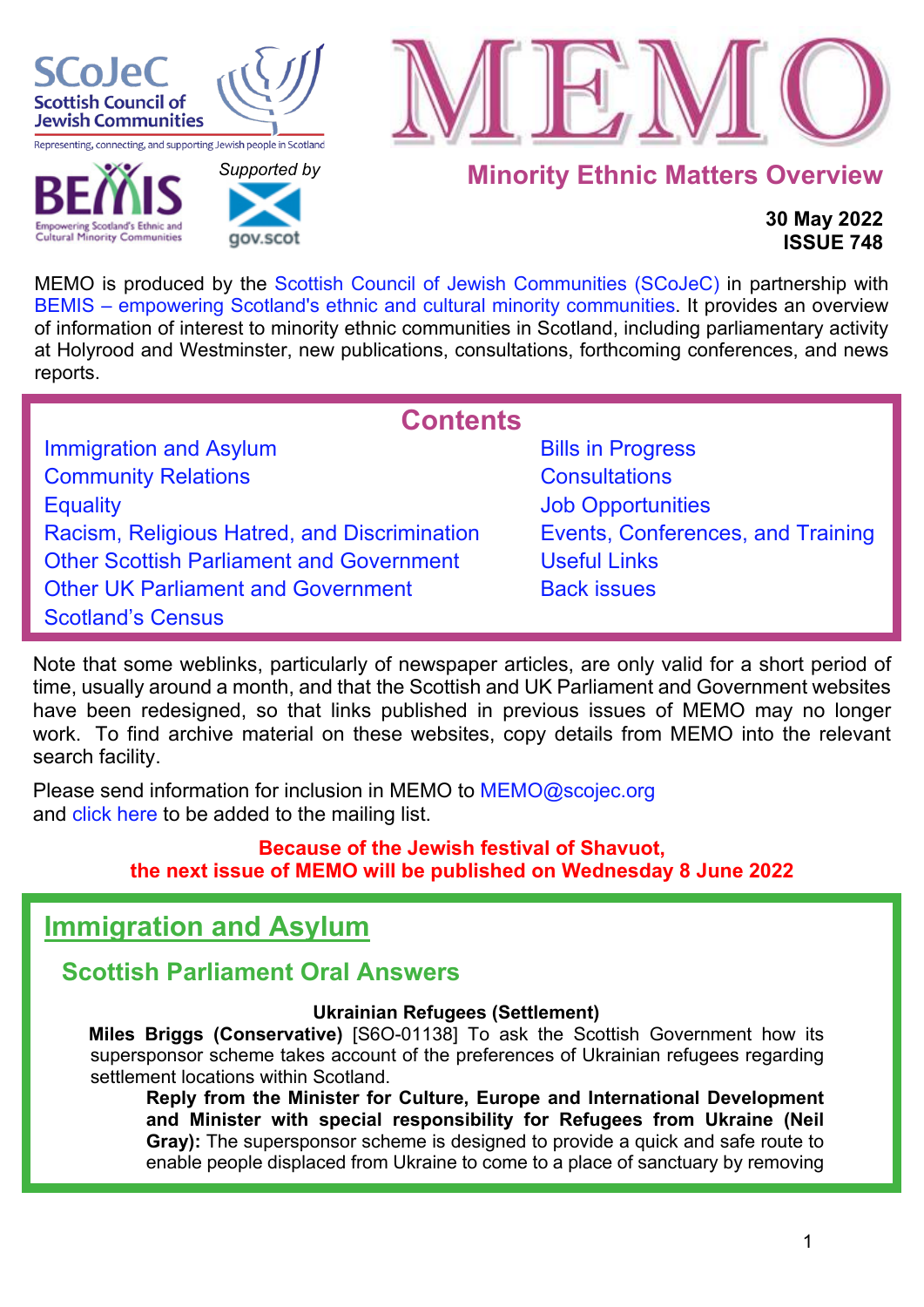SCoJeC Scottish Council of Jewish Communities

Representing, connecting, and supporting Jewish people in Scotland

BEMIS Empowering Scotland's Ethnic and Cultural Minority Communities

*Supported by* gov.scot

# MEMO

## Minority Ethnic Matters Overview

**30 May 2022**
**ISSUE 748**

MEMO is produced by the Scottish Council of Jewish Communities (SCoJeC) in partnership with BEMIS – empowering Scotland's ethnic and cultural minority communities. It provides an overview of information of interest to minority ethnic communities in Scotland, including parliamentary activity at Holyrood and Westminster, new publications, consultations, forthcoming conferences, and news reports.

## Contents

- Immigration and Asylum
- Community Relations
- Equality
- Racism, Religious Hatred, and Discrimination
- Other Scottish Parliament and Government
- Other UK Parliament and Government
- Scotland's Census
- Bills in Progress
- Consultations
- Job Opportunities
- Events, Conferences, and Training
- Useful Links
- Back issues

Note that some weblinks, particularly of newspaper articles, are only valid for a short period of time, usually around a month, and that the Scottish and UK Parliament and Government websites have been redesigned, so that links published in previous issues of MEMO may no longer work. To find archive material on these websites, copy details from MEMO into the relevant search facility.

Please send information for inclusion in MEMO to MEMO@scojec.org
and click here to be added to the mailing list.

**Because of the Jewish festival of Shavuot,**
**the next issue of MEMO will be published on Wednesday 8 June 2022**

# Immigration and Asylum

## Scottish Parliament Oral Answers

**Ukrainian Refugees (Settlement)**

**Miles Briggs (Conservative)** [S6O-01138] To ask the Scottish Government how its supersponsor scheme takes account of the preferences of Ukrainian refugees regarding settlement locations within Scotland.

> **Reply from the Minister for Culture, Europe and International Development and Minister with special responsibility for Refugees from Ukraine (Neil Gray):** The supersponsor scheme is designed to provide a quick and safe route to enable people displaced from Ukraine to come to a place of sanctuary by removing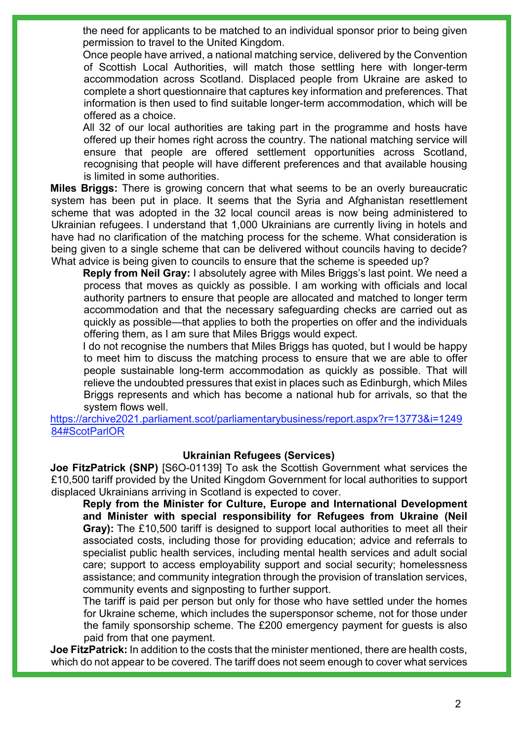the need for applicants to be matched to an individual sponsor prior to being given permission to travel to the United Kingdom.

Once people have arrived, a national matching service, delivered by the Convention of Scottish Local Authorities, will match those settling here with longer-term accommodation across Scotland. Displaced people from Ukraine are asked to complete a short questionnaire that captures key information and preferences. That information is then used to find suitable longer-term accommodation, which will be offered as a choice.

All 32 of our local authorities are taking part in the programme and hosts have offered up their homes right across the country. The national matching service will ensure that people are offered settlement opportunities across Scotland, recognising that people will have different preferences and that available housing is limited in some authorities.

**Miles Briggs:** There is growing concern that what seems to be an overly bureaucratic system has been put in place. It seems that the Syria and Afghanistan resettlement scheme that was adopted in the 32 local council areas is now being administered to Ukrainian refugees. I understand that 1,000 Ukrainians are currently living in hotels and have had no clarification of the matching process for the scheme. What consideration is being given to a single scheme that can be delivered without councils having to decide? What advice is being given to councils to ensure that the scheme is speeded up?

**Reply from Neil Gray:** I absolutely agree with Miles Briggs's last point. We need a process that moves as quickly as possible. I am working with officials and local authority partners to ensure that people are allocated and matched to longer term accommodation and that the necessary safeguarding checks are carried out as quickly as possible—that applies to both the properties on offer and the individuals offering them, as I am sure that Miles Briggs would expect.

I do not recognise the numbers that Miles Briggs has quoted, but I would be happy to meet him to discuss the matching process to ensure that we are able to offer people sustainable long-term accommodation as quickly as possible. That will relieve the undoubted pressures that exist in places such as Edinburgh, which Miles Briggs represents and which has become a national hub for arrivals, so that the system flows well.

https://archive2021.parliament.scot/parliamentarybusiness/report.aspx?r=13773&i=124984#ScotParlOR

### Ukrainian Refugees (Services)

**Joe FitzPatrick (SNP)** [S6O-01139] To ask the Scottish Government what services the £10,500 tariff provided by the United Kingdom Government for local authorities to support displaced Ukrainians arriving in Scotland is expected to cover.

**Reply from the Minister for Culture, Europe and International Development and Minister with special responsibility for Refugees from Ukraine (Neil Gray):** The £10,500 tariff is designed to support local authorities to meet all their associated costs, including those for providing education; advice and referrals to specialist public health services, including mental health services and adult social care; support to access employability support and social security; homelessness assistance; and community integration through the provision of translation services, community events and signposting to further support.

The tariff is paid per person but only for those who have settled under the homes for Ukraine scheme, which includes the supersponsor scheme, not for those under the family sponsorship scheme. The £200 emergency payment for guests is also paid from that one payment.

**Joe FitzPatrick:** In addition to the costs that the minister mentioned, there are health costs, which do not appear to be covered. The tariff does not seem enough to cover what services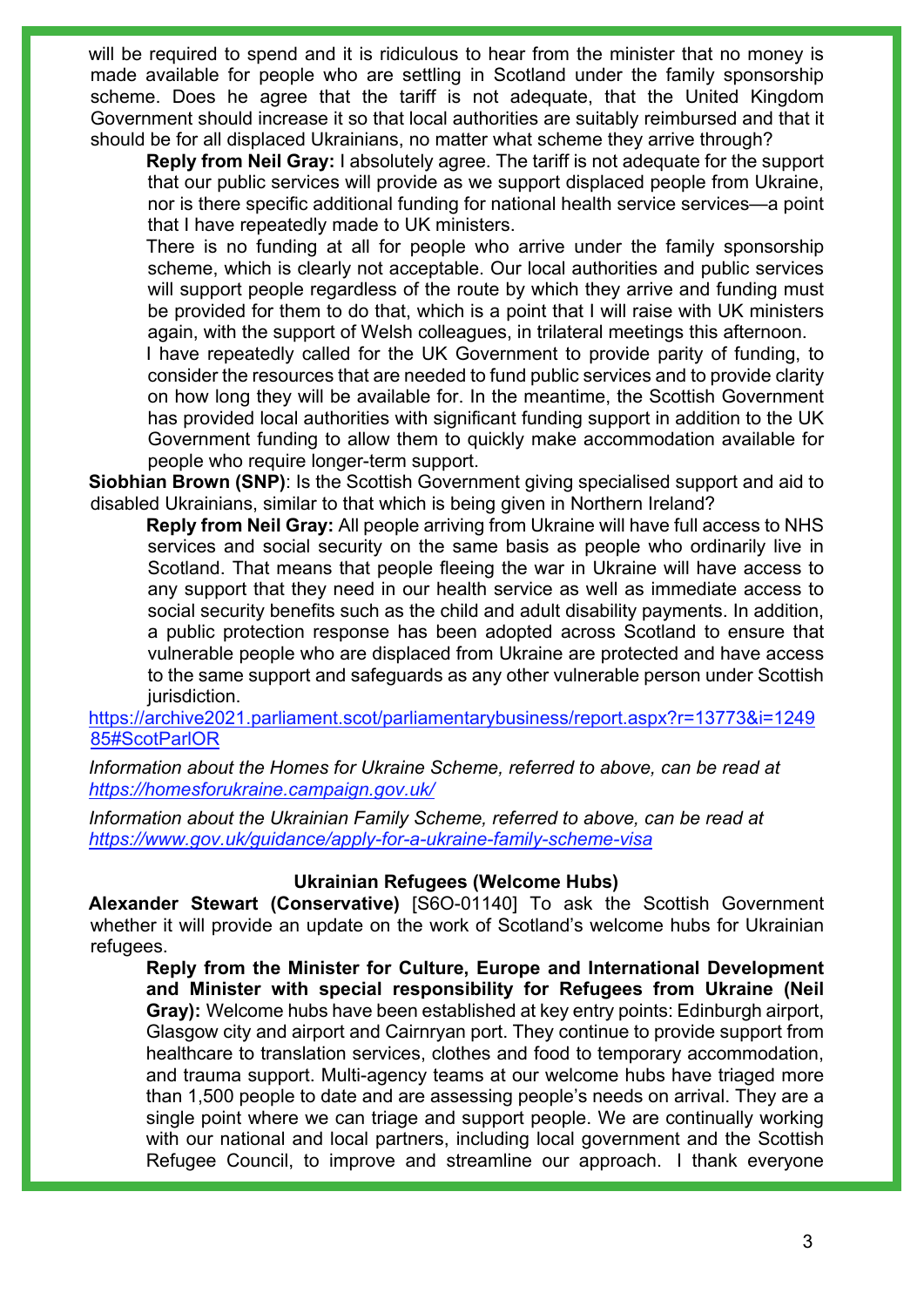will be required to spend and it is ridiculous to hear from the minister that no money is made available for people who are settling in Scotland under the family sponsorship scheme. Does he agree that the tariff is not adequate, that the United Kingdom Government should increase it so that local authorities are suitably reimbursed and that it should be for all displaced Ukrainians, no matter what scheme they arrive through?

**Reply from Neil Gray:** I absolutely agree. The tariff is not adequate for the support that our public services will provide as we support displaced people from Ukraine, nor is there specific additional funding for national health service services—a point that I have repeatedly made to UK ministers.

There is no funding at all for people who arrive under the family sponsorship scheme, which is clearly not acceptable. Our local authorities and public services will support people regardless of the route by which they arrive and funding must be provided for them to do that, which is a point that I will raise with UK ministers again, with the support of Welsh colleagues, in trilateral meetings this afternoon.

I have repeatedly called for the UK Government to provide parity of funding, to consider the resources that are needed to fund public services and to provide clarity on how long they will be available for. In the meantime, the Scottish Government has provided local authorities with significant funding support in addition to the UK Government funding to allow them to quickly make accommodation available for people who require longer-term support.

**Siobhian Brown (SNP)**: Is the Scottish Government giving specialised support and aid to disabled Ukrainians, similar to that which is being given in Northern Ireland?

**Reply from Neil Gray:** All people arriving from Ukraine will have full access to NHS services and social security on the same basis as people who ordinarily live in Scotland. That means that people fleeing the war in Ukraine will have access to any support that they need in our health service as well as immediate access to social security benefits such as the child and adult disability payments. In addition, a public protection response has been adopted across Scotland to ensure that vulnerable people who are displaced from Ukraine are protected and have access to the same support and safeguards as any other vulnerable person under Scottish jurisdiction.

https://archive2021.parliament.scot/parliamentarybusiness/report.aspx?r=13773&i=124985#ScotParlOR

*Information about the Homes for Ukraine Scheme, referred to above, can be read at https://homesforukraine.campaign.gov.uk/*

*Information about the Ukrainian Family Scheme, referred to above, can be read at https://www.gov.uk/guidance/apply-for-a-ukraine-family-scheme-visa*

### Ukrainian Refugees (Welcome Hubs)

**Alexander Stewart (Conservative)** [S6O-01140] To ask the Scottish Government whether it will provide an update on the work of Scotland's welcome hubs for Ukrainian refugees.

**Reply from the Minister for Culture, Europe and International Development and Minister with special responsibility for Refugees from Ukraine (Neil Gray):** Welcome hubs have been established at key entry points: Edinburgh airport, Glasgow city and airport and Cairnryan port. They continue to provide support from healthcare to translation services, clothes and food to temporary accommodation, and trauma support. Multi-agency teams at our welcome hubs have triaged more than 1,500 people to date and are assessing people's needs on arrival. They are a single point where we can triage and support people. We are continually working with our national and local partners, including local government and the Scottish Refugee Council, to improve and streamline our approach. I thank everyone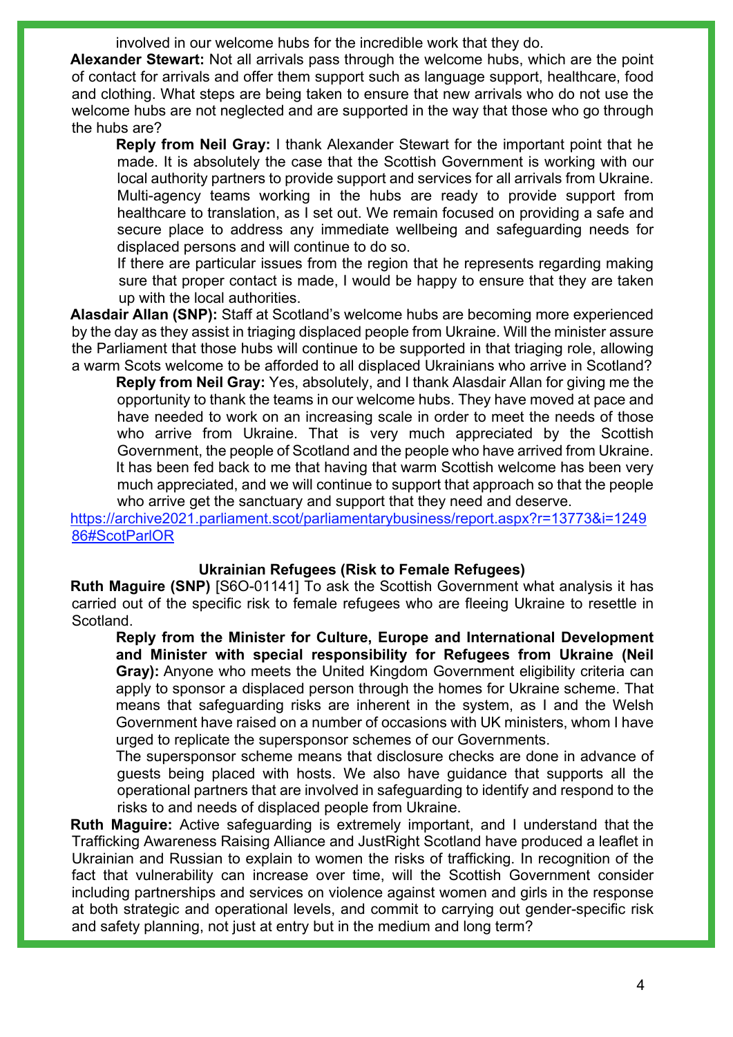involved in our welcome hubs for the incredible work that they do.

**Alexander Stewart:** Not all arrivals pass through the welcome hubs, which are the point of contact for arrivals and offer them support such as language support, healthcare, food and clothing. What steps are being taken to ensure that new arrivals who do not use the welcome hubs are not neglected and are supported in the way that those who go through the hubs are?

> **Reply from Neil Gray:** I thank Alexander Stewart for the important point that he made. It is absolutely the case that the Scottish Government is working with our local authority partners to provide support and services for all arrivals from Ukraine. Multi-agency teams working in the hubs are ready to provide support from healthcare to translation, as I set out. We remain focused on providing a safe and secure place to address any immediate wellbeing and safeguarding needs for displaced persons and will continue to do so.
>
> If there are particular issues from the region that he represents regarding making sure that proper contact is made, I would be happy to ensure that they are taken up with the local authorities.

**Alasdair Allan (SNP):** Staff at Scotland's welcome hubs are becoming more experienced by the day as they assist in triaging displaced people from Ukraine. Will the minister assure the Parliament that those hubs will continue to be supported in that triaging role, allowing a warm Scots welcome to be afforded to all displaced Ukrainians who arrive in Scotland?

> **Reply from Neil Gray:** Yes, absolutely, and I thank Alasdair Allan for giving me the opportunity to thank the teams in our welcome hubs. They have moved at pace and have needed to work on an increasing scale in order to meet the needs of those who arrive from Ukraine. That is very much appreciated by the Scottish Government, the people of Scotland and the people who have arrived from Ukraine. It has been fed back to me that having that warm Scottish welcome has been very much appreciated, and we will continue to support that approach so that the people who arrive get the sanctuary and support that they need and deserve.

https://archive2021.parliament.scot/parliamentarybusiness/report.aspx?r=13773&i=124986#ScotParlOR

### Ukrainian Refugees (Risk to Female Refugees)

**Ruth Maguire (SNP)** [S6O-01141] To ask the Scottish Government what analysis it has carried out of the specific risk to female refugees who are fleeing Ukraine to resettle in Scotland.

> **Reply from the Minister for Culture, Europe and International Development and Minister with special responsibility for Refugees from Ukraine (Neil Gray):** Anyone who meets the United Kingdom Government eligibility criteria can apply to sponsor a displaced person through the homes for Ukraine scheme. That means that safeguarding risks are inherent in the system, as I and the Welsh Government have raised on a number of occasions with UK ministers, whom I have urged to replicate the supersponsor schemes of our Governments.
>
> The supersponsor scheme means that disclosure checks are done in advance of guests being placed with hosts. We also have guidance that supports all the operational partners that are involved in safeguarding to identify and respond to the risks to and needs of displaced people from Ukraine.

**Ruth Maguire:** Active safeguarding is extremely important, and I understand that the Trafficking Awareness Raising Alliance and JustRight Scotland have produced a leaflet in Ukrainian and Russian to explain to women the risks of trafficking. In recognition of the fact that vulnerability can increase over time, will the Scottish Government consider including partnerships and services on violence against women and girls in the response at both strategic and operational levels, and commit to carrying out gender-specific risk and safety planning, not just at entry but in the medium and long term?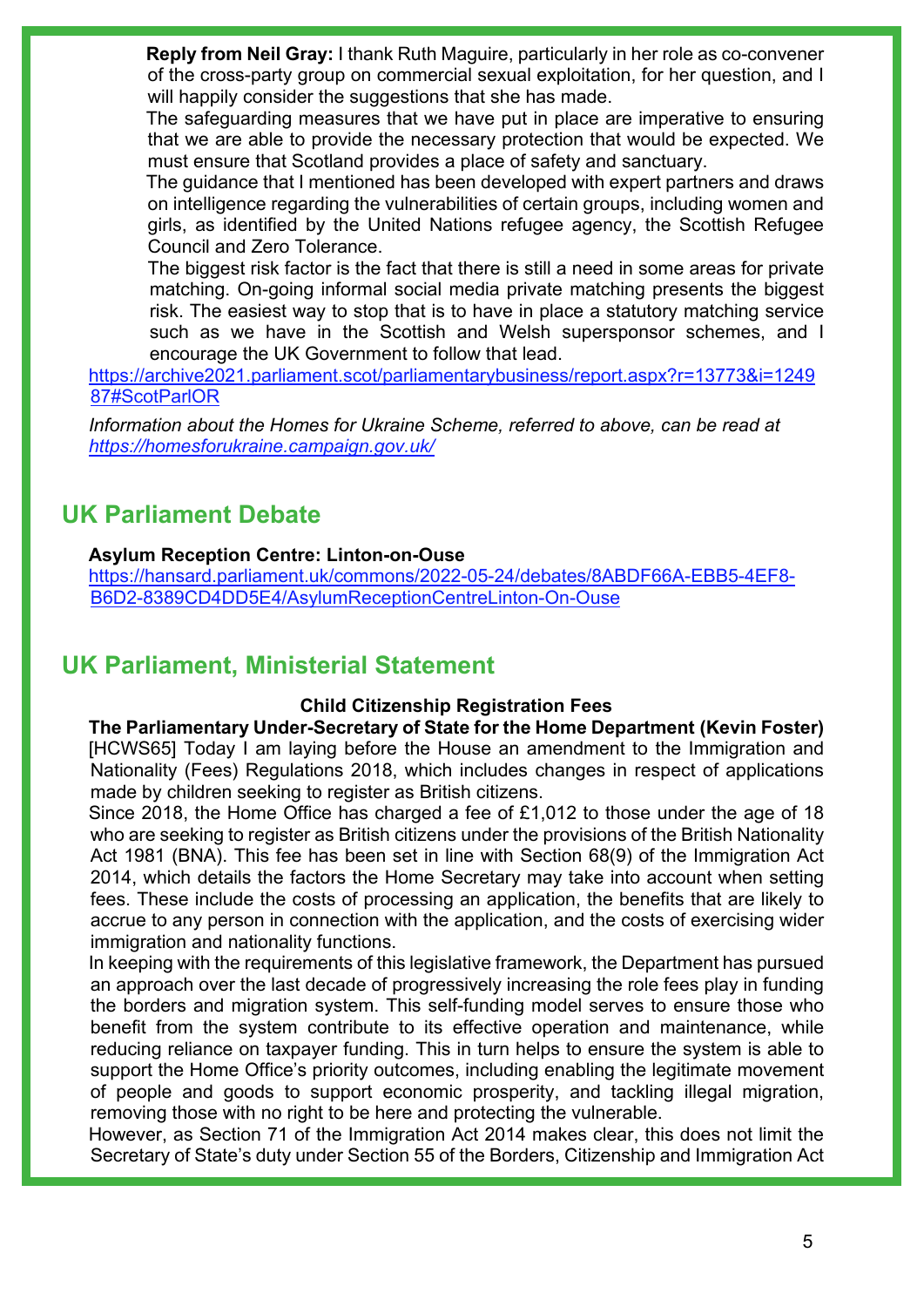**Reply from Neil Gray:** I thank Ruth Maguire, particularly in her role as co-convener of the cross-party group on commercial sexual exploitation, for her question, and I will happily consider the suggestions that she has made.

The safeguarding measures that we have put in place are imperative to ensuring that we are able to provide the necessary protection that would be expected. We must ensure that Scotland provides a place of safety and sanctuary.

The guidance that I mentioned has been developed with expert partners and draws on intelligence regarding the vulnerabilities of certain groups, including women and girls, as identified by the United Nations refugee agency, the Scottish Refugee Council and Zero Tolerance.

The biggest risk factor is the fact that there is still a need in some areas for private matching. On-going informal social media private matching presents the biggest risk. The easiest way to stop that is to have in place a statutory matching service such as we have in the Scottish and Welsh supersponsor schemes, and I encourage the UK Government to follow that lead.

https://archive2021.parliament.scot/parliamentarybusiness/report.aspx?r=13773&i=124987#ScotParlOR

*Information about the Homes for Ukraine Scheme, referred to above, can be read at https://homesforukraine.campaign.gov.uk/*

## UK Parliament Debate

**Asylum Reception Centre: Linton-on-Ouse**

https://hansard.parliament.uk/commons/2022-05-24/debates/8ABDF66A-EBB5-4EF8-B6D2-8389CD4DD5E4/AsylumReceptionCentreLinton-On-Ouse

## UK Parliament, Ministerial Statement

**Child Citizenship Registration Fees**

**The Parliamentary Under-Secretary of State for the Home Department (Kevin Foster)** [HCWS65] Today I am laying before the House an amendment to the Immigration and Nationality (Fees) Regulations 2018, which includes changes in respect of applications made by children seeking to register as British citizens.

Since 2018, the Home Office has charged a fee of £1,012 to those under the age of 18 who are seeking to register as British citizens under the provisions of the British Nationality Act 1981 (BNA). This fee has been set in line with Section 68(9) of the Immigration Act 2014, which details the factors the Home Secretary may take into account when setting fees. These include the costs of processing an application, the benefits that are likely to accrue to any person in connection with the application, and the costs of exercising wider immigration and nationality functions.

In keeping with the requirements of this legislative framework, the Department has pursued an approach over the last decade of progressively increasing the role fees play in funding the borders and migration system. This self-funding model serves to ensure those who benefit from the system contribute to its effective operation and maintenance, while reducing reliance on taxpayer funding. This in turn helps to ensure the system is able to support the Home Office's priority outcomes, including enabling the legitimate movement of people and goods to support economic prosperity, and tackling illegal migration, removing those with no right to be here and protecting the vulnerable.

However, as Section 71 of the Immigration Act 2014 makes clear, this does not limit the Secretary of State's duty under Section 55 of the Borders, Citizenship and Immigration Act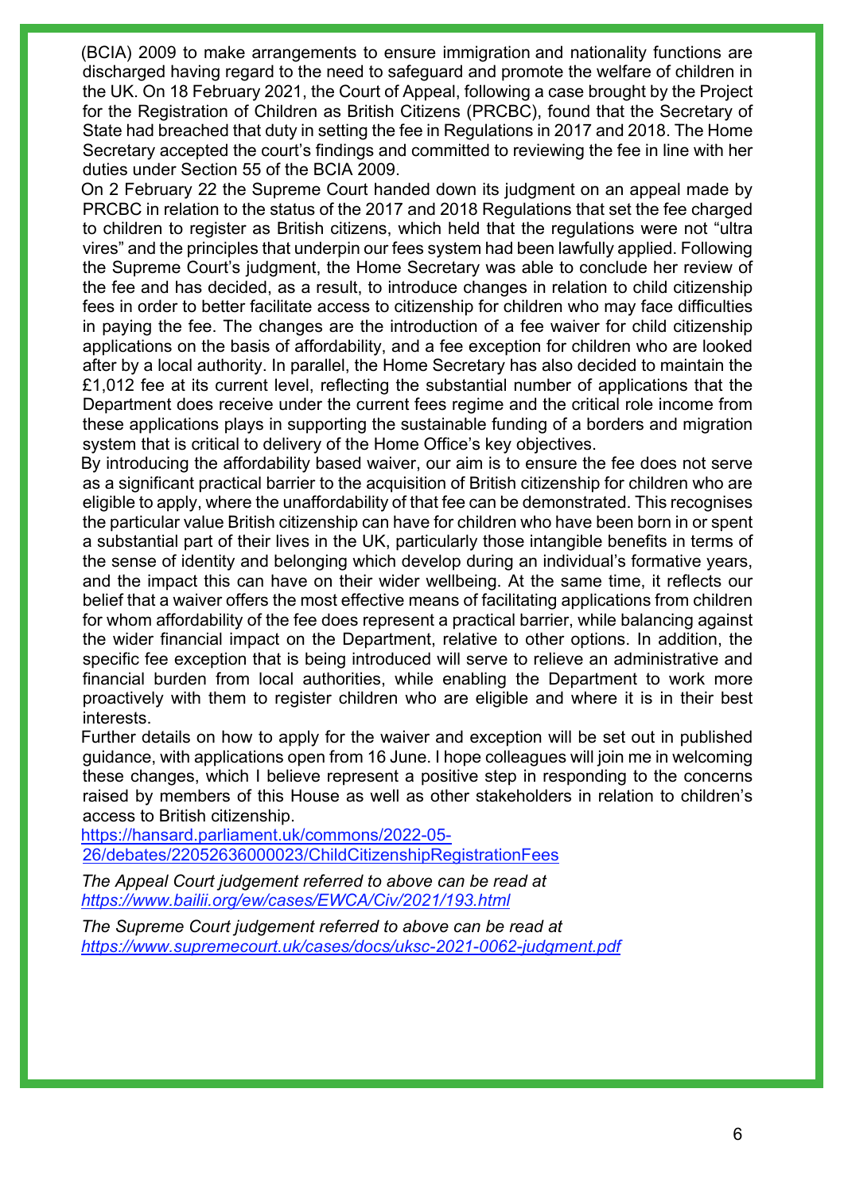(BCIA) 2009 to make arrangements to ensure immigration and nationality functions are discharged having regard to the need to safeguard and promote the welfare of children in the UK. On 18 February 2021, the Court of Appeal, following a case brought by the Project for the Registration of Children as British Citizens (PRCBC), found that the Secretary of State had breached that duty in setting the fee in Regulations in 2017 and 2018. The Home Secretary accepted the court's findings and committed to reviewing the fee in line with her duties under Section 55 of the BCIA 2009.

On 2 February 22 the Supreme Court handed down its judgment on an appeal made by PRCBC in relation to the status of the 2017 and 2018 Regulations that set the fee charged to children to register as British citizens, which held that the regulations were not "ultra vires" and the principles that underpin our fees system had been lawfully applied. Following the Supreme Court's judgment, the Home Secretary was able to conclude her review of the fee and has decided, as a result, to introduce changes in relation to child citizenship fees in order to better facilitate access to citizenship for children who may face difficulties in paying the fee. The changes are the introduction of a fee waiver for child citizenship applications on the basis of affordability, and a fee exception for children who are looked after by a local authority. In parallel, the Home Secretary has also decided to maintain the £1,012 fee at its current level, reflecting the substantial number of applications that the Department does receive under the current fees regime and the critical role income from these applications plays in supporting the sustainable funding of a borders and migration system that is critical to delivery of the Home Office's key objectives.

By introducing the affordability based waiver, our aim is to ensure the fee does not serve as a significant practical barrier to the acquisition of British citizenship for children who are eligible to apply, where the unaffordability of that fee can be demonstrated. This recognises the particular value British citizenship can have for children who have been born in or spent a substantial part of their lives in the UK, particularly those intangible benefits in terms of the sense of identity and belonging which develop during an individual's formative years, and the impact this can have on their wider wellbeing. At the same time, it reflects our belief that a waiver offers the most effective means of facilitating applications from children for whom affordability of the fee does represent a practical barrier, while balancing against the wider financial impact on the Department, relative to other options. In addition, the specific fee exception that is being introduced will serve to relieve an administrative and financial burden from local authorities, while enabling the Department to work more proactively with them to register children who are eligible and where it is in their best interests.

Further details on how to apply for the waiver and exception will be set out in published guidance, with applications open from 16 June. I hope colleagues will join me in welcoming these changes, which I believe represent a positive step in responding to the concerns raised by members of this House as well as other stakeholders in relation to children's access to British citizenship.

https://hansard.parliament.uk/commons/2022-05-26/debates/22052636000023/ChildCitizenshipRegistrationFees

*The Appeal Court judgement referred to above can be read at https://www.bailii.org/ew/cases/EWCA/Civ/2021/193.html*

*The Supreme Court judgement referred to above can be read at https://www.supremecourt.uk/cases/docs/uksc-2021-0062-judgment.pdf*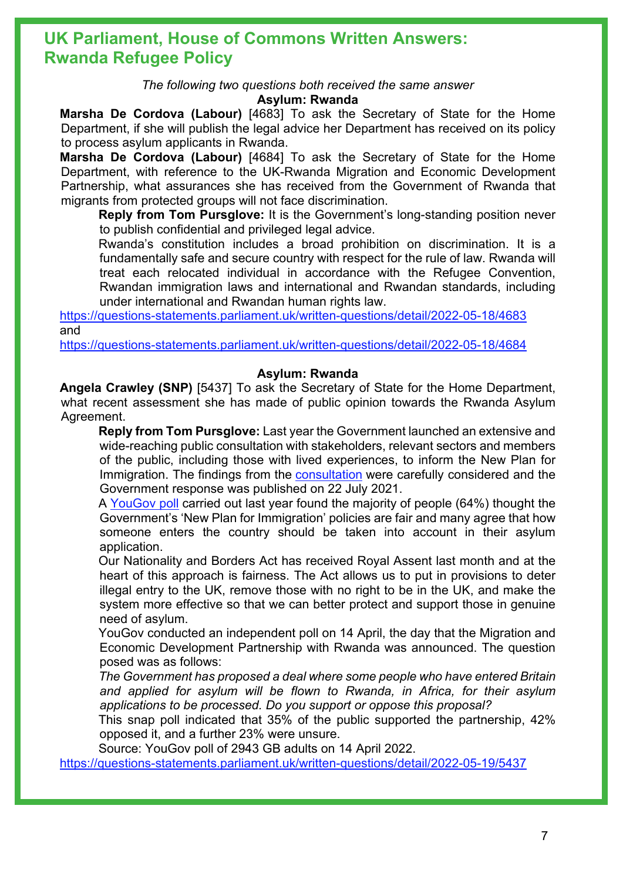# UK Parliament, House of Commons Written Answers: Rwanda Refugee Policy

*The following two questions both received the same answer*

### Asylum: Rwanda

**Marsha De Cordova (Labour)** [4683] To ask the Secretary of State for the Home Department, if she will publish the legal advice her Department has received on its policy to process asylum applicants in Rwanda.

**Marsha De Cordova (Labour)** [4684] To ask the Secretary of State for the Home Department, with reference to the UK-Rwanda Migration and Economic Development Partnership, what assurances she has received from the Government of Rwanda that migrants from protected groups will not face discrimination.

> **Reply from Tom Pursglove:** It is the Government's long-standing position never to publish confidential and privileged legal advice.
>
> Rwanda's constitution includes a broad prohibition on discrimination. It is a fundamentally safe and secure country with respect for the rule of law. Rwanda will treat each relocated individual in accordance with the Refugee Convention, Rwandan immigration laws and international and Rwandan standards, including under international and Rwandan human rights law.

https://questions-statements.parliament.uk/written-questions/detail/2022-05-18/4683
and
https://questions-statements.parliament.uk/written-questions/detail/2022-05-18/4684

### Asylum: Rwanda

**Angela Crawley (SNP)** [5437] To ask the Secretary of State for the Home Department, what recent assessment she has made of public opinion towards the Rwanda Asylum Agreement.

> **Reply from Tom Pursglove:** Last year the Government launched an extensive and wide-reaching public consultation with stakeholders, relevant sectors and members of the public, including those with lived experiences, to inform the New Plan for Immigration. The findings from the consultation were carefully considered and the Government response was published on 22 July 2021.
>
> A YouGov poll carried out last year found the majority of people (64%) thought the Government's 'New Plan for Immigration' policies are fair and many agree that how someone enters the country should be taken into account in their asylum application.
>
> Our Nationality and Borders Act has received Royal Assent last month and at the heart of this approach is fairness. The Act allows us to put in provisions to deter illegal entry to the UK, remove those with no right to be in the UK, and make the system more effective so that we can better protect and support those in genuine need of asylum.
>
> YouGov conducted an independent poll on 14 April, the day that the Migration and Economic Development Partnership with Rwanda was announced. The question posed was as follows:
>
> *The Government has proposed a deal where some people who have entered Britain and applied for asylum will be flown to Rwanda, in Africa, for their asylum applications to be processed. Do you support or oppose this proposal?*
>
> This snap poll indicated that 35% of the public supported the partnership, 42% opposed it, and a further 23% were unsure.
>
> Source: YouGov poll of 2943 GB adults on 14 April 2022.

https://questions-statements.parliament.uk/written-questions/detail/2022-05-19/5437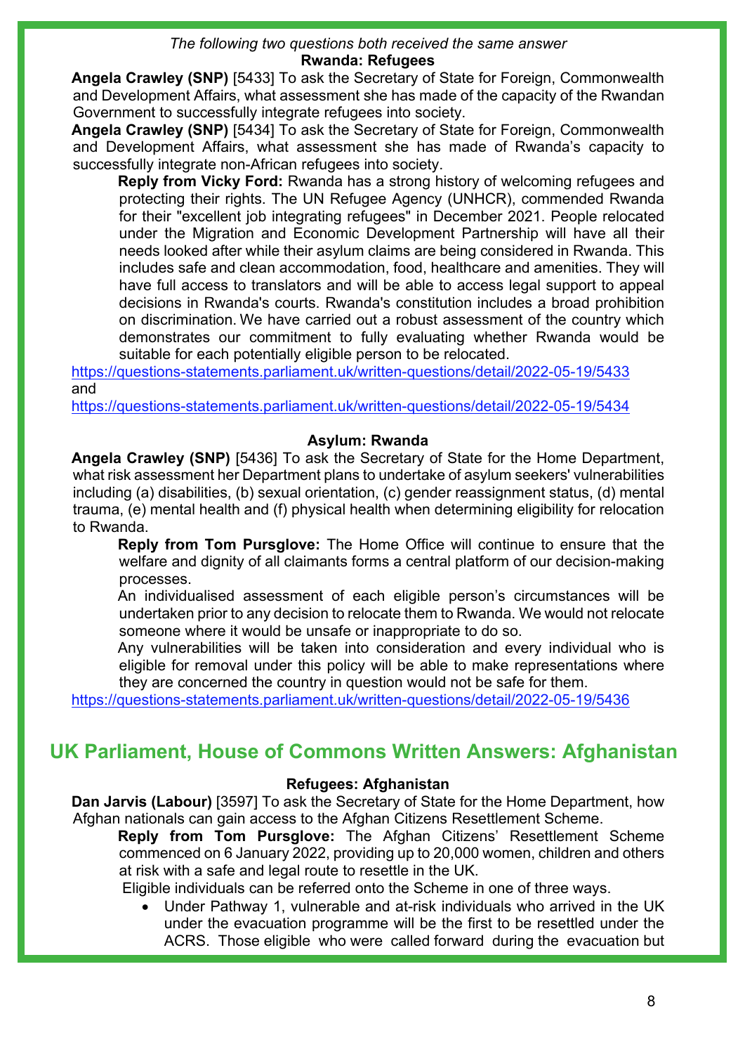*The following two questions both received the same answer*

**Rwanda: Refugees**

**Angela Crawley (SNP)** [5433] To ask the Secretary of State for Foreign, Commonwealth and Development Affairs, what assessment she has made of the capacity of the Rwandan Government to successfully integrate refugees into society.

**Angela Crawley (SNP)** [5434] To ask the Secretary of State for Foreign, Commonwealth and Development Affairs, what assessment she has made of Rwanda's capacity to successfully integrate non-African refugees into society.

**Reply from Vicky Ford:** Rwanda has a strong history of welcoming refugees and protecting their rights. The UN Refugee Agency (UNHCR), commended Rwanda for their "excellent job integrating refugees" in December 2021. People relocated under the Migration and Economic Development Partnership will have all their needs looked after while their asylum claims are being considered in Rwanda. This includes safe and clean accommodation, food, healthcare and amenities. They will have full access to translators and will be able to access legal support to appeal decisions in Rwanda's courts. Rwanda's constitution includes a broad prohibition on discrimination. We have carried out a robust assessment of the country which demonstrates our commitment to fully evaluating whether Rwanda would be suitable for each potentially eligible person to be relocated.

https://questions-statements.parliament.uk/written-questions/detail/2022-05-19/5433
and
https://questions-statements.parliament.uk/written-questions/detail/2022-05-19/5434

**Asylum: Rwanda**

**Angela Crawley (SNP)** [5436] To ask the Secretary of State for the Home Department, what risk assessment her Department plans to undertake of asylum seekers' vulnerabilities including (a) disabilities, (b) sexual orientation, (c) gender reassignment status, (d) mental trauma, (e) mental health and (f) physical health when determining eligibility for relocation to Rwanda.

**Reply from Tom Pursglove:** The Home Office will continue to ensure that the welfare and dignity of all claimants forms a central platform of our decision-making processes.

An individualised assessment of each eligible person's circumstances will be undertaken prior to any decision to relocate them to Rwanda. We would not relocate someone where it would be unsafe or inappropriate to do so.

Any vulnerabilities will be taken into consideration and every individual who is eligible for removal under this policy will be able to make representations where they are concerned the country in question would not be safe for them.

https://questions-statements.parliament.uk/written-questions/detail/2022-05-19/5436

## UK Parliament, House of Commons Written Answers: Afghanistan

**Refugees: Afghanistan**

**Dan Jarvis (Labour)** [3597] To ask the Secretary of State for the Home Department, how Afghan nationals can gain access to the Afghan Citizens Resettlement Scheme.

**Reply from Tom Pursglove:** The Afghan Citizens' Resettlement Scheme commenced on 6 January 2022, providing up to 20,000 women, children and others at risk with a safe and legal route to resettle in the UK.

Eligible individuals can be referred onto the Scheme in one of three ways.

- Under Pathway 1, vulnerable and at-risk individuals who arrived in the UK under the evacuation programme will be the first to be resettled under the ACRS. Those eligible who were called forward during the evacuation but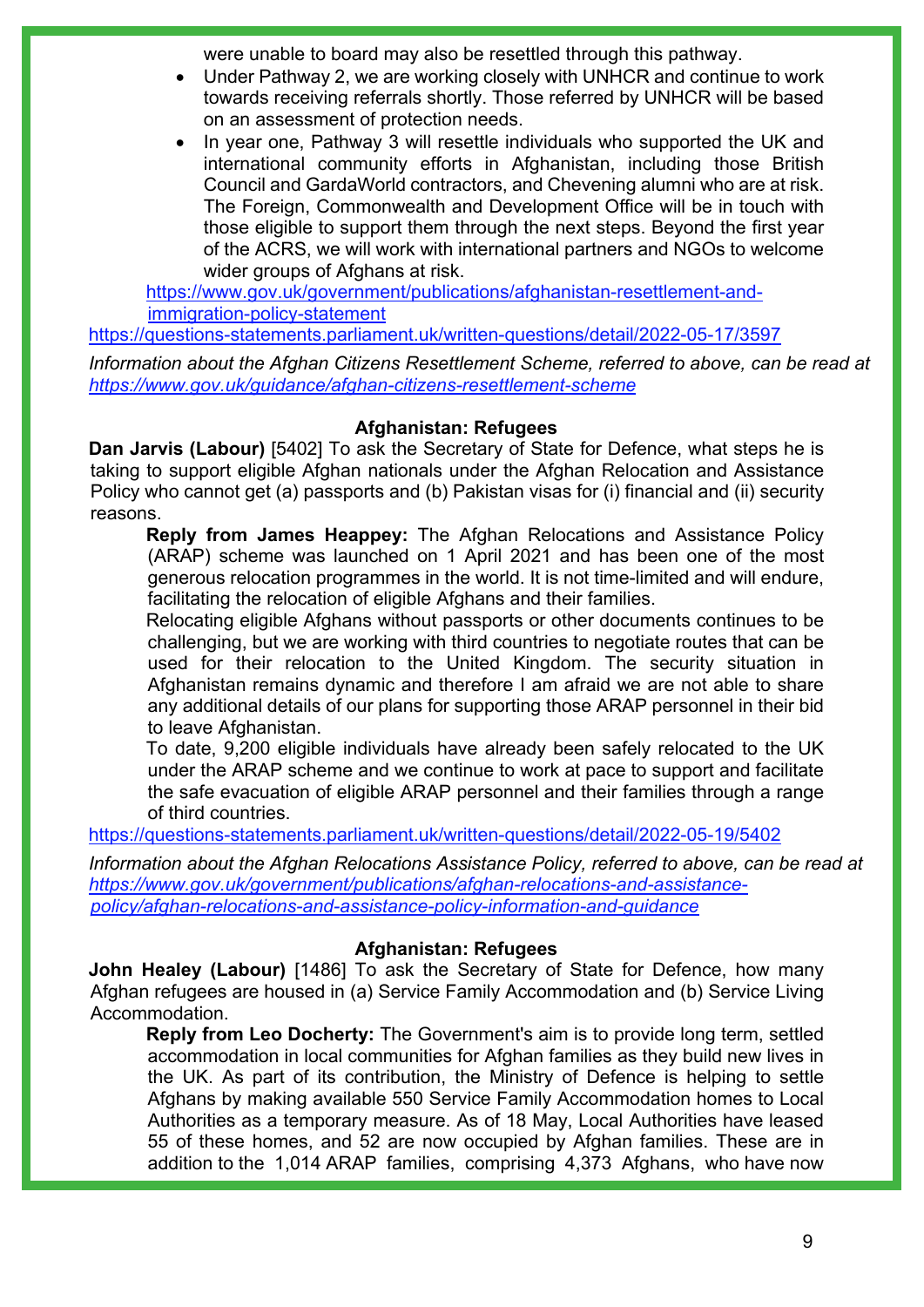were unable to board may also be resettled through this pathway.

- Under Pathway 2, we are working closely with UNHCR and continue to work towards receiving referrals shortly. Those referred by UNHCR will be based on an assessment of protection needs.
- In year one, Pathway 3 will resettle individuals who supported the UK and international community efforts in Afghanistan, including those British Council and GardaWorld contractors, and Chevening alumni who are at risk. The Foreign, Commonwealth and Development Office will be in touch with those eligible to support them through the next steps. Beyond the first year of the ACRS, we will work with international partners and NGOs to welcome wider groups of Afghans at risk.

https://www.gov.uk/government/publications/afghanistan-resettlement-and-immigration-policy-statement

https://questions-statements.parliament.uk/written-questions/detail/2022-05-17/3597

*Information about the Afghan Citizens Resettlement Scheme, referred to above, can be read at https://www.gov.uk/guidance/afghan-citizens-resettlement-scheme*

### Afghanistan: Refugees

**Dan Jarvis (Labour)** [5402] To ask the Secretary of State for Defence, what steps he is taking to support eligible Afghan nationals under the Afghan Relocation and Assistance Policy who cannot get (a) passports and (b) Pakistan visas for (i) financial and (ii) security reasons.

**Reply from James Heappey:** The Afghan Relocations and Assistance Policy (ARAP) scheme was launched on 1 April 2021 and has been one of the most generous relocation programmes in the world. It is not time-limited and will endure, facilitating the relocation of eligible Afghans and their families.

Relocating eligible Afghans without passports or other documents continues to be challenging, but we are working with third countries to negotiate routes that can be used for their relocation to the United Kingdom. The security situation in Afghanistan remains dynamic and therefore I am afraid we are not able to share any additional details of our plans for supporting those ARAP personnel in their bid to leave Afghanistan.

To date, 9,200 eligible individuals have already been safely relocated to the UK under the ARAP scheme and we continue to work at pace to support and facilitate the safe evacuation of eligible ARAP personnel and their families through a range of third countries.

https://questions-statements.parliament.uk/written-questions/detail/2022-05-19/5402

*Information about the Afghan Relocations Assistance Policy, referred to above, can be read at https://www.gov.uk/government/publications/afghan-relocations-and-assistance-policy/afghan-relocations-and-assistance-policy-information-and-guidance*

### Afghanistan: Refugees

**John Healey (Labour)** [1486] To ask the Secretary of State for Defence, how many Afghan refugees are housed in (a) Service Family Accommodation and (b) Service Living Accommodation.

**Reply from Leo Docherty:** The Government's aim is to provide long term, settled accommodation in local communities for Afghan families as they build new lives in the UK. As part of its contribution, the Ministry of Defence is helping to settle Afghans by making available 550 Service Family Accommodation homes to Local Authorities as a temporary measure. As of 18 May, Local Authorities have leased 55 of these homes, and 52 are now occupied by Afghan families. These are in addition to the 1,014 ARAP families, comprising 4,373 Afghans, who have now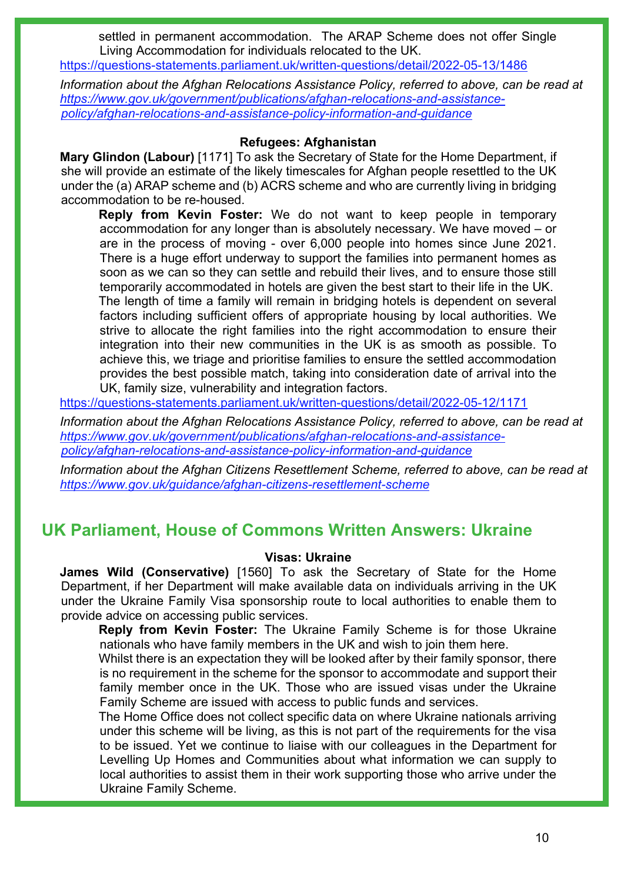settled in permanent accommodation. The ARAP Scheme does not offer Single Living Accommodation for individuals relocated to the UK.

https://questions-statements.parliament.uk/written-questions/detail/2022-05-13/1486

*Information about the Afghan Relocations Assistance Policy, referred to above, can be read at https://www.gov.uk/government/publications/afghan-relocations-and-assistance-policy/afghan-relocations-and-assistance-policy-information-and-guidance*

### Refugees: Afghanistan

**Mary Glindon (Labour)** [1171] To ask the Secretary of State for the Home Department, if she will provide an estimate of the likely timescales for Afghan people resettled to the UK under the (a) ARAP scheme and (b) ACRS scheme and who are currently living in bridging accommodation to be re-housed.

**Reply from Kevin Foster:** We do not want to keep people in temporary accommodation for any longer than is absolutely necessary. We have moved – or are in the process of moving - over 6,000 people into homes since June 2021. There is a huge effort underway to support the families into permanent homes as soon as we can so they can settle and rebuild their lives, and to ensure those still temporarily accommodated in hotels are given the best start to their life in the UK.

The length of time a family will remain in bridging hotels is dependent on several factors including sufficient offers of appropriate housing by local authorities. We strive to allocate the right families into the right accommodation to ensure their integration into their new communities in the UK is as smooth as possible. To achieve this, we triage and prioritise families to ensure the settled accommodation provides the best possible match, taking into consideration date of arrival into the UK, family size, vulnerability and integration factors.

https://questions-statements.parliament.uk/written-questions/detail/2022-05-12/1171

*Information about the Afghan Relocations Assistance Policy, referred to above, can be read at https://www.gov.uk/government/publications/afghan-relocations-and-assistance-policy/afghan-relocations-and-assistance-policy-information-and-guidance*

*Information about the Afghan Citizens Resettlement Scheme, referred to above, can be read at https://www.gov.uk/guidance/afghan-citizens-resettlement-scheme*

## UK Parliament, House of Commons Written Answers: Ukraine

### Visas: Ukraine

**James Wild (Conservative)** [1560] To ask the Secretary of State for the Home Department, if her Department will make available data on individuals arriving in the UK under the Ukraine Family Visa sponsorship route to local authorities to enable them to provide advice on accessing public services.

**Reply from Kevin Foster:** The Ukraine Family Scheme is for those Ukraine nationals who have family members in the UK and wish to join them here.

Whilst there is an expectation they will be looked after by their family sponsor, there is no requirement in the scheme for the sponsor to accommodate and support their family member once in the UK. Those who are issued visas under the Ukraine Family Scheme are issued with access to public funds and services.

The Home Office does not collect specific data on where Ukraine nationals arriving under this scheme will be living, as this is not part of the requirements for the visa to be issued. Yet we continue to liaise with our colleagues in the Department for Levelling Up Homes and Communities about what information we can supply to local authorities to assist them in their work supporting those who arrive under the Ukraine Family Scheme.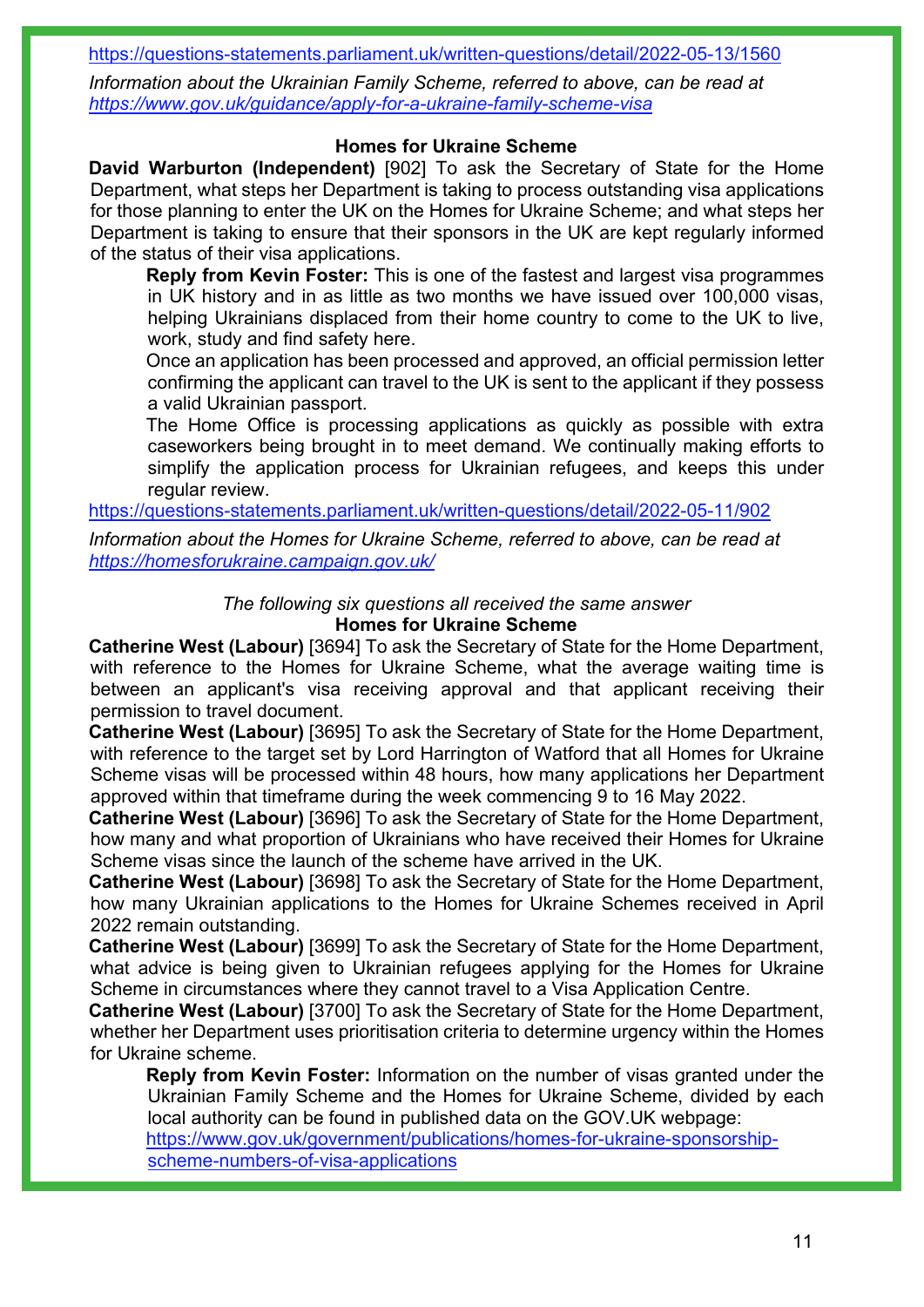https://questions-statements.parliament.uk/written-questions/detail/2022-05-13/1560

*Information about the Ukrainian Family Scheme, referred to above, can be read at https://www.gov.uk/guidance/apply-for-a-ukraine-family-scheme-visa*

### Homes for Ukraine Scheme

**David Warburton (Independent)** [902] To ask the Secretary of State for the Home Department, what steps her Department is taking to process outstanding visa applications for those planning to enter the UK on the Homes for Ukraine Scheme; and what steps her Department is taking to ensure that their sponsors in the UK are kept regularly informed of the status of their visa applications.

> **Reply from Kevin Foster:** This is one of the fastest and largest visa programmes in UK history and in as little as two months we have issued over 100,000 visas, helping Ukrainians displaced from their home country to come to the UK to live, work, study and find safety here.
>
> Once an application has been processed and approved, an official permission letter confirming the applicant can travel to the UK is sent to the applicant if they possess a valid Ukrainian passport.
>
> The Home Office is processing applications as quickly as possible with extra caseworkers being brought in to meet demand. We continually making efforts to simplify the application process for Ukrainian refugees, and keeps this under regular review.

https://questions-statements.parliament.uk/written-questions/detail/2022-05-11/902

*Information about the Homes for Ukraine Scheme, referred to above, can be read at https://homesforukraine.campaign.gov.uk/*

*The following six questions all received the same answer*

### Homes for Ukraine Scheme

**Catherine West (Labour)** [3694] To ask the Secretary of State for the Home Department, with reference to the Homes for Ukraine Scheme, what the average waiting time is between an applicant's visa receiving approval and that applicant receiving their permission to travel document.

**Catherine West (Labour)** [3695] To ask the Secretary of State for the Home Department, with reference to the target set by Lord Harrington of Watford that all Homes for Ukraine Scheme visas will be processed within 48 hours, how many applications her Department approved within that timeframe during the week commencing 9 to 16 May 2022.

**Catherine West (Labour)** [3696] To ask the Secretary of State for the Home Department, how many and what proportion of Ukrainians who have received their Homes for Ukraine Scheme visas since the launch of the scheme have arrived in the UK.

**Catherine West (Labour)** [3698] To ask the Secretary of State for the Home Department, how many Ukrainian applications to the Homes for Ukraine Schemes received in April 2022 remain outstanding.

**Catherine West (Labour)** [3699] To ask the Secretary of State for the Home Department, what advice is being given to Ukrainian refugees applying for the Homes for Ukraine Scheme in circumstances where they cannot travel to a Visa Application Centre.

**Catherine West (Labour)** [3700] To ask the Secretary of State for the Home Department, whether her Department uses prioritisation criteria to determine urgency within the Homes for Ukraine scheme.

> **Reply from Kevin Foster:** Information on the number of visas granted under the Ukrainian Family Scheme and the Homes for Ukraine Scheme, divided by each local authority can be found in published data on the GOV.UK webpage: https://www.gov.uk/government/publications/homes-for-ukraine-sponsorship-scheme-numbers-of-visa-applications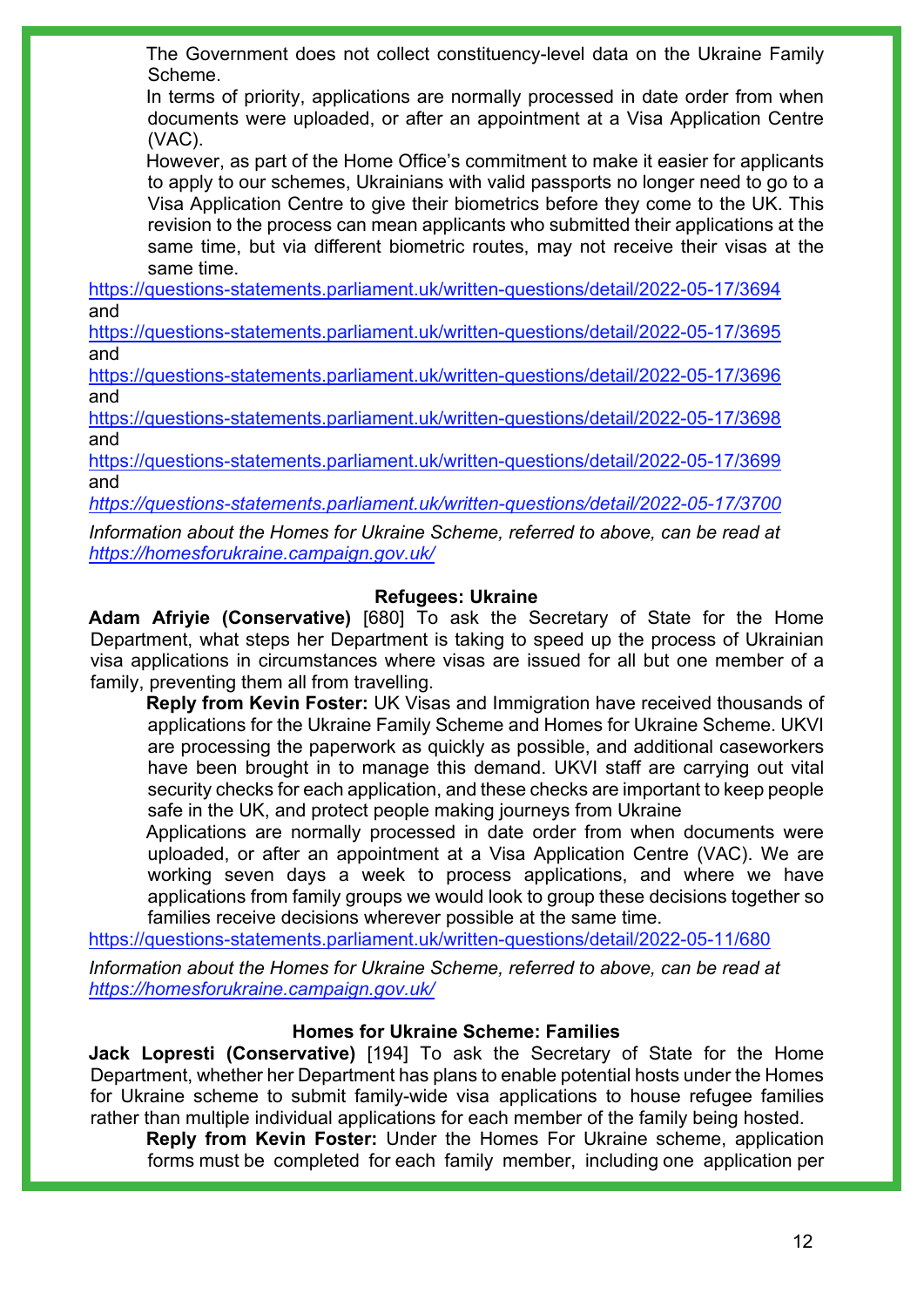The Government does not collect constituency-level data on the Ukraine Family Scheme.

In terms of priority, applications are normally processed in date order from when documents were uploaded, or after an appointment at a Visa Application Centre (VAC).

However, as part of the Home Office's commitment to make it easier for applicants to apply to our schemes, Ukrainians with valid passports no longer need to go to a Visa Application Centre to give their biometrics before they come to the UK. This revision to the process can mean applicants who submitted their applications at the same time, but via different biometric routes, may not receive their visas at the same time.

https://questions-statements.parliament.uk/written-questions/detail/2022-05-17/3694
and
https://questions-statements.parliament.uk/written-questions/detail/2022-05-17/3695
and
https://questions-statements.parliament.uk/written-questions/detail/2022-05-17/3696
and
https://questions-statements.parliament.uk/written-questions/detail/2022-05-17/3698
and
https://questions-statements.parliament.uk/written-questions/detail/2022-05-17/3699
and
*https://questions-statements.parliament.uk/written-questions/detail/2022-05-17/3700*

*Information about the Homes for Ukraine Scheme, referred to above, can be read at https://homesforukraine.campaign.gov.uk/*

### Refugees: Ukraine

**Adam Afriyie (Conservative)** [680] To ask the Secretary of State for the Home Department, what steps her Department is taking to speed up the process of Ukrainian visa applications in circumstances where visas are issued for all but one member of a family, preventing them all from travelling.

**Reply from Kevin Foster:** UK Visas and Immigration have received thousands of applications for the Ukraine Family Scheme and Homes for Ukraine Scheme. UKVI are processing the paperwork as quickly as possible, and additional caseworkers have been brought in to manage this demand. UKVI staff are carrying out vital security checks for each application, and these checks are important to keep people safe in the UK, and protect people making journeys from Ukraine

Applications are normally processed in date order from when documents were uploaded, or after an appointment at a Visa Application Centre (VAC). We are working seven days a week to process applications, and where we have applications from family groups we would look to group these decisions together so families receive decisions wherever possible at the same time.

https://questions-statements.parliament.uk/written-questions/detail/2022-05-11/680

*Information about the Homes for Ukraine Scheme, referred to above, can be read at https://homesforukraine.campaign.gov.uk/*

### Homes for Ukraine Scheme: Families

**Jack Lopresti (Conservative)** [194] To ask the Secretary of State for the Home Department, whether her Department has plans to enable potential hosts under the Homes for Ukraine scheme to submit family-wide visa applications to house refugee families rather than multiple individual applications for each member of the family being hosted.

**Reply from Kevin Foster:** Under the Homes For Ukraine scheme, application forms must be completed for each family member, including one application per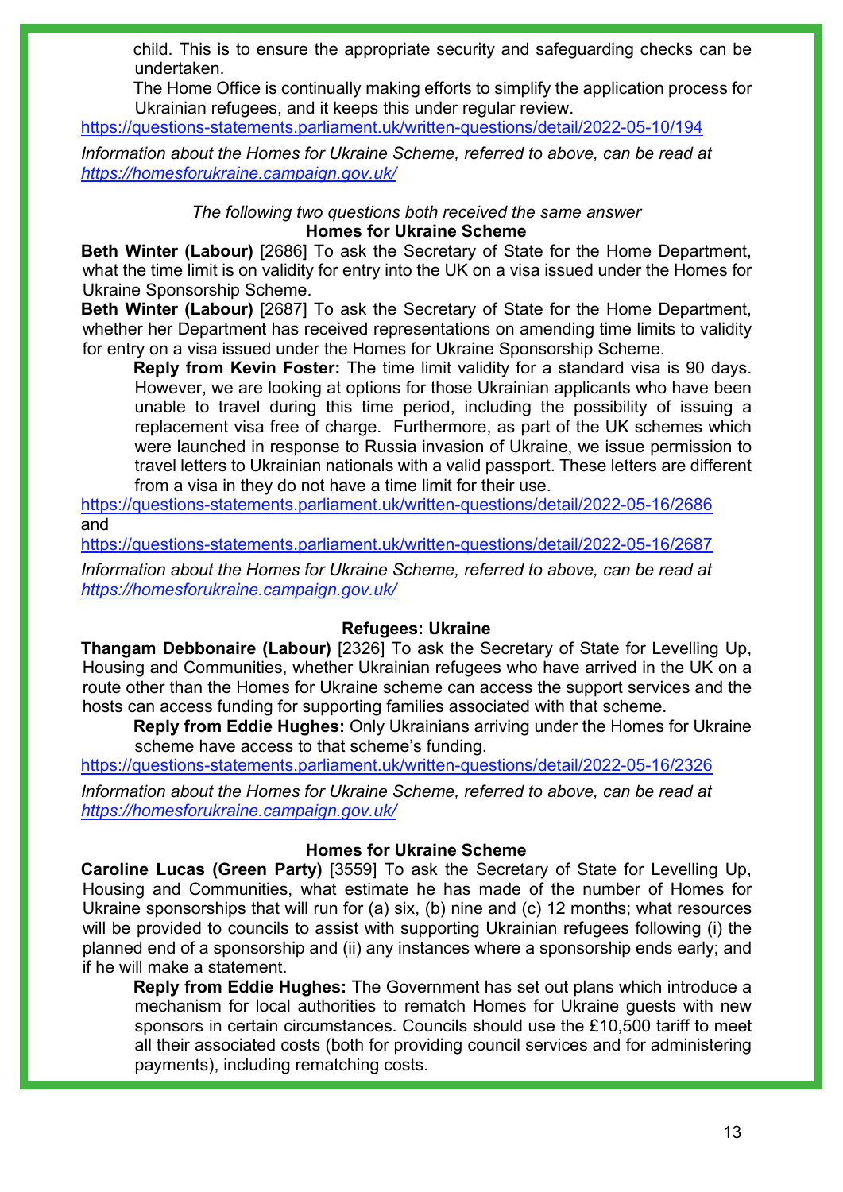child. This is to ensure the appropriate security and safeguarding checks can be undertaken.

The Home Office is continually making efforts to simplify the application process for Ukrainian refugees, and it keeps this under regular review.

https://questions-statements.parliament.uk/written-questions/detail/2022-05-10/194

*Information about the Homes for Ukraine Scheme, referred to above, can be read at https://homesforukraine.campaign.gov.uk/*

*The following two questions both received the same answer*

**Homes for Ukraine Scheme**

**Beth Winter (Labour)** [2686] To ask the Secretary of State for the Home Department, what the time limit is on validity for entry into the UK on a visa issued under the Homes for Ukraine Sponsorship Scheme.

**Beth Winter (Labour)** [2687] To ask the Secretary of State for the Home Department, whether her Department has received representations on amending time limits to validity for entry on a visa issued under the Homes for Ukraine Sponsorship Scheme.

**Reply from Kevin Foster:** The time limit validity for a standard visa is 90 days. However, we are looking at options for those Ukrainian applicants who have been unable to travel during this time period, including the possibility of issuing a replacement visa free of charge. Furthermore, as part of the UK schemes which were launched in response to Russia invasion of Ukraine, we issue permission to travel letters to Ukrainian nationals with a valid passport. These letters are different from a visa in they do not have a time limit for their use.

https://questions-statements.parliament.uk/written-questions/detail/2022-05-16/2686 and https://questions-statements.parliament.uk/written-questions/detail/2022-05-16/2687

*Information about the Homes for Ukraine Scheme, referred to above, can be read at https://homesforukraine.campaign.gov.uk/*

**Refugees: Ukraine**

**Thangam Debbonaire (Labour)** [2326] To ask the Secretary of State for Levelling Up, Housing and Communities, whether Ukrainian refugees who have arrived in the UK on a route other than the Homes for Ukraine scheme can access the support services and the hosts can access funding for supporting families associated with that scheme.

**Reply from Eddie Hughes:** Only Ukrainians arriving under the Homes for Ukraine scheme have access to that scheme's funding.

https://questions-statements.parliament.uk/written-questions/detail/2022-05-16/2326

*Information about the Homes for Ukraine Scheme, referred to above, can be read at https://homesforukraine.campaign.gov.uk/*

**Homes for Ukraine Scheme**

**Caroline Lucas (Green Party)** [3559] To ask the Secretary of State for Levelling Up, Housing and Communities, what estimate he has made of the number of Homes for Ukraine sponsorships that will run for (a) six, (b) nine and (c) 12 months; what resources will be provided to councils to assist with supporting Ukrainian refugees following (i) the planned end of a sponsorship and (ii) any instances where a sponsorship ends early; and if he will make a statement.

**Reply from Eddie Hughes:** The Government has set out plans which introduce a mechanism for local authorities to rematch Homes for Ukraine guests with new sponsors in certain circumstances. Councils should use the £10,500 tariff to meet all their associated costs (both for providing council services and for administering payments), including rematching costs.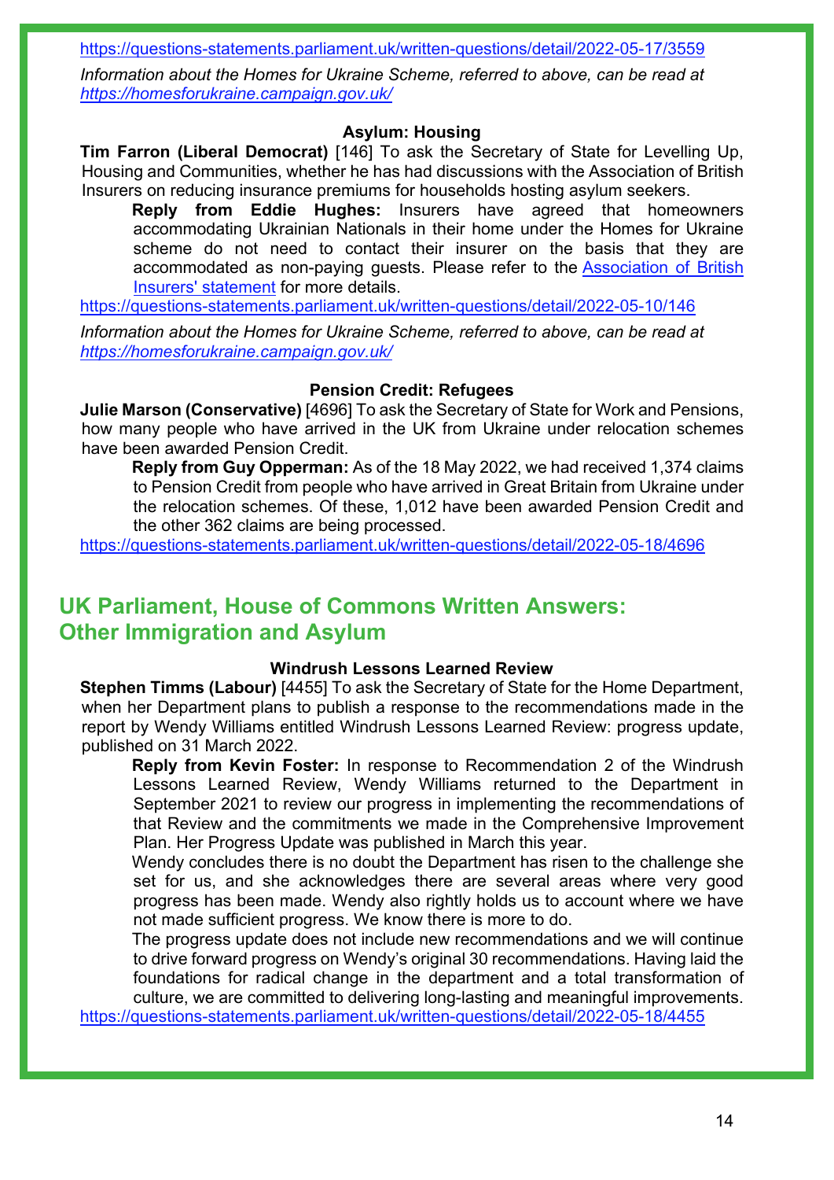https://questions-statements.parliament.uk/written-questions/detail/2022-05-17/3559

*Information about the Homes for Ukraine Scheme, referred to above, can be read at https://homesforukraine.campaign.gov.uk/*

### Asylum: Housing

**Tim Farron (Liberal Democrat)** [146] To ask the Secretary of State for Levelling Up, Housing and Communities, whether he has had discussions with the Association of British Insurers on reducing insurance premiums for households hosting asylum seekers.

> **Reply from Eddie Hughes:** Insurers have agreed that homeowners accommodating Ukrainian Nationals in their home under the Homes for Ukraine scheme do not need to contact their insurer on the basis that they are accommodated as non-paying guests. Please refer to the Association of British Insurers' statement for more details.

https://questions-statements.parliament.uk/written-questions/detail/2022-05-10/146

*Information about the Homes for Ukraine Scheme, referred to above, can be read at https://homesforukraine.campaign.gov.uk/*

### Pension Credit: Refugees

**Julie Marson (Conservative)** [4696] To ask the Secretary of State for Work and Pensions, how many people who have arrived in the UK from Ukraine under relocation schemes have been awarded Pension Credit.

> **Reply from Guy Opperman:** As of the 18 May 2022, we had received 1,374 claims to Pension Credit from people who have arrived in Great Britain from Ukraine under the relocation schemes. Of these, 1,012 have been awarded Pension Credit and the other 362 claims are being processed.

https://questions-statements.parliament.uk/written-questions/detail/2022-05-18/4696

## UK Parliament, House of Commons Written Answers: Other Immigration and Asylum

### Windrush Lessons Learned Review

**Stephen Timms (Labour)** [4455] To ask the Secretary of State for the Home Department, when her Department plans to publish a response to the recommendations made in the report by Wendy Williams entitled Windrush Lessons Learned Review: progress update, published on 31 March 2022.

> **Reply from Kevin Foster:** In response to Recommendation 2 of the Windrush Lessons Learned Review, Wendy Williams returned to the Department in September 2021 to review our progress in implementing the recommendations of that Review and the commitments we made in the Comprehensive Improvement Plan. Her Progress Update was published in March this year.
>
> Wendy concludes there is no doubt the Department has risen to the challenge she set for us, and she acknowledges there are several areas where very good progress has been made. Wendy also rightly holds us to account where we have not made sufficient progress. We know there is more to do.
>
> The progress update does not include new recommendations and we will continue to drive forward progress on Wendy's original 30 recommendations. Having laid the foundations for radical change in the department and a total transformation of culture, we are committed to delivering long-lasting and meaningful improvements.

https://questions-statements.parliament.uk/written-questions/detail/2022-05-18/4455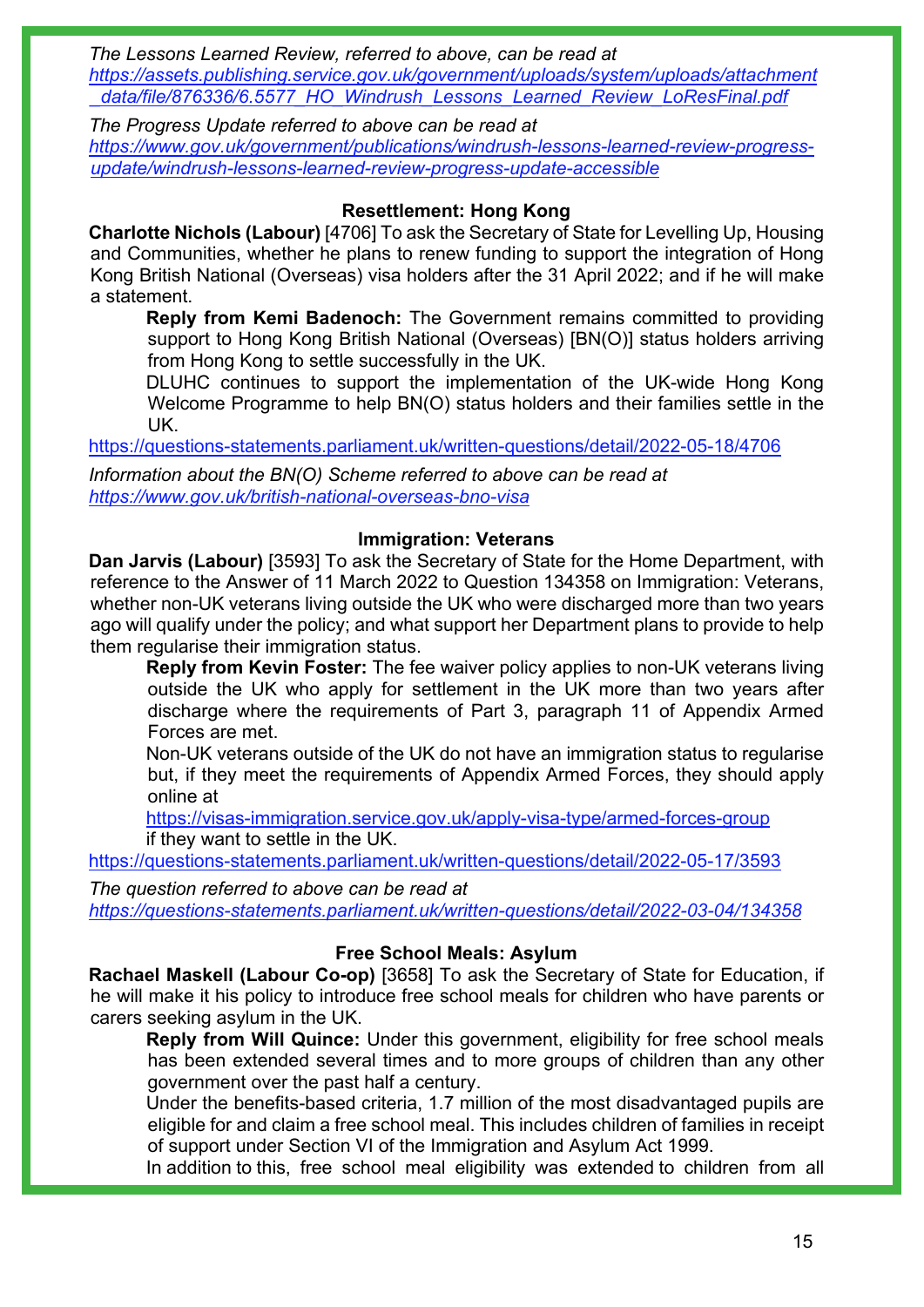*The Lessons Learned Review, referred to above, can be read at [https://assets.publishing.service.gov.uk/government/uploads/system/uploads/attachment_data/file/876336/6.5577_HO_Windrush_Lessons_Learned_Review_LoResFinal.pdf](https://assets.publishing.service.gov.uk/government/uploads/system/uploads/attachment_data/file/876336/6.5577_HO_Windrush_Lessons_Learned_Review_LoResFinal.pdf)*

*The Progress Update referred to above can be read at [https://www.gov.uk/government/publications/windrush-lessons-learned-review-progress-update/windrush-lessons-learned-review-progress-update-accessible](https://www.gov.uk/government/publications/windrush-lessons-learned-review-progress-update/windrush-lessons-learned-review-progress-update-accessible)*

### Resettlement: Hong Kong

**Charlotte Nichols (Labour)** [4706] To ask the Secretary of State for Levelling Up, Housing and Communities, whether he plans to renew funding to support the integration of Hong Kong British National (Overseas) visa holders after the 31 April 2022; and if he will make a statement.

> **Reply from Kemi Badenoch:** The Government remains committed to providing support to Hong Kong British National (Overseas) [BN(O)] status holders arriving from Hong Kong to settle successfully in the UK.
>
> DLUHC continues to support the implementation of the UK-wide Hong Kong Welcome Programme to help BN(O) status holders and their families settle in the UK.

[https://questions-statements.parliament.uk/written-questions/detail/2022-05-18/4706](https://questions-statements.parliament.uk/written-questions/detail/2022-05-18/4706)

*Information about the BN(O) Scheme referred to above can be read at [https://www.gov.uk/british-national-overseas-bno-visa](https://www.gov.uk/british-national-overseas-bno-visa)*

### Immigration: Veterans

**Dan Jarvis (Labour)** [3593] To ask the Secretary of State for the Home Department, with reference to the Answer of 11 March 2022 to Question 134358 on Immigration: Veterans, whether non-UK veterans living outside the UK who were discharged more than two years ago will qualify under the policy; and what support her Department plans to provide to help them regularise their immigration status.

> **Reply from Kevin Foster:** The fee waiver policy applies to non-UK veterans living outside the UK who apply for settlement in the UK more than two years after discharge where the requirements of Part 3, paragraph 11 of Appendix Armed Forces are met.
>
> Non-UK veterans outside of the UK do not have an immigration status to regularise but, if they meet the requirements of Appendix Armed Forces, they should apply online at
>
> [https://visas-immigration.service.gov.uk/apply-visa-type/armed-forces-group](https://visas-immigration.service.gov.uk/apply-visa-type/armed-forces-group)
> if they want to settle in the UK.

[https://questions-statements.parliament.uk/written-questions/detail/2022-05-17/3593](https://questions-statements.parliament.uk/written-questions/detail/2022-05-17/3593)

*The question referred to above can be read at [https://questions-statements.parliament.uk/written-questions/detail/2022-03-04/134358](https://questions-statements.parliament.uk/written-questions/detail/2022-03-04/134358)*

### Free School Meals: Asylum

**Rachael Maskell (Labour Co-op)** [3658] To ask the Secretary of State for Education, if he will make it his policy to introduce free school meals for children who have parents or carers seeking asylum in the UK.

> **Reply from Will Quince:** Under this government, eligibility for free school meals has been extended several times and to more groups of children than any other government over the past half a century.
>
> Under the benefits-based criteria, 1.7 million of the most disadvantaged pupils are eligible for and claim a free school meal. This includes children of families in receipt of support under Section VI of the Immigration and Asylum Act 1999.
>
> In addition to this, free school meal eligibility was extended to children from all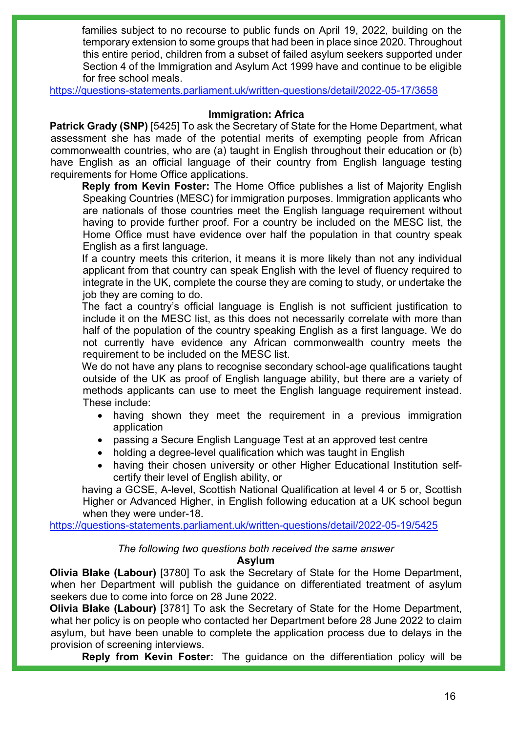families subject to no recourse to public funds on April 19, 2022, building on the temporary extension to some groups that had been in place since 2020. Throughout this entire period, children from a subset of failed asylum seekers supported under Section 4 of the Immigration and Asylum Act 1999 have and continue to be eligible for free school meals.

https://questions-statements.parliament.uk/written-questions/detail/2022-05-17/3658

### Immigration: Africa

**Patrick Grady (SNP)** [5425] To ask the Secretary of State for the Home Department, what assessment she has made of the potential merits of exempting people from African commonwealth countries, who are (a) taught in English throughout their education or (b) have English as an official language of their country from English language testing requirements for Home Office applications.

**Reply from Kevin Foster:** The Home Office publishes a list of Majority English Speaking Countries (MESC) for immigration purposes. Immigration applicants who are nationals of those countries meet the English language requirement without having to provide further proof. For a country be included on the MESC list, the Home Office must have evidence over half the population in that country speak English as a first language.

If a country meets this criterion, it means it is more likely than not any individual applicant from that country can speak English with the level of fluency required to integrate in the UK, complete the course they are coming to study, or undertake the job they are coming to do.

The fact a country's official language is English is not sufficient justification to include it on the MESC list, as this does not necessarily correlate with more than half of the population of the country speaking English as a first language. We do not currently have evidence any African commonwealth country meets the requirement to be included on the MESC list.

We do not have any plans to recognise secondary school-age qualifications taught outside of the UK as proof of English language ability, but there are a variety of methods applicants can use to meet the English language requirement instead. These include:

- having shown they meet the requirement in a previous immigration application
- passing a Secure English Language Test at an approved test centre
- holding a degree-level qualification which was taught in English
- having their chosen university or other Higher Educational Institution self-certify their level of English ability, or

having a GCSE, A-level, Scottish National Qualification at level 4 or 5 or, Scottish Higher or Advanced Higher, in English following education at a UK school begun when they were under-18.

https://questions-statements.parliament.uk/written-questions/detail/2022-05-19/5425

*The following two questions both received the same answer*

### Asylum

**Olivia Blake (Labour)** [3780] To ask the Secretary of State for the Home Department, when her Department will publish the guidance on differentiated treatment of asylum seekers due to come into force on 28 June 2022.

**Olivia Blake (Labour)** [3781] To ask the Secretary of State for the Home Department, what her policy is on people who contacted her Department before 28 June 2022 to claim asylum, but have been unable to complete the application process due to delays in the provision of screening interviews.

**Reply from Kevin Foster:** The guidance on the differentiation policy will be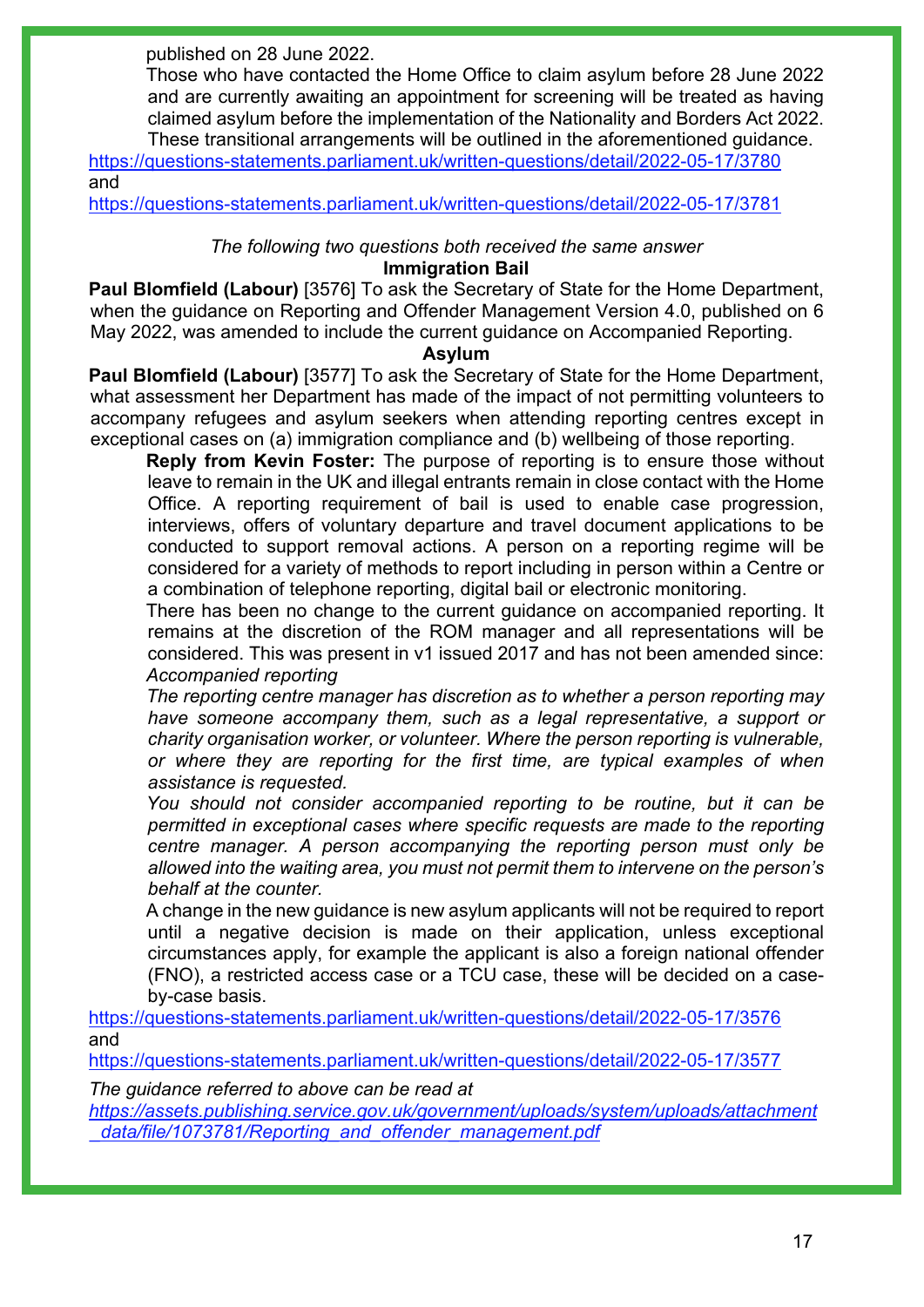published on 28 June 2022.

Those who have contacted the Home Office to claim asylum before 28 June 2022 and are currently awaiting an appointment for screening will be treated as having claimed asylum before the implementation of the Nationality and Borders Act 2022. These transitional arrangements will be outlined in the aforementioned guidance.

https://questions-statements.parliament.uk/written-questions/detail/2022-05-17/3780
and
https://questions-statements.parliament.uk/written-questions/detail/2022-05-17/3781

*The following two questions both received the same answer*

**Immigration Bail**

**Paul Blomfield (Labour)** [3576] To ask the Secretary of State for the Home Department, when the guidance on Reporting and Offender Management Version 4.0, published on 6 May 2022, was amended to include the current guidance on Accompanied Reporting.

**Asylum**

**Paul Blomfield (Labour)** [3577] To ask the Secretary of State for the Home Department, what assessment her Department has made of the impact of not permitting volunteers to accompany refugees and asylum seekers when attending reporting centres except in exceptional cases on (a) immigration compliance and (b) wellbeing of those reporting.

**Reply from Kevin Foster:** The purpose of reporting is to ensure those without leave to remain in the UK and illegal entrants remain in close contact with the Home Office. A reporting requirement of bail is used to enable case progression, interviews, offers of voluntary departure and travel document applications to be conducted to support removal actions. A person on a reporting regime will be considered for a variety of methods to report including in person within a Centre or a combination of telephone reporting, digital bail or electronic monitoring.

There has been no change to the current guidance on accompanied reporting. It remains at the discretion of the ROM manager and all representations will be considered. This was present in v1 issued 2017 and has not been amended since:

*Accompanied reporting*

*The reporting centre manager has discretion as to whether a person reporting may have someone accompany them, such as a legal representative, a support or charity organisation worker, or volunteer. Where the person reporting is vulnerable, or where they are reporting for the first time, are typical examples of when assistance is requested.*

*You should not consider accompanied reporting to be routine, but it can be permitted in exceptional cases where specific requests are made to the reporting centre manager. A person accompanying the reporting person must only be allowed into the waiting area, you must not permit them to intervene on the person's behalf at the counter.*

A change in the new guidance is new asylum applicants will not be required to report until a negative decision is made on their application, unless exceptional circumstances apply, for example the applicant is also a foreign national offender (FNO), a restricted access case or a TCU case, these will be decided on a case-by-case basis.

https://questions-statements.parliament.uk/written-questions/detail/2022-05-17/3576
and
https://questions-statements.parliament.uk/written-questions/detail/2022-05-17/3577

*The guidance referred to above can be read at*
*https://assets.publishing.service.gov.uk/government/uploads/system/uploads/attachment_data/file/1073781/Reporting_and_offender_management.pdf*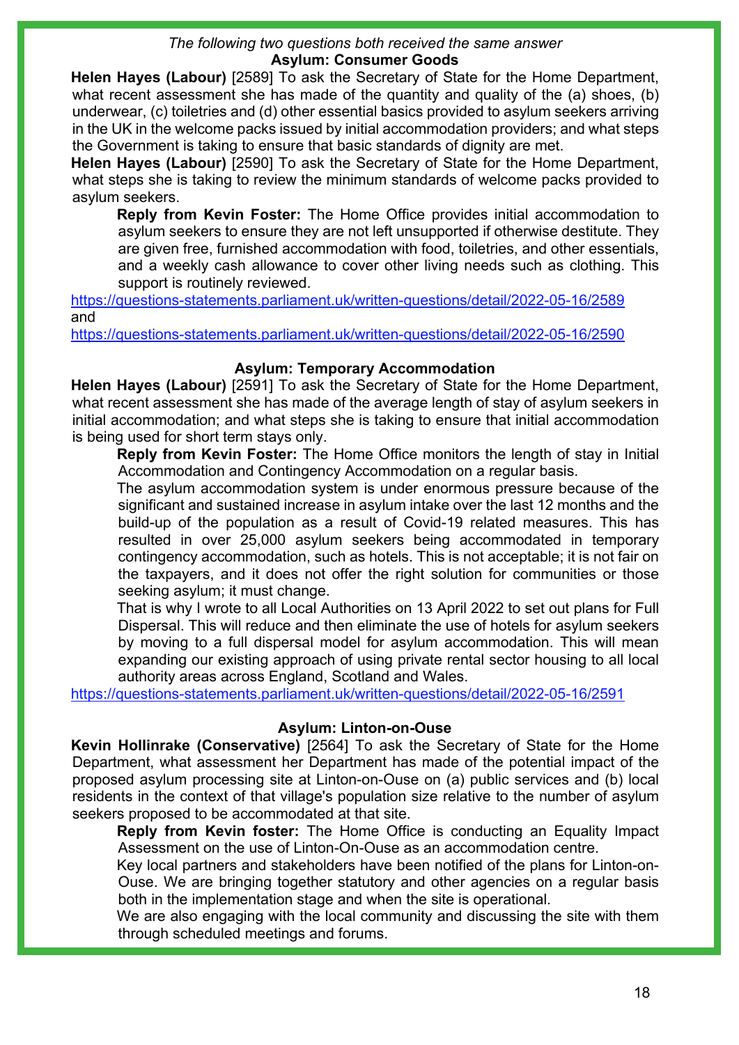*The following two questions both received the same answer*

**Asylum: Consumer Goods**

**Helen Hayes (Labour)** [2589] To ask the Secretary of State for the Home Department, what recent assessment she has made of the quantity and quality of the (a) shoes, (b) underwear, (c) toiletries and (d) other essential basics provided to asylum seekers arriving in the UK in the welcome packs issued by initial accommodation providers; and what steps the Government is taking to ensure that basic standards of dignity are met.

**Helen Hayes (Labour)** [2590] To ask the Secretary of State for the Home Department, what steps she is taking to review the minimum standards of welcome packs provided to asylum seekers.

> **Reply from Kevin Foster:** The Home Office provides initial accommodation to asylum seekers to ensure they are not left unsupported if otherwise destitute. They are given free, furnished accommodation with food, toiletries, and other essentials, and a weekly cash allowance to cover other living needs such as clothing. This support is routinely reviewed.

https://questions-statements.parliament.uk/written-questions/detail/2022-05-16/2589
and
https://questions-statements.parliament.uk/written-questions/detail/2022-05-16/2590

**Asylum: Temporary Accommodation**

**Helen Hayes (Labour)** [2591] To ask the Secretary of State for the Home Department, what recent assessment she has made of the average length of stay of asylum seekers in initial accommodation; and what steps she is taking to ensure that initial accommodation is being used for short term stays only.

> **Reply from Kevin Foster:** The Home Office monitors the length of stay in Initial Accommodation and Contingency Accommodation on a regular basis.
>
> The asylum accommodation system is under enormous pressure because of the significant and sustained increase in asylum intake over the last 12 months and the build-up of the population as a result of Covid-19 related measures. This has resulted in over 25,000 asylum seekers being accommodated in temporary contingency accommodation, such as hotels. This is not acceptable; it is not fair on the taxpayers, and it does not offer the right solution for communities or those seeking asylum; it must change.
>
> That is why I wrote to all Local Authorities on 13 April 2022 to set out plans for Full Dispersal. This will reduce and then eliminate the use of hotels for asylum seekers by moving to a full dispersal model for asylum accommodation. This will mean expanding our existing approach of using private rental sector housing to all local authority areas across England, Scotland and Wales.

https://questions-statements.parliament.uk/written-questions/detail/2022-05-16/2591

**Asylum: Linton-on-Ouse**

**Kevin Hollinrake (Conservative)** [2564] To ask the Secretary of State for the Home Department, what assessment her Department has made of the potential impact of the proposed asylum processing site at Linton-on-Ouse on (a) public services and (b) local residents in the context of that village's population size relative to the number of asylum seekers proposed to be accommodated at that site.

> **Reply from Kevin foster:** The Home Office is conducting an Equality Impact Assessment on the use of Linton-On-Ouse as an accommodation centre.
>
> Key local partners and stakeholders have been notified of the plans for Linton-on-Ouse. We are bringing together statutory and other agencies on a regular basis both in the implementation stage and when the site is operational.
>
> We are also engaging with the local community and discussing the site with them through scheduled meetings and forums.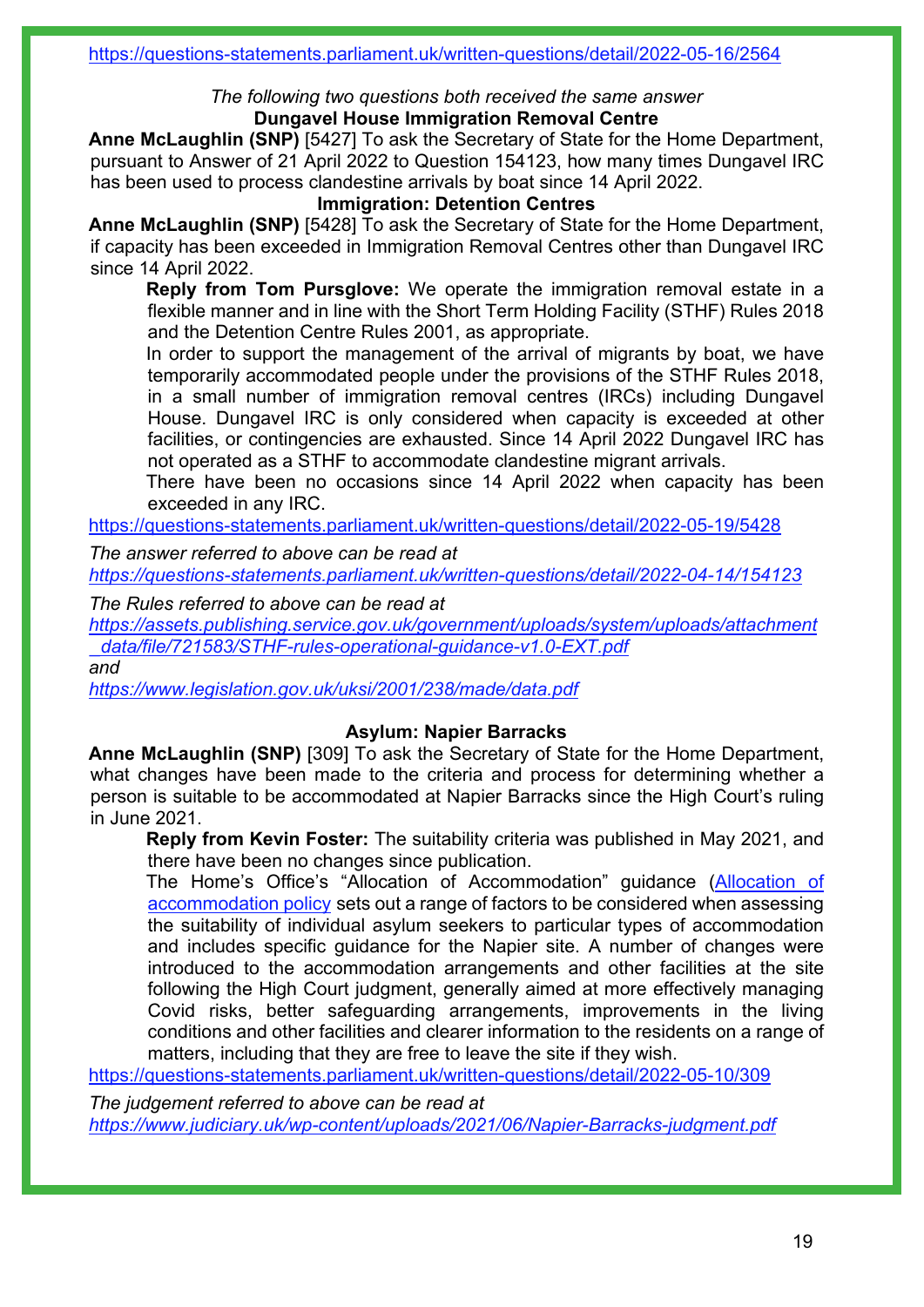https://questions-statements.parliament.uk/written-questions/detail/2022-05-16/2564

*The following two questions both received the same answer*

**Dungavel House Immigration Removal Centre**

**Anne McLaughlin (SNP)** [5427] To ask the Secretary of State for the Home Department, pursuant to Answer of 21 April 2022 to Question 154123, how many times Dungavel IRC has been used to process clandestine arrivals by boat since 14 April 2022.

**Immigration: Detention Centres**

**Anne McLaughlin (SNP)** [5428] To ask the Secretary of State for the Home Department, if capacity has been exceeded in Immigration Removal Centres other than Dungavel IRC since 14 April 2022.

**Reply from Tom Pursglove:** We operate the immigration removal estate in a flexible manner and in line with the Short Term Holding Facility (STHF) Rules 2018 and the Detention Centre Rules 2001, as appropriate.

In order to support the management of the arrival of migrants by boat, we have temporarily accommodated people under the provisions of the STHF Rules 2018, in a small number of immigration removal centres (IRCs) including Dungavel House. Dungavel IRC is only considered when capacity is exceeded at other facilities, or contingencies are exhausted. Since 14 April 2022 Dungavel IRC has not operated as a STHF to accommodate clandestine migrant arrivals.

There have been no occasions since 14 April 2022 when capacity has been exceeded in any IRC.

https://questions-statements.parliament.uk/written-questions/detail/2022-05-19/5428

*The answer referred to above can be read at*
*https://questions-statements.parliament.uk/written-questions/detail/2022-04-14/154123*

*The Rules referred to above can be read at*
*https://assets.publishing.service.gov.uk/government/uploads/system/uploads/attachment_data/file/721583/STHF-rules-operational-guidance-v1.0-EXT.pdf*
*and*
*https://www.legislation.gov.uk/uksi/2001/238/made/data.pdf*

**Asylum: Napier Barracks**

**Anne McLaughlin (SNP)** [309] To ask the Secretary of State for the Home Department, what changes have been made to the criteria and process for determining whether a person is suitable to be accommodated at Napier Barracks since the High Court's ruling in June 2021.

**Reply from Kevin Foster:** The suitability criteria was published in May 2021, and there have been no changes since publication.

The Home's Office's "Allocation of Accommodation" guidance (Allocation of accommodation policy) sets out a range of factors to be considered when assessing the suitability of individual asylum seekers to particular types of accommodation and includes specific guidance for the Napier site. A number of changes were introduced to the accommodation arrangements and other facilities at the site following the High Court judgment, generally aimed at more effectively managing Covid risks, better safeguarding arrangements, improvements in the living conditions and other facilities and clearer information to the residents on a range of matters, including that they are free to leave the site if they wish.

https://questions-statements.parliament.uk/written-questions/detail/2022-05-10/309

*The judgement referred to above can be read at*
*https://www.judiciary.uk/wp-content/uploads/2021/06/Napier-Barracks-judgment.pdf*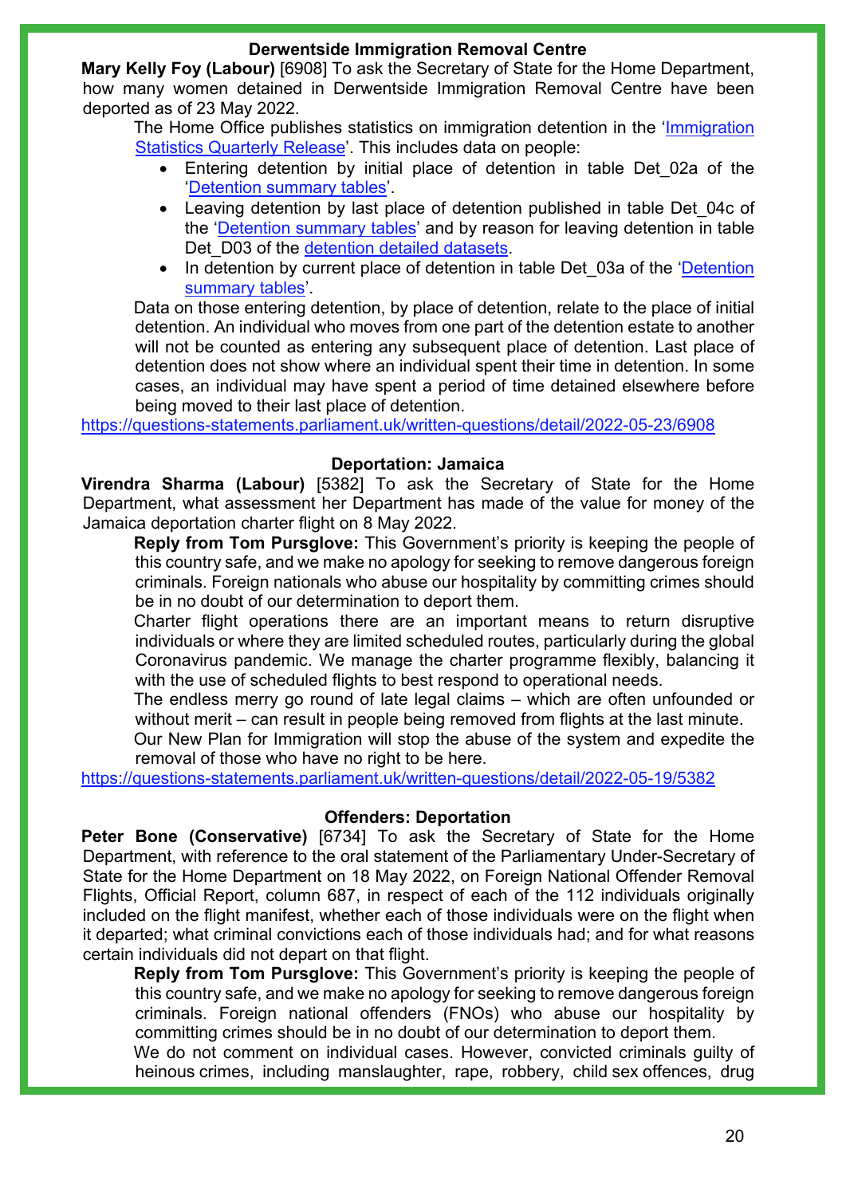### Derwentside Immigration Removal Centre

**Mary Kelly Foy (Labour)** [6908] To ask the Secretary of State for the Home Department, how many women detained in Derwentside Immigration Removal Centre have been deported as of 23 May 2022.

The Home Office publishes statistics on immigration detention in the 'Immigration Statistics Quarterly Release'. This includes data on people:

- Entering detention by initial place of detention in table Det_02a of the 'Detention summary tables'.
- Leaving detention by last place of detention published in table Det_04c of the 'Detention summary tables' and by reason for leaving detention in table Det_D03 of the detention detailed datasets.
- In detention by current place of detention in table Det_03a of the 'Detention summary tables'.

Data on those entering detention, by place of detention, relate to the place of initial detention. An individual who moves from one part of the detention estate to another will not be counted as entering any subsequent place of detention. Last place of detention does not show where an individual spent their time in detention. In some cases, an individual may have spent a period of time detained elsewhere before being moved to their last place of detention.

https://questions-statements.parliament.uk/written-questions/detail/2022-05-23/6908

### Deportation: Jamaica

**Virendra Sharma (Labour)** [5382] To ask the Secretary of State for the Home Department, what assessment her Department has made of the value for money of the Jamaica deportation charter flight on 8 May 2022.

**Reply from Tom Pursglove:** This Government's priority is keeping the people of this country safe, and we make no apology for seeking to remove dangerous foreign criminals. Foreign nationals who abuse our hospitality by committing crimes should be in no doubt of our determination to deport them.

Charter flight operations there are an important means to return disruptive individuals or where they are limited scheduled routes, particularly during the global Coronavirus pandemic. We manage the charter programme flexibly, balancing it with the use of scheduled flights to best respond to operational needs.

The endless merry go round of late legal claims – which are often unfounded or without merit – can result in people being removed from flights at the last minute.

Our New Plan for Immigration will stop the abuse of the system and expedite the removal of those who have no right to be here.

https://questions-statements.parliament.uk/written-questions/detail/2022-05-19/5382

### Offenders: Deportation

**Peter Bone (Conservative)** [6734] To ask the Secretary of State for the Home Department, with reference to the oral statement of the Parliamentary Under-Secretary of State for the Home Department on 18 May 2022, on Foreign National Offender Removal Flights, Official Report, column 687, in respect of each of the 112 individuals originally included on the flight manifest, whether each of those individuals were on the flight when it departed; what criminal convictions each of those individuals had; and for what reasons certain individuals did not depart on that flight.

**Reply from Tom Pursglove:** This Government's priority is keeping the people of this country safe, and we make no apology for seeking to remove dangerous foreign criminals. Foreign national offenders (FNOs) who abuse our hospitality by committing crimes should be in no doubt of our determination to deport them.

We do not comment on individual cases. However, convicted criminals guilty of heinous crimes, including manslaughter, rape, robbery, child sex offences, drug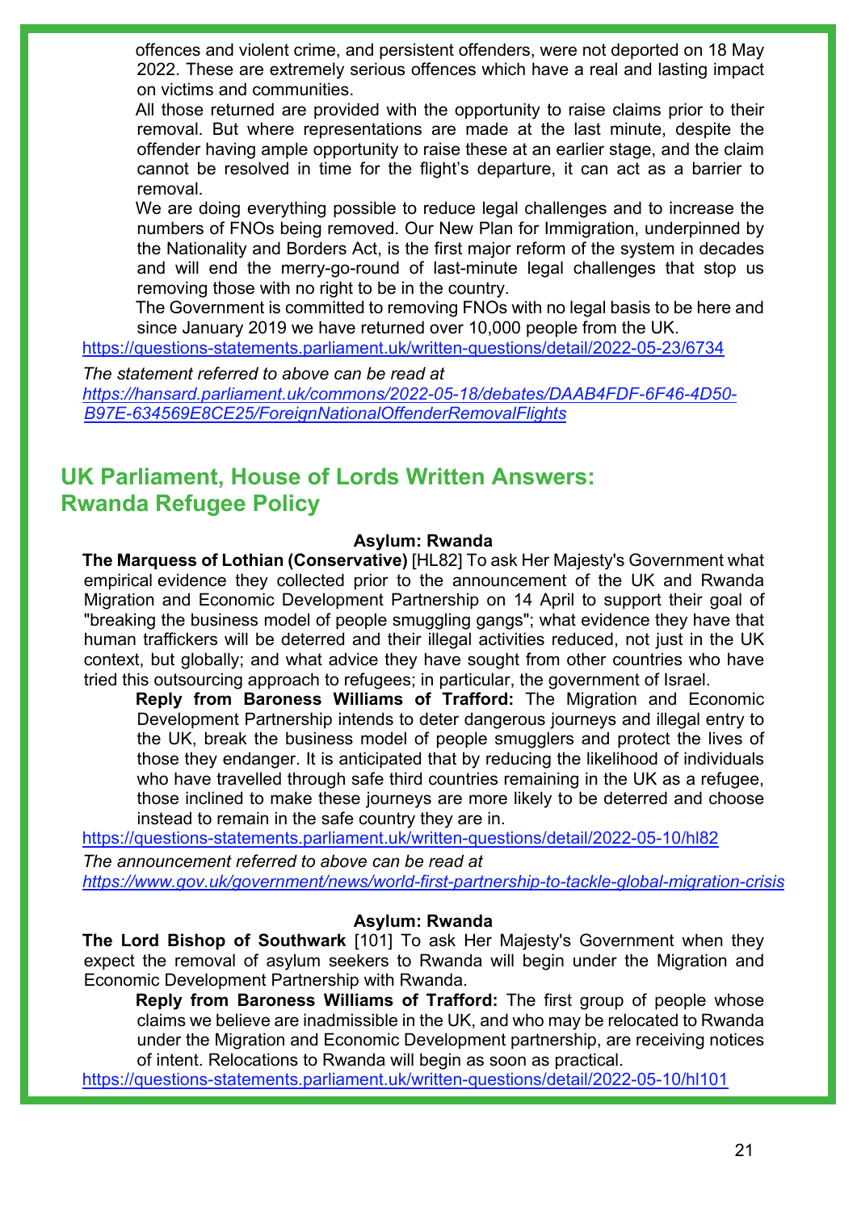offences and violent crime, and persistent offenders, were not deported on 18 May 2022. These are extremely serious offences which have a real and lasting impact on victims and communities.

All those returned are provided with the opportunity to raise claims prior to their removal. But where representations are made at the last minute, despite the offender having ample opportunity to raise these at an earlier stage, and the claim cannot be resolved in time for the flight's departure, it can act as a barrier to removal.

We are doing everything possible to reduce legal challenges and to increase the numbers of FNOs being removed. Our New Plan for Immigration, underpinned by the Nationality and Borders Act, is the first major reform of the system in decades and will end the merry-go-round of last-minute legal challenges that stop us removing those with no right to be in the country.

The Government is committed to removing FNOs with no legal basis to be here and since January 2019 we have returned over 10,000 people from the UK.

https://questions-statements.parliament.uk/written-questions/detail/2022-05-23/6734

*The statement referred to above can be read at*
*https://hansard.parliament.uk/commons/2022-05-18/debates/DAAB4FDF-6F46-4D50-B97E-634569E8CE25/ForeignNationalOffenderRemovalFlights*

## UK Parliament, House of Lords Written Answers: Rwanda Refugee Policy

**Asylum: Rwanda**

**The Marquess of Lothian (Conservative)** [HL82] To ask Her Majesty's Government what empirical evidence they collected prior to the announcement of the UK and Rwanda Migration and Economic Development Partnership on 14 April to support their goal of "breaking the business model of people smuggling gangs"; what evidence they have that human traffickers will be deterred and their illegal activities reduced, not just in the UK context, but globally; and what advice they have sought from other countries who have tried this outsourcing approach to refugees; in particular, the government of Israel.

**Reply from Baroness Williams of Trafford:** The Migration and Economic Development Partnership intends to deter dangerous journeys and illegal entry to the UK, break the business model of people smugglers and protect the lives of those they endanger. It is anticipated that by reducing the likelihood of individuals who have travelled through safe third countries remaining in the UK as a refugee, those inclined to make these journeys are more likely to be deterred and choose instead to remain in the safe country they are in.

https://questions-statements.parliament.uk/written-questions/detail/2022-05-10/hl82

*The announcement referred to above can be read at*
*https://www.gov.uk/government/news/world-first-partnership-to-tackle-global-migration-crisis*

**Asylum: Rwanda**

**The Lord Bishop of Southwark** [101] To ask Her Majesty's Government when they expect the removal of asylum seekers to Rwanda will begin under the Migration and Economic Development Partnership with Rwanda.

**Reply from Baroness Williams of Trafford:** The first group of people whose claims we believe are inadmissible in the UK, and who may be relocated to Rwanda under the Migration and Economic Development partnership, are receiving notices of intent. Relocations to Rwanda will begin as soon as practical.

https://questions-statements.parliament.uk/written-questions/detail/2022-05-10/hl101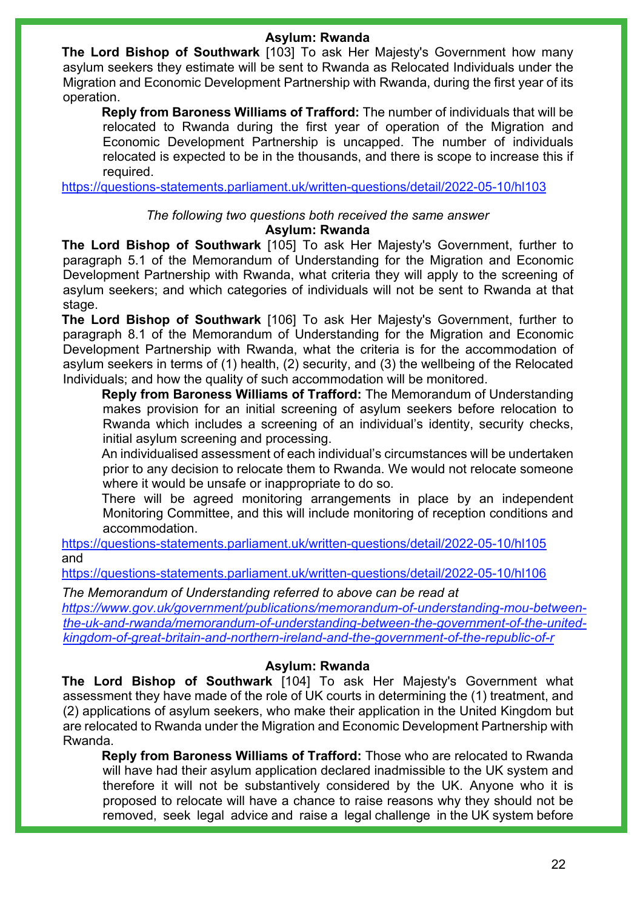### Asylum: Rwanda

**The Lord Bishop of Southwark** [103] To ask Her Majesty's Government how many asylum seekers they estimate will be sent to Rwanda as Relocated Individuals under the Migration and Economic Development Partnership with Rwanda, during the first year of its operation.

> **Reply from Baroness Williams of Trafford:** The number of individuals that will be relocated to Rwanda during the first year of operation of the Migration and Economic Development Partnership is uncapped. The number of individuals relocated is expected to be in the thousands, and there is scope to increase this if required.

https://questions-statements.parliament.uk/written-questions/detail/2022-05-10/hl103

*The following two questions both received the same answer*

### Asylum: Rwanda

**The Lord Bishop of Southwark** [105] To ask Her Majesty's Government, further to paragraph 5.1 of the Memorandum of Understanding for the Migration and Economic Development Partnership with Rwanda, what criteria they will apply to the screening of asylum seekers; and which categories of individuals will not be sent to Rwanda at that stage.

**The Lord Bishop of Southwark** [106] To ask Her Majesty's Government, further to paragraph 8.1 of the Memorandum of Understanding for the Migration and Economic Development Partnership with Rwanda, what the criteria is for the accommodation of asylum seekers in terms of (1) health, (2) security, and (3) the wellbeing of the Relocated Individuals; and how the quality of such accommodation will be monitored.

> **Reply from Baroness Williams of Trafford:** The Memorandum of Understanding makes provision for an initial screening of asylum seekers before relocation to Rwanda which includes a screening of an individual's identity, security checks, initial asylum screening and processing.
>
> An individualised assessment of each individual's circumstances will be undertaken prior to any decision to relocate them to Rwanda. We would not relocate someone where it would be unsafe or inappropriate to do so.
>
> There will be agreed monitoring arrangements in place by an independent Monitoring Committee, and this will include monitoring of reception conditions and accommodation.

https://questions-statements.parliament.uk/written-questions/detail/2022-05-10/hl105
and
https://questions-statements.parliament.uk/written-questions/detail/2022-05-10/hl106

*The Memorandum of Understanding referred to above can be read at*
*https://www.gov.uk/government/publications/memorandum-of-understanding-mou-between-the-uk-and-rwanda/memorandum-of-understanding-between-the-government-of-the-united-kingdom-of-great-britain-and-northern-ireland-and-the-government-of-the-republic-of-r*

### Asylum: Rwanda

**The Lord Bishop of Southwark** [104] To ask Her Majesty's Government what assessment they have made of the role of UK courts in determining the (1) treatment, and (2) applications of asylum seekers, who make their application in the United Kingdom but are relocated to Rwanda under the Migration and Economic Development Partnership with Rwanda.

> **Reply from Baroness Williams of Trafford:** Those who are relocated to Rwanda will have had their asylum application declared inadmissible to the UK system and therefore it will not be substantively considered by the UK. Anyone who it is proposed to relocate will have a chance to raise reasons why they should not be removed, seek legal advice and raise a legal challenge in the UK system before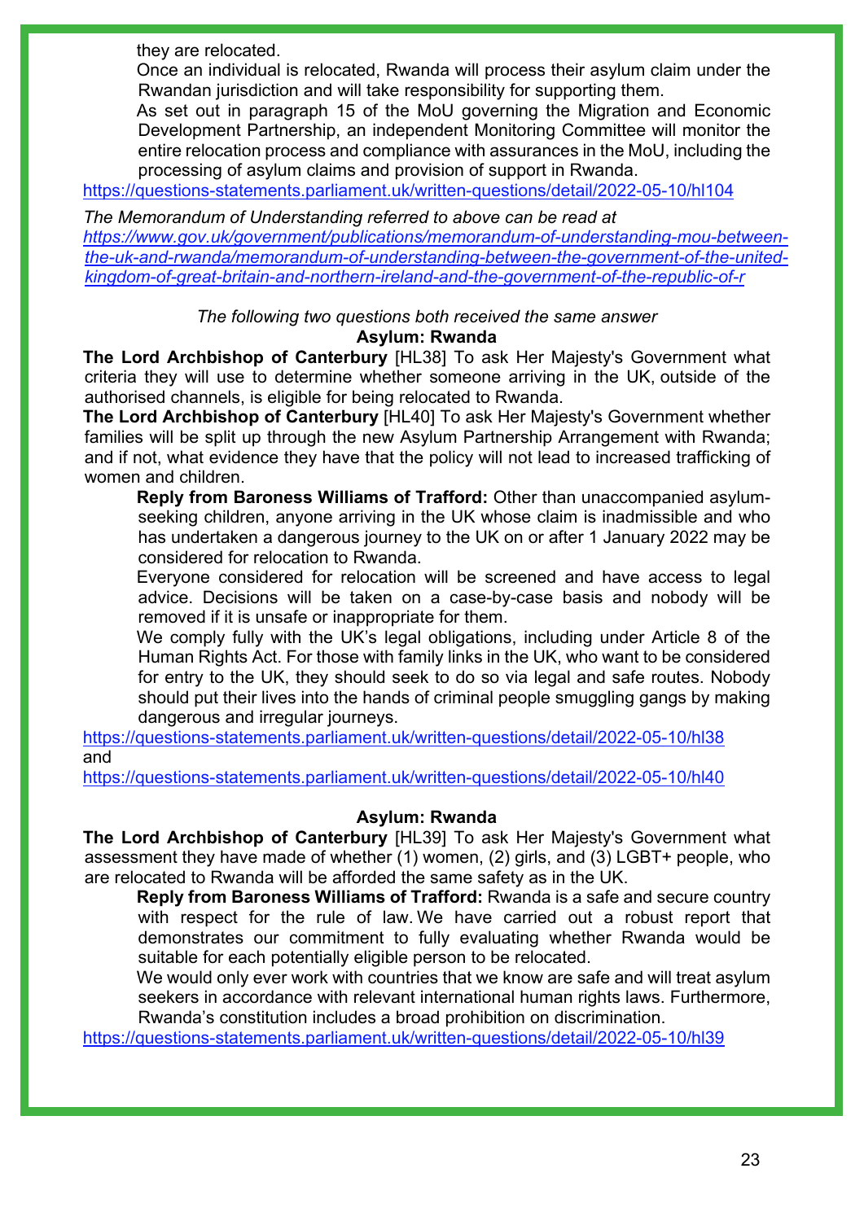they are relocated.

Once an individual is relocated, Rwanda will process their asylum claim under the Rwandan jurisdiction and will take responsibility for supporting them.

As set out in paragraph 15 of the MoU governing the Migration and Economic Development Partnership, an independent Monitoring Committee will monitor the entire relocation process and compliance with assurances in the MoU, including the processing of asylum claims and provision of support in Rwanda.

https://questions-statements.parliament.uk/written-questions/detail/2022-05-10/hl104

*The Memorandum of Understanding referred to above can be read at https://www.gov.uk/government/publications/memorandum-of-understanding-mou-between-the-uk-and-rwanda/memorandum-of-understanding-between-the-government-of-the-united-kingdom-of-great-britain-and-northern-ireland-and-the-government-of-the-republic-of-r*

*The following two questions both received the same answer*

**Asylum: Rwanda**

**The Lord Archbishop of Canterbury** [HL38] To ask Her Majesty's Government what criteria they will use to determine whether someone arriving in the UK, outside of the authorised channels, is eligible for being relocated to Rwanda.

**The Lord Archbishop of Canterbury** [HL40] To ask Her Majesty's Government whether families will be split up through the new Asylum Partnership Arrangement with Rwanda; and if not, what evidence they have that the policy will not lead to increased trafficking of women and children.

**Reply from Baroness Williams of Trafford:** Other than unaccompanied asylum-seeking children, anyone arriving in the UK whose claim is inadmissible and who has undertaken a dangerous journey to the UK on or after 1 January 2022 may be considered for relocation to Rwanda.

Everyone considered for relocation will be screened and have access to legal advice. Decisions will be taken on a case-by-case basis and nobody will be removed if it is unsafe or inappropriate for them.

We comply fully with the UK's legal obligations, including under Article 8 of the Human Rights Act. For those with family links in the UK, who want to be considered for entry to the UK, they should seek to do so via legal and safe routes. Nobody should put their lives into the hands of criminal people smuggling gangs by making dangerous and irregular journeys.

https://questions-statements.parliament.uk/written-questions/detail/2022-05-10/hl38
and
https://questions-statements.parliament.uk/written-questions/detail/2022-05-10/hl40

**Asylum: Rwanda**

**The Lord Archbishop of Canterbury** [HL39] To ask Her Majesty's Government what assessment they have made of whether (1) women, (2) girls, and (3) LGBT+ people, who are relocated to Rwanda will be afforded the same safety as in the UK.

**Reply from Baroness Williams of Trafford:** Rwanda is a safe and secure country with respect for the rule of law. We have carried out a robust report that demonstrates our commitment to fully evaluating whether Rwanda would be suitable for each potentially eligible person to be relocated.

We would only ever work with countries that we know are safe and will treat asylum seekers in accordance with relevant international human rights laws. Furthermore, Rwanda's constitution includes a broad prohibition on discrimination.

https://questions-statements.parliament.uk/written-questions/detail/2022-05-10/hl39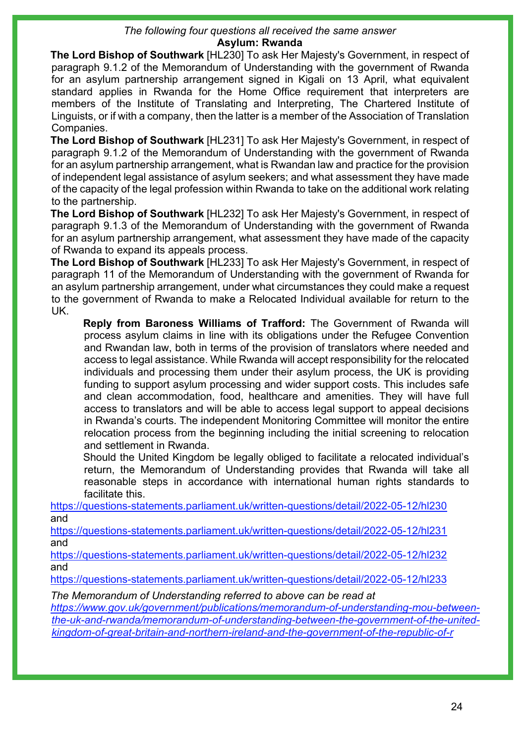*The following four questions all received the same answer*

**Asylum: Rwanda**

**The Lord Bishop of Southwark** [HL230] To ask Her Majesty's Government, in respect of paragraph 9.1.2 of the Memorandum of Understanding with the government of Rwanda for an asylum partnership arrangement signed in Kigali on 13 April, what equivalent standard applies in Rwanda for the Home Office requirement that interpreters are members of the Institute of Translating and Interpreting, The Chartered Institute of Linguists, or if with a company, then the latter is a member of the Association of Translation Companies.

**The Lord Bishop of Southwark** [HL231] To ask Her Majesty's Government, in respect of paragraph 9.1.2 of the Memorandum of Understanding with the government of Rwanda for an asylum partnership arrangement, what is Rwandan law and practice for the provision of independent legal assistance of asylum seekers; and what assessment they have made of the capacity of the legal profession within Rwanda to take on the additional work relating to the partnership.

**The Lord Bishop of Southwark** [HL232] To ask Her Majesty's Government, in respect of paragraph 9.1.3 of the Memorandum of Understanding with the government of Rwanda for an asylum partnership arrangement, what assessment they have made of the capacity of Rwanda to expand its appeals process.

**The Lord Bishop of Southwark** [HL233] To ask Her Majesty's Government, in respect of paragraph 11 of the Memorandum of Understanding with the government of Rwanda for an asylum partnership arrangement, under what circumstances they could make a request to the government of Rwanda to make a Relocated Individual available for return to the UK.

> **Reply from Baroness Williams of Trafford:** The Government of Rwanda will process asylum claims in line with its obligations under the Refugee Convention and Rwandan law, both in terms of the provision of translators where needed and access to legal assistance. While Rwanda will accept responsibility for the relocated individuals and processing them under their asylum process, the UK is providing funding to support asylum processing and wider support costs. This includes safe and clean accommodation, food, healthcare and amenities. They will have full access to translators and will be able to access legal support to appeal decisions in Rwanda's courts. The independent Monitoring Committee will monitor the entire relocation process from the beginning including the initial screening to relocation and settlement in Rwanda.
>
> Should the United Kingdom be legally obliged to facilitate a relocated individual's return, the Memorandum of Understanding provides that Rwanda will take all reasonable steps in accordance with international human rights standards to facilitate this.

https://questions-statements.parliament.uk/written-questions/detail/2022-05-12/hl230
and
https://questions-statements.parliament.uk/written-questions/detail/2022-05-12/hl231
and
https://questions-statements.parliament.uk/written-questions/detail/2022-05-12/hl232
and
https://questions-statements.parliament.uk/written-questions/detail/2022-05-12/hl233

*The Memorandum of Understanding referred to above can be read at https://www.gov.uk/government/publications/memorandum-of-understanding-mou-between-the-uk-and-rwanda/memorandum-of-understanding-between-the-government-of-the-united-kingdom-of-great-britain-and-northern-ireland-and-the-government-of-the-republic-of-r*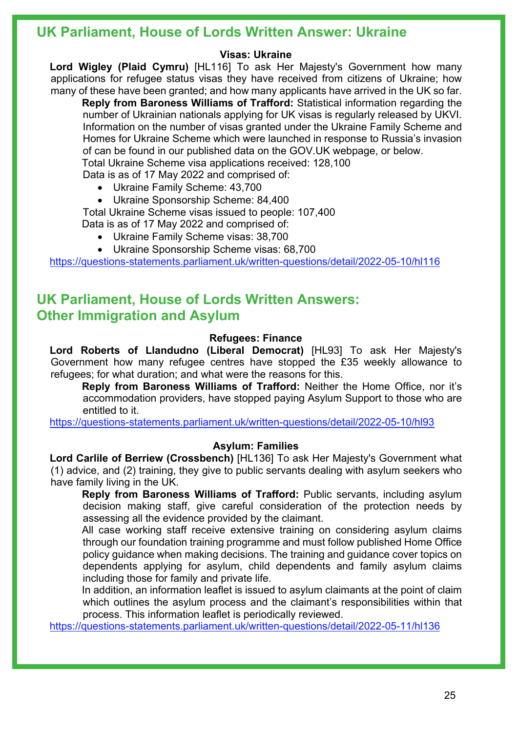## UK Parliament, House of Lords Written Answer: Ukraine

### Visas: Ukraine

**Lord Wigley (Plaid Cymru)** [HL116] To ask Her Majesty's Government how many applications for refugee status visas they have received from citizens of Ukraine; how many of these have been granted; and how many applicants have arrived in the UK so far.

**Reply from Baroness Williams of Trafford:** Statistical information regarding the number of Ukrainian nationals applying for UK visas is regularly released by UKVI. Information on the number of visas granted under the Ukraine Family Scheme and Homes for Ukraine Scheme which were launched in response to Russia's invasion of can be found in our published data on the GOV.UK webpage, or below.

Total Ukraine Scheme visa applications received: 128,100

Data is as of 17 May 2022 and comprised of:

- Ukraine Family Scheme: 43,700
- Ukraine Sponsorship Scheme: 84,400

Total Ukraine Scheme visas issued to people: 107,400

Data is as of 17 May 2022 and comprised of:

- Ukraine Family Scheme visas: 38,700
- Ukraine Sponsorship Scheme visas: 68,700

https://questions-statements.parliament.uk/written-questions/detail/2022-05-10/hl116

## UK Parliament, House of Lords Written Answers: Other Immigration and Asylum

### Refugees: Finance

**Lord Roberts of Llandudno (Liberal Democrat)** [HL93] To ask Her Majesty's Government how many refugee centres have stopped the £35 weekly allowance to refugees; for what duration; and what were the reasons for this.

**Reply from Baroness Williams of Trafford:** Neither the Home Office, nor it's accommodation providers, have stopped paying Asylum Support to those who are entitled to it.

https://questions-statements.parliament.uk/written-questions/detail/2022-05-10/hl93

### Asylum: Families

**Lord Carlile of Berriew (Crossbench)** [HL136] To ask Her Majesty's Government what (1) advice, and (2) training, they give to public servants dealing with asylum seekers who have family living in the UK.

**Reply from Baroness Williams of Trafford:** Public servants, including asylum decision making staff, give careful consideration of the protection needs by assessing all the evidence provided by the claimant.

All case working staff receive extensive training on considering asylum claims through our foundation training programme and must follow published Home Office policy guidance when making decisions. The training and guidance cover topics on dependents applying for asylum, child dependents and family asylum claims including those for family and private life.

In addition, an information leaflet is issued to asylum claimants at the point of claim which outlines the asylum process and the claimant's responsibilities within that process. This information leaflet is periodically reviewed.

https://questions-statements.parliament.uk/written-questions/detail/2022-05-11/hl136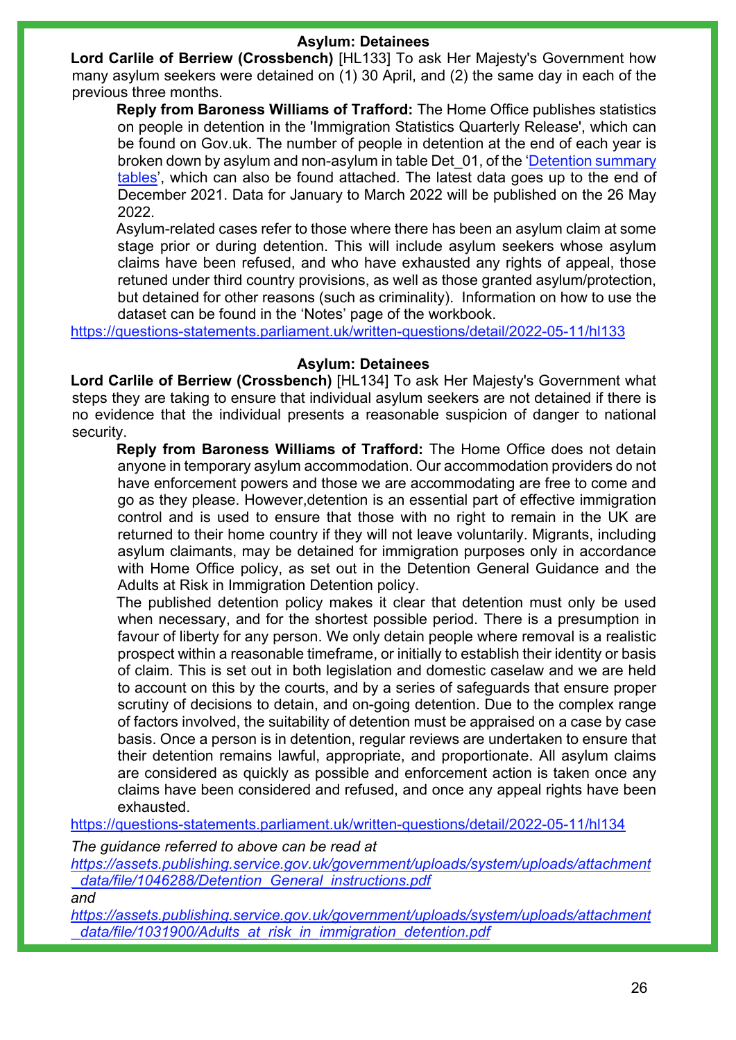### Asylum: Detainees

**Lord Carlile of Berriew (Crossbench)** [HL133] To ask Her Majesty's Government how many asylum seekers were detained on (1) 30 April, and (2) the same day in each of the previous three months.

**Reply from Baroness Williams of Trafford:** The Home Office publishes statistics on people in detention in the 'Immigration Statistics Quarterly Release', which can be found on Gov.uk. The number of people in detention at the end of each year is broken down by asylum and non-asylum in table Det_01, of the '[Detention summary tables](#)', which can also be found attached. The latest data goes up to the end of December 2021. Data for January to March 2022 will be published on the 26 May 2022.

Asylum-related cases refer to those where there has been an asylum claim at some stage prior or during detention. This will include asylum seekers whose asylum claims have been refused, and who have exhausted any rights of appeal, those retuned under third country provisions, as well as those granted asylum/protection, but detained for other reasons (such as criminality). Information on how to use the dataset can be found in the 'Notes' page of the workbook.

https://questions-statements.parliament.uk/written-questions/detail/2022-05-11/hl133

### Asylum: Detainees

**Lord Carlile of Berriew (Crossbench)** [HL134] To ask Her Majesty's Government what steps they are taking to ensure that individual asylum seekers are not detained if there is no evidence that the individual presents a reasonable suspicion of danger to national security.

**Reply from Baroness Williams of Trafford:** The Home Office does not detain anyone in temporary asylum accommodation. Our accommodation providers do not have enforcement powers and those we are accommodating are free to come and go as they please. However,detention is an essential part of effective immigration control and is used to ensure that those with no right to remain in the UK are returned to their home country if they will not leave voluntarily. Migrants, including asylum claimants, may be detained for immigration purposes only in accordance with Home Office policy, as set out in the Detention General Guidance and the Adults at Risk in Immigration Detention policy.

The published detention policy makes it clear that detention must only be used when necessary, and for the shortest possible period. There is a presumption in favour of liberty for any person. We only detain people where removal is a realistic prospect within a reasonable timeframe, or initially to establish their identity or basis of claim. This is set out in both legislation and domestic caselaw and we are held to account on this by the courts, and by a series of safeguards that ensure proper scrutiny of decisions to detain, and on-going detention. Due to the complex range of factors involved, the suitability of detention must be appraised on a case by case basis. Once a person is in detention, regular reviews are undertaken to ensure that their detention remains lawful, appropriate, and proportionate. All asylum claims are considered as quickly as possible and enforcement action is taken once any claims have been considered and refused, and once any appeal rights have been exhausted.

https://questions-statements.parliament.uk/written-questions/detail/2022-05-11/hl134

*The guidance referred to above can be read at*
*https://assets.publishing.service.gov.uk/government/uploads/system/uploads/attachment_data/file/1046288/Detention_General_instructions.pdf*
*and*
*https://assets.publishing.service.gov.uk/government/uploads/system/uploads/attachment_data/file/1031900/Adults_at_risk_in_immigration_detention.pdf*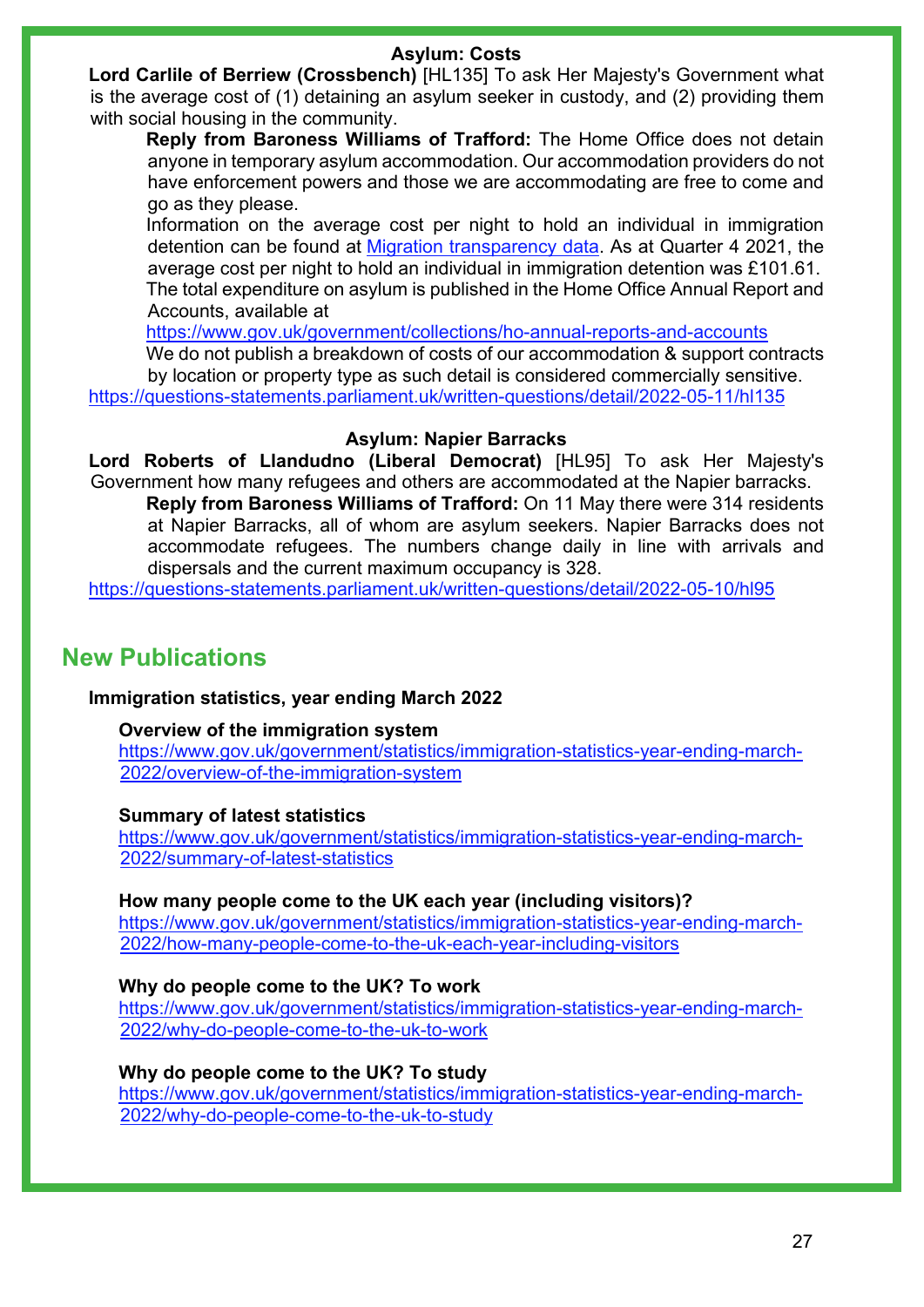**Asylum: Costs**

**Lord Carlile of Berriew (Crossbench)** [HL135] To ask Her Majesty's Government what is the average cost of (1) detaining an asylum seeker in custody, and (2) providing them with social housing in the community.

> **Reply from Baroness Williams of Trafford:** The Home Office does not detain anyone in temporary asylum accommodation. Our accommodation providers do not have enforcement powers and those we are accommodating are free to come and go as they please.
>
> Information on the average cost per night to hold an individual in immigration detention can be found at [Migration transparency data](). As at Quarter 4 2021, the average cost per night to hold an individual in immigration detention was £101.61.
>
> The total expenditure on asylum is published in the Home Office Annual Report and Accounts, available at
>
> https://www.gov.uk/government/collections/ho-annual-reports-and-accounts
>
> We do not publish a breakdown of costs of our accommodation & support contracts by location or property type as such detail is considered commercially sensitive.

https://questions-statements.parliament.uk/written-questions/detail/2022-05-11/hl135

**Asylum: Napier Barracks**

**Lord Roberts of Llandudno (Liberal Democrat)** [HL95] To ask Her Majesty's Government how many refugees and others are accommodated at the Napier barracks.

> **Reply from Baroness Williams of Trafford:** On 11 May there were 314 residents at Napier Barracks, all of whom are asylum seekers. Napier Barracks does not accommodate refugees. The numbers change daily in line with arrivals and dispersals and the current maximum occupancy is 328.

https://questions-statements.parliament.uk/written-questions/detail/2022-05-10/hl95

## New Publications

**Immigration statistics, year ending March 2022**

**Overview of the immigration system**
https://www.gov.uk/government/statistics/immigration-statistics-year-ending-march-2022/overview-of-the-immigration-system

**Summary of latest statistics**
https://www.gov.uk/government/statistics/immigration-statistics-year-ending-march-2022/summary-of-latest-statistics

**How many people come to the UK each year (including visitors)?**
https://www.gov.uk/government/statistics/immigration-statistics-year-ending-march-2022/how-many-people-come-to-the-uk-each-year-including-visitors

**Why do people come to the UK? To work**
https://www.gov.uk/government/statistics/immigration-statistics-year-ending-march-2022/why-do-people-come-to-the-uk-to-work

**Why do people come to the UK? To study**
https://www.gov.uk/government/statistics/immigration-statistics-year-ending-march-2022/why-do-people-come-to-the-uk-to-study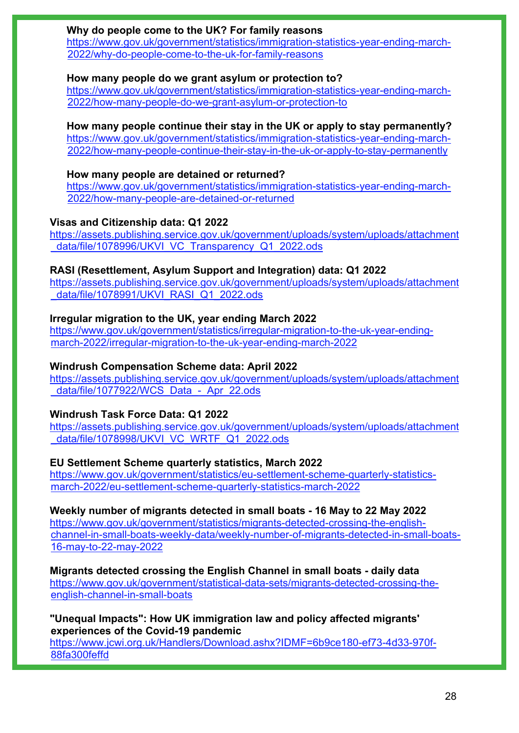**Why do people come to the UK? For family reasons**
https://www.gov.uk/government/statistics/immigration-statistics-year-ending-march-2022/why-do-people-come-to-the-uk-for-family-reasons

**How many people do we grant asylum or protection to?**
https://www.gov.uk/government/statistics/immigration-statistics-year-ending-march-2022/how-many-people-do-we-grant-asylum-or-protection-to

**How many people continue their stay in the UK or apply to stay permanently?**
https://www.gov.uk/government/statistics/immigration-statistics-year-ending-march-2022/how-many-people-continue-their-stay-in-the-uk-or-apply-to-stay-permanently

**How many people are detained or returned?**
https://www.gov.uk/government/statistics/immigration-statistics-year-ending-march-2022/how-many-people-are-detained-or-returned

**Visas and Citizenship data: Q1 2022**
https://assets.publishing.service.gov.uk/government/uploads/system/uploads/attachment_data/file/1078996/UKVI_VC_Transparency_Q1_2022.ods

**RASI (Resettlement, Asylum Support and Integration) data: Q1 2022**
https://assets.publishing.service.gov.uk/government/uploads/system/uploads/attachment_data/file/1078991/UKVI_RASI_Q1_2022.ods

**Irregular migration to the UK, year ending March 2022**
https://www.gov.uk/government/statistics/irregular-migration-to-the-uk-year-ending-march-2022/irregular-migration-to-the-uk-year-ending-march-2022

**Windrush Compensation Scheme data: April 2022**
https://assets.publishing.service.gov.uk/government/uploads/system/uploads/attachment_data/file/1077922/WCS_Data_-_Apr_22.ods

**Windrush Task Force Data: Q1 2022**
https://assets.publishing.service.gov.uk/government/uploads/system/uploads/attachment_data/file/1078998/UKVI_VC_WRTF_Q1_2022.ods

**EU Settlement Scheme quarterly statistics, March 2022**
https://www.gov.uk/government/statistics/eu-settlement-scheme-quarterly-statistics-march-2022/eu-settlement-scheme-quarterly-statistics-march-2022

**Weekly number of migrants detected in small boats - 16 May to 22 May 2022**
https://www.gov.uk/government/statistics/migrants-detected-crossing-the-english-channel-in-small-boats-weekly-data/weekly-number-of-migrants-detected-in-small-boats-16-may-to-22-may-2022

**Migrants detected crossing the English Channel in small boats - daily data**
https://www.gov.uk/government/statistical-data-sets/migrants-detected-crossing-the-english-channel-in-small-boats

**"Unequal Impacts": How UK immigration law and policy affected migrants' experiences of the Covid-19 pandemic**
https://www.jcwi.org.uk/Handlers/Download.ashx?IDMF=6b9ce180-ef73-4d33-970f-88fa300feffd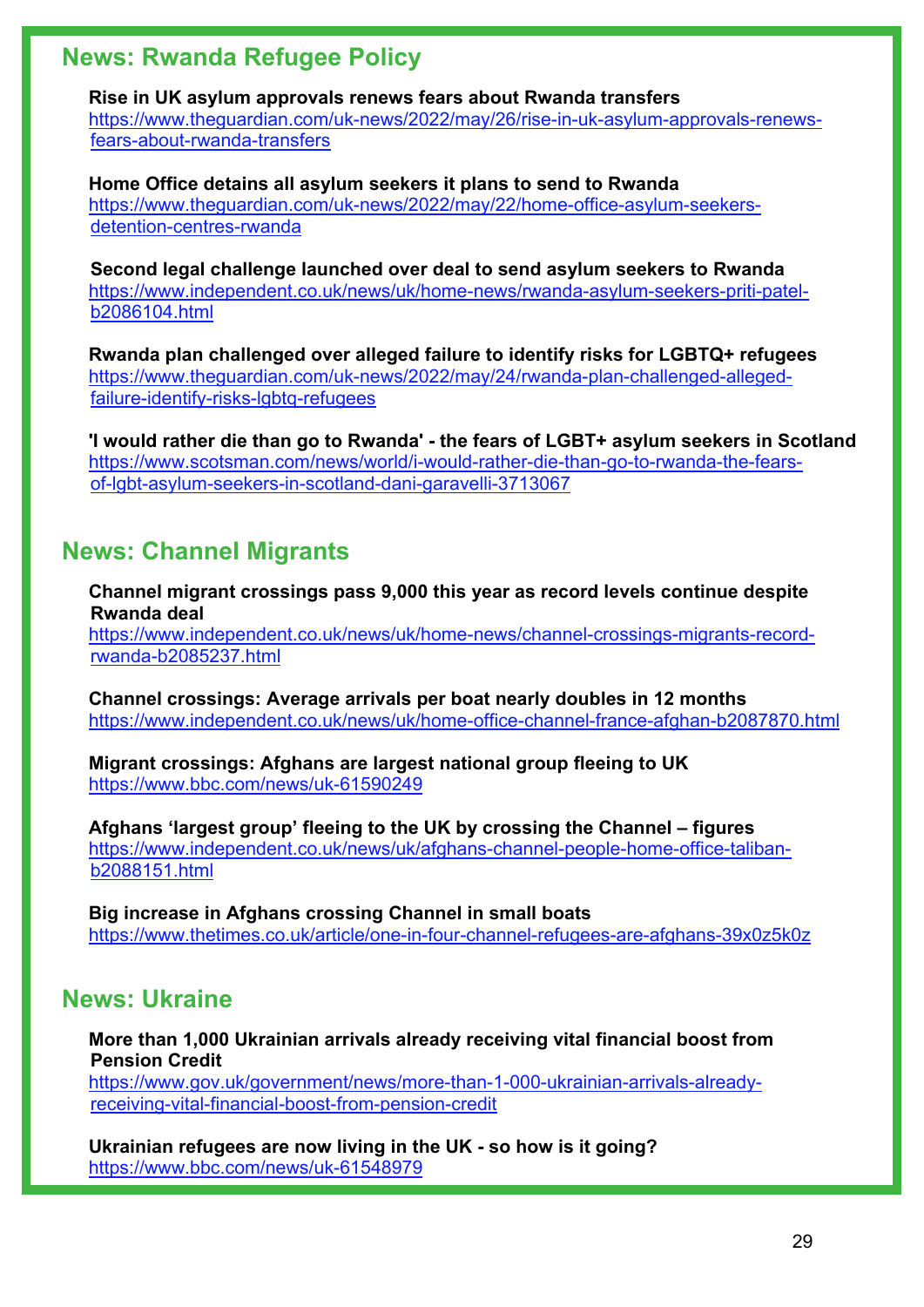## News: Rwanda Refugee Policy

**Rise in UK asylum approvals renews fears about Rwanda transfers**
https://www.theguardian.com/uk-news/2022/may/26/rise-in-uk-asylum-approvals-renews-fears-about-rwanda-transfers

**Home Office detains all asylum seekers it plans to send to Rwanda**
https://www.theguardian.com/uk-news/2022/may/22/home-office-asylum-seekers-detention-centres-rwanda

**Second legal challenge launched over deal to send asylum seekers to Rwanda**
https://www.independent.co.uk/news/uk/home-news/rwanda-asylum-seekers-priti-patel-b2086104.html

**Rwanda plan challenged over alleged failure to identify risks for LGBTQ+ refugees**
https://www.theguardian.com/uk-news/2022/may/24/rwanda-plan-challenged-alleged-failure-identify-risks-lgbtq-refugees

**'I would rather die than go to Rwanda' - the fears of LGBT+ asylum seekers in Scotland**
https://www.scotsman.com/news/world/i-would-rather-die-than-go-to-rwanda-the-fears-of-lgbt-asylum-seekers-in-scotland-dani-garavelli-3713067

## News: Channel Migrants

**Channel migrant crossings pass 9,000 this year as record levels continue despite Rwanda deal**
https://www.independent.co.uk/news/uk/home-news/channel-crossings-migrants-record-rwanda-b2085237.html

**Channel crossings: Average arrivals per boat nearly doubles in 12 months**
https://www.independent.co.uk/news/uk/home-office-channel-france-afghan-b2087870.html

**Migrant crossings: Afghans are largest national group fleeing to UK**
https://www.bbc.com/news/uk-61590249

**Afghans 'largest group' fleeing to the UK by crossing the Channel – figures**
https://www.independent.co.uk/news/uk/afghans-channel-people-home-office-taliban-b2088151.html

**Big increase in Afghans crossing Channel in small boats**
https://www.thetimes.co.uk/article/one-in-four-channel-refugees-are-afghans-39x0z5k0z

## News: Ukraine

**More than 1,000 Ukrainian arrivals already receiving vital financial boost from Pension Credit**
https://www.gov.uk/government/news/more-than-1-000-ukrainian-arrivals-already-receiving-vital-financial-boost-from-pension-credit

**Ukrainian refugees are now living in the UK - so how is it going?**
https://www.bbc.com/news/uk-61548979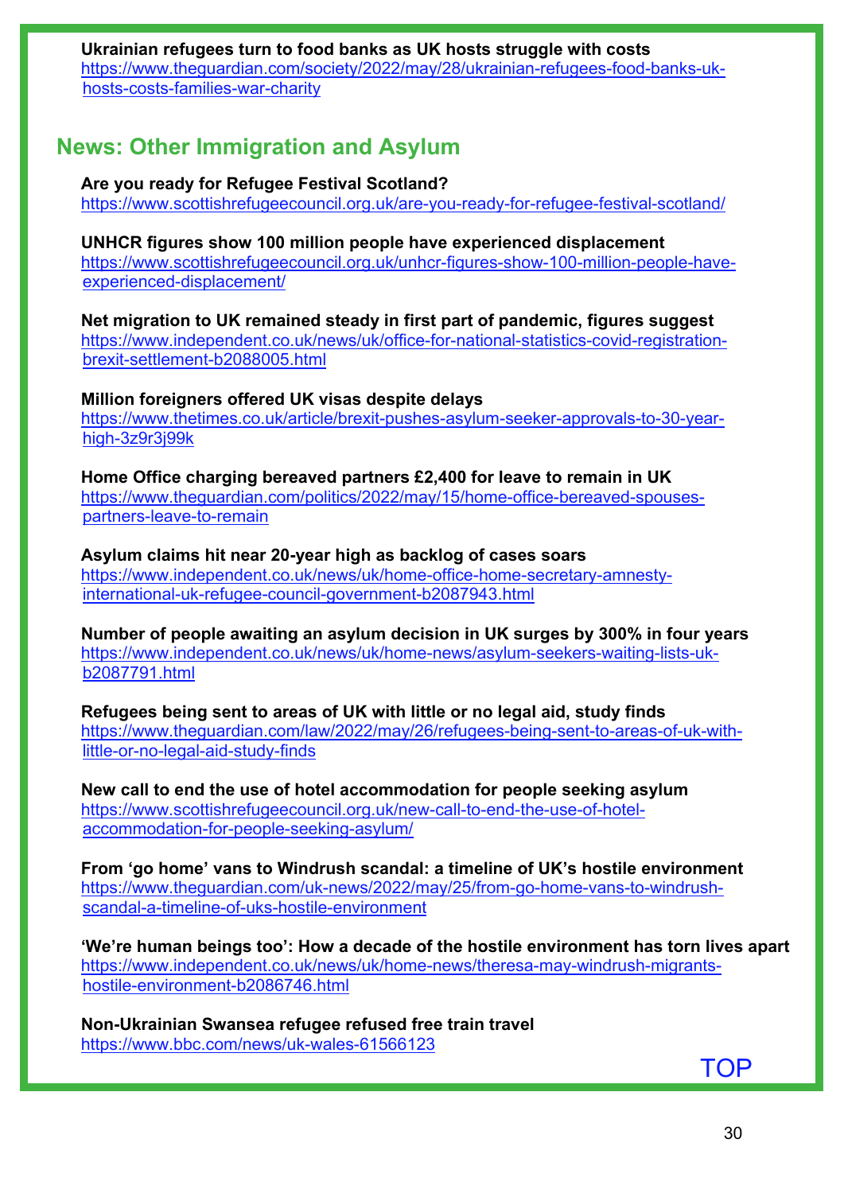**Ukrainian refugees turn to food banks as UK hosts struggle with costs**
https://www.theguardian.com/society/2022/may/28/ukrainian-refugees-food-banks-uk-hosts-costs-families-war-charity

## News: Other Immigration and Asylum

**Are you ready for Refugee Festival Scotland?**
https://www.scottishrefugeecouncil.org.uk/are-you-ready-for-refugee-festival-scotland/

**UNHCR figures show 100 million people have experienced displacement**
https://www.scottishrefugeecouncil.org.uk/unhcr-figures-show-100-million-people-have-experienced-displacement/

**Net migration to UK remained steady in first part of pandemic, figures suggest**
https://www.independent.co.uk/news/uk/office-for-national-statistics-covid-registration-brexit-settlement-b2088005.html

**Million foreigners offered UK visas despite delays**
https://www.thetimes.co.uk/article/brexit-pushes-asylum-seeker-approvals-to-30-year-high-3z9r3j99k

**Home Office charging bereaved partners £2,400 for leave to remain in UK**
https://www.theguardian.com/politics/2022/may/15/home-office-bereaved-spouses-partners-leave-to-remain

**Asylum claims hit near 20-year high as backlog of cases soars**
https://www.independent.co.uk/news/uk/home-office-home-secretary-amnesty-international-uk-refugee-council-government-b2087943.html

**Number of people awaiting an asylum decision in UK surges by 300% in four years**
https://www.independent.co.uk/news/uk/home-news/asylum-seekers-waiting-lists-uk-b2087791.html

**Refugees being sent to areas of UK with little or no legal aid, study finds**
https://www.theguardian.com/law/2022/may/26/refugees-being-sent-to-areas-of-uk-with-little-or-no-legal-aid-study-finds

**New call to end the use of hotel accommodation for people seeking asylum**
https://www.scottishrefugeecouncil.org.uk/new-call-to-end-the-use-of-hotel-accommodation-for-people-seeking-asylum/

**From 'go home' vans to Windrush scandal: a timeline of UK's hostile environment**
https://www.theguardian.com/uk-news/2022/may/25/from-go-home-vans-to-windrush-scandal-a-timeline-of-uks-hostile-environment

**'We're human beings too': How a decade of the hostile environment has torn lives apart**
https://www.independent.co.uk/news/uk/home-news/theresa-may-windrush-migrants-hostile-environment-b2086746.html

**Non-Ukrainian Swansea refugee refused free train travel**
https://www.bbc.com/news/uk-wales-61566123

TOP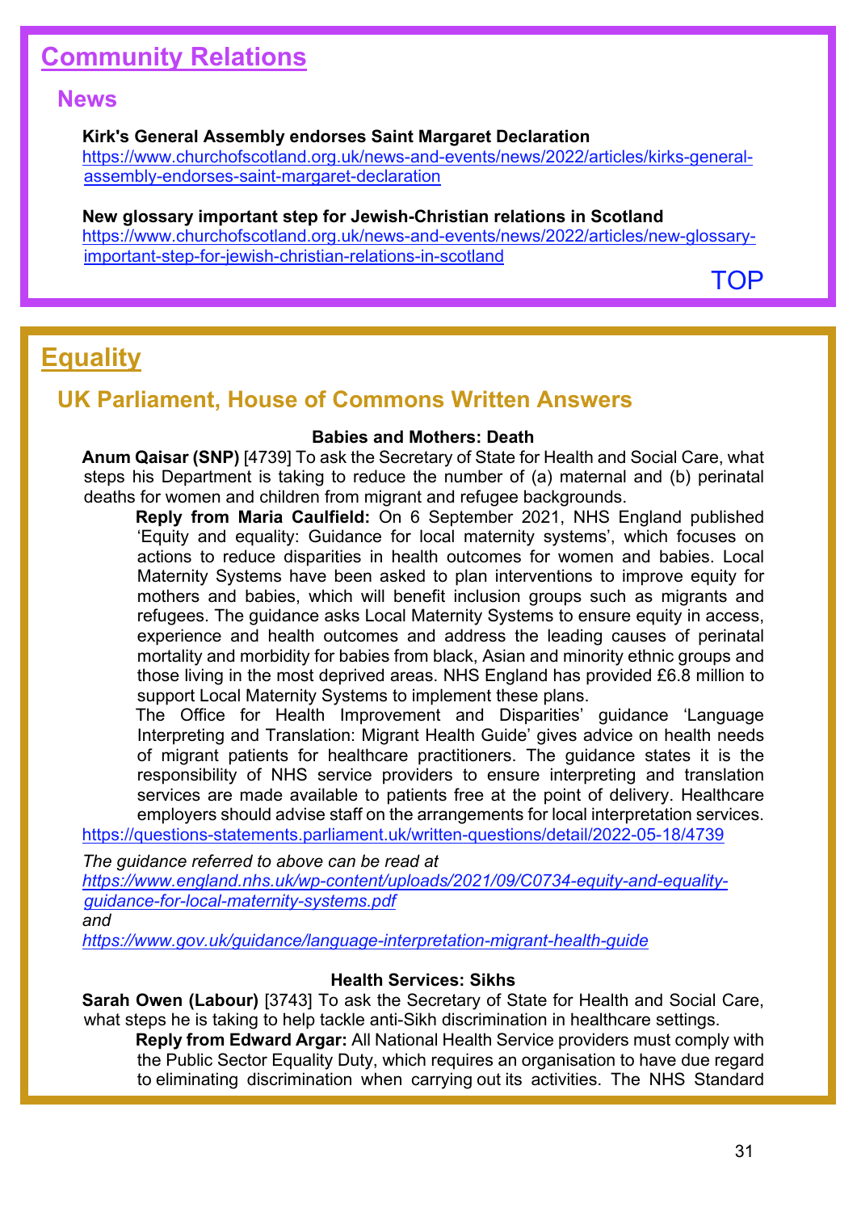# Community Relations

## News

**Kirk's General Assembly endorses Saint Margaret Declaration**
https://www.churchofscotland.org.uk/news-and-events/news/2022/articles/kirks-general-assembly-endorses-saint-margaret-declaration

**New glossary important step for Jewish-Christian relations in Scotland**
https://www.churchofscotland.org.uk/news-and-events/news/2022/articles/new-glossary-important-step-for-jewish-christian-relations-in-scotland

TOP

# Equality

## UK Parliament, House of Commons Written Answers

### Babies and Mothers: Death

**Anum Qaisar (SNP)** [4739] To ask the Secretary of State for Health and Social Care, what steps his Department is taking to reduce the number of (a) maternal and (b) perinatal deaths for women and children from migrant and refugee backgrounds.

> **Reply from Maria Caulfield:** On 6 September 2021, NHS England published 'Equity and equality: Guidance for local maternity systems', which focuses on actions to reduce disparities in health outcomes for women and babies. Local Maternity Systems have been asked to plan interventions to improve equity for mothers and babies, which will benefit inclusion groups such as migrants and refugees. The guidance asks Local Maternity Systems to ensure equity in access, experience and health outcomes and address the leading causes of perinatal mortality and morbidity for babies from black, Asian and minority ethnic groups and those living in the most deprived areas. NHS England has provided £6.8 million to support Local Maternity Systems to implement these plans.
>
> The Office for Health Improvement and Disparities' guidance 'Language Interpreting and Translation: Migrant Health Guide' gives advice on health needs of migrant patients for healthcare practitioners. The guidance states it is the responsibility of NHS service providers to ensure interpreting and translation services are made available to patients free at the point of delivery. Healthcare employers should advise staff on the arrangements for local interpretation services.

https://questions-statements.parliament.uk/written-questions/detail/2022-05-18/4739

*The guidance referred to above can be read at*
*https://www.england.nhs.uk/wp-content/uploads/2021/09/C0734-equity-and-equality-guidance-for-local-maternity-systems.pdf*
*and*
*https://www.gov.uk/guidance/language-interpretation-migrant-health-guide*

### Health Services: Sikhs

**Sarah Owen (Labour)** [3743] To ask the Secretary of State for Health and Social Care, what steps he is taking to help tackle anti-Sikh discrimination in healthcare settings.

> **Reply from Edward Argar:** All National Health Service providers must comply with the Public Sector Equality Duty, which requires an organisation to have due regard to eliminating discrimination when carrying out its activities. The NHS Standard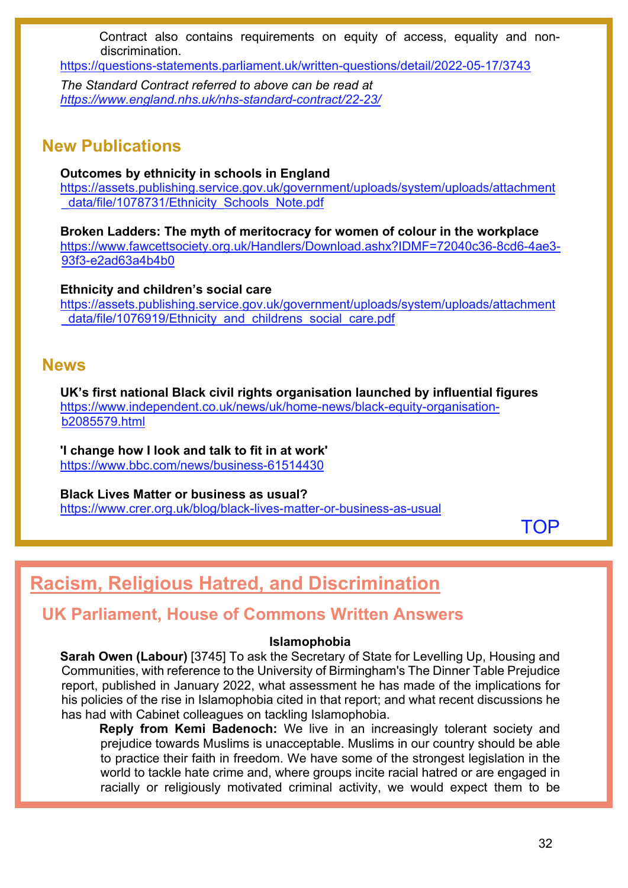Contract also contains requirements on equity of access, equality and non-discrimination.

https://questions-statements.parliament.uk/written-questions/detail/2022-05-17/3743

*The Standard Contract referred to above can be read at https://www.england.nhs.uk/nhs-standard-contract/22-23/*

## New Publications

**Outcomes by ethnicity in schools in England**
https://assets.publishing.service.gov.uk/government/uploads/system/uploads/attachment_data/file/1078731/Ethnicity_Schools_Note.pdf

**Broken Ladders: The myth of meritocracy for women of colour in the workplace**
https://www.fawcettsociety.org.uk/Handlers/Download.ashx?IDMF=72040c36-8cd6-4ae3-93f3-e2ad63a4b4b0

**Ethnicity and children's social care**
https://assets.publishing.service.gov.uk/government/uploads/system/uploads/attachment_data/file/1076919/Ethnicity_and_childrens_social_care.pdf

## News

**UK's first national Black civil rights organisation launched by influential figures**
https://www.independent.co.uk/news/uk/home-news/black-equity-organisation-b2085579.html

**'I change how I look and talk to fit in at work'**
https://www.bbc.com/news/business-61514430

**Black Lives Matter or business as usual?**
https://www.crer.org.uk/blog/black-lives-matter-or-business-as-usual

TOP

# Racism, Religious Hatred, and Discrimination

## UK Parliament, House of Commons Written Answers

### Islamophobia

**Sarah Owen (Labour)** [3745] To ask the Secretary of State for Levelling Up, Housing and Communities, with reference to the University of Birmingham's The Dinner Table Prejudice report, published in January 2022, what assessment he has made of the implications for his policies of the rise in Islamophobia cited in that report; and what recent discussions he has had with Cabinet colleagues on tackling Islamophobia.

**Reply from Kemi Badenoch:** We live in an increasingly tolerant society and prejudice towards Muslims is unacceptable. Muslims in our country should be able to practice their faith in freedom. We have some of the strongest legislation in the world to tackle hate crime and, where groups incite racial hatred or are engaged in racially or religiously motivated criminal activity, we would expect them to be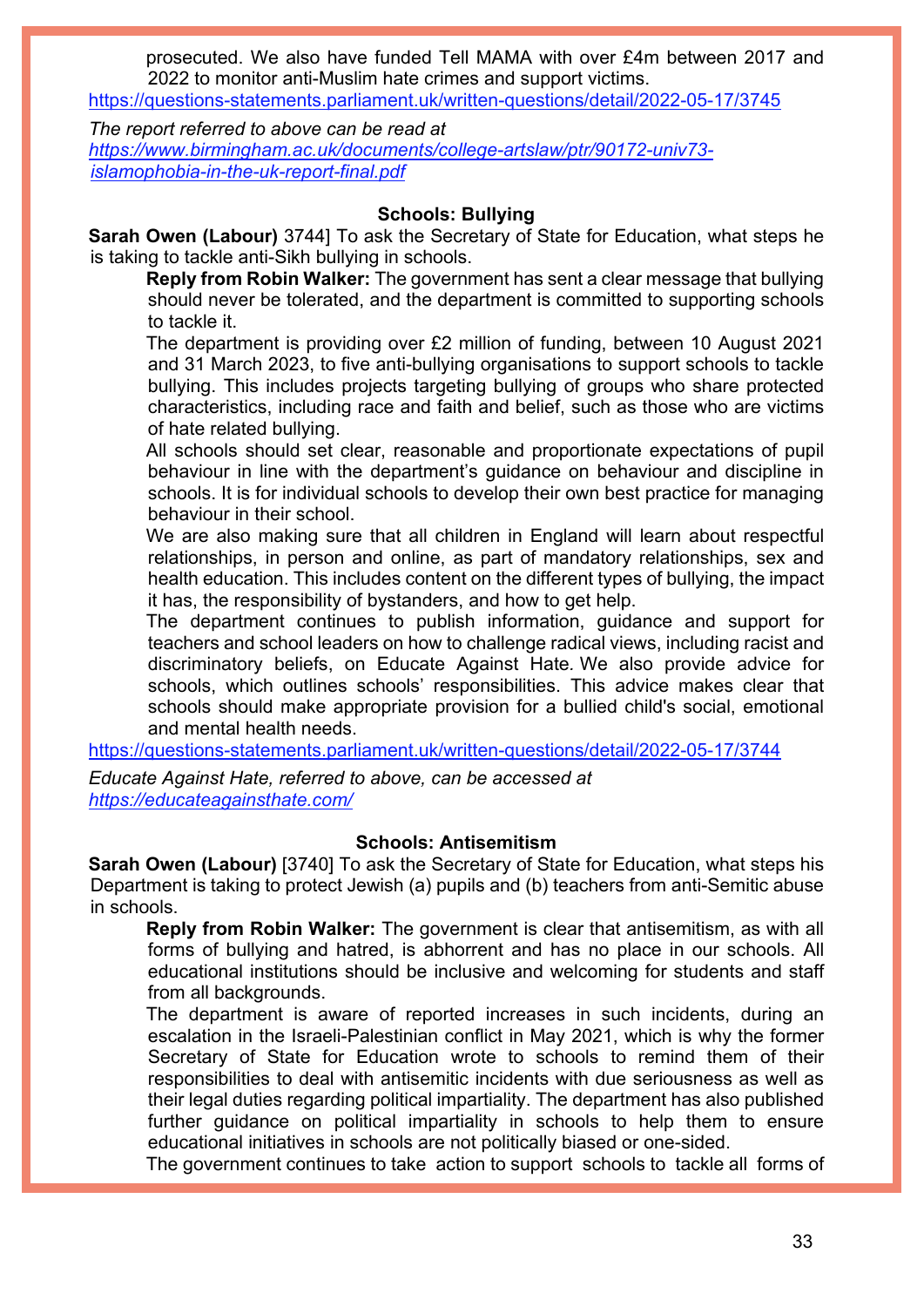prosecuted. We also have funded Tell MAMA with over £4m between 2017 and 2022 to monitor anti-Muslim hate crimes and support victims.

https://questions-statements.parliament.uk/written-questions/detail/2022-05-17/3745

*The report referred to above can be read at https://www.birmingham.ac.uk/documents/college-artslaw/ptr/90172-univ73-islamophobia-in-the-uk-report-final.pdf*

### Schools: Bullying

**Sarah Owen (Labour)** 3744] To ask the Secretary of State for Education, what steps he is taking to tackle anti-Sikh bullying in schools.

**Reply from Robin Walker:** The government has sent a clear message that bullying should never be tolerated, and the department is committed to supporting schools to tackle it.

The department is providing over £2 million of funding, between 10 August 2021 and 31 March 2023, to five anti-bullying organisations to support schools to tackle bullying. This includes projects targeting bullying of groups who share protected characteristics, including race and faith and belief, such as those who are victims of hate related bullying.

All schools should set clear, reasonable and proportionate expectations of pupil behaviour in line with the department's guidance on behaviour and discipline in schools. It is for individual schools to develop their own best practice for managing behaviour in their school.

We are also making sure that all children in England will learn about respectful relationships, in person and online, as part of mandatory relationships, sex and health education. This includes content on the different types of bullying, the impact it has, the responsibility of bystanders, and how to get help.

The department continues to publish information, guidance and support for teachers and school leaders on how to challenge radical views, including racist and discriminatory beliefs, on Educate Against Hate. We also provide advice for schools, which outlines schools' responsibilities. This advice makes clear that schools should make appropriate provision for a bullied child's social, emotional and mental health needs.

https://questions-statements.parliament.uk/written-questions/detail/2022-05-17/3744

*Educate Against Hate, referred to above, can be accessed at https://educateagainsthate.com/*

### Schools: Antisemitism

**Sarah Owen (Labour)** [3740] To ask the Secretary of State for Education, what steps his Department is taking to protect Jewish (a) pupils and (b) teachers from anti-Semitic abuse in schools.

**Reply from Robin Walker:** The government is clear that antisemitism, as with all forms of bullying and hatred, is abhorrent and has no place in our schools. All educational institutions should be inclusive and welcoming for students and staff from all backgrounds.

The department is aware of reported increases in such incidents, during an escalation in the Israeli-Palestinian conflict in May 2021, which is why the former Secretary of State for Education wrote to schools to remind them of their responsibilities to deal with antisemitic incidents with due seriousness as well as their legal duties regarding political impartiality. The department has also published further guidance on political impartiality in schools to help them to ensure educational initiatives in schools are not politically biased or one-sided.

The government continues to take action to support schools to tackle all forms of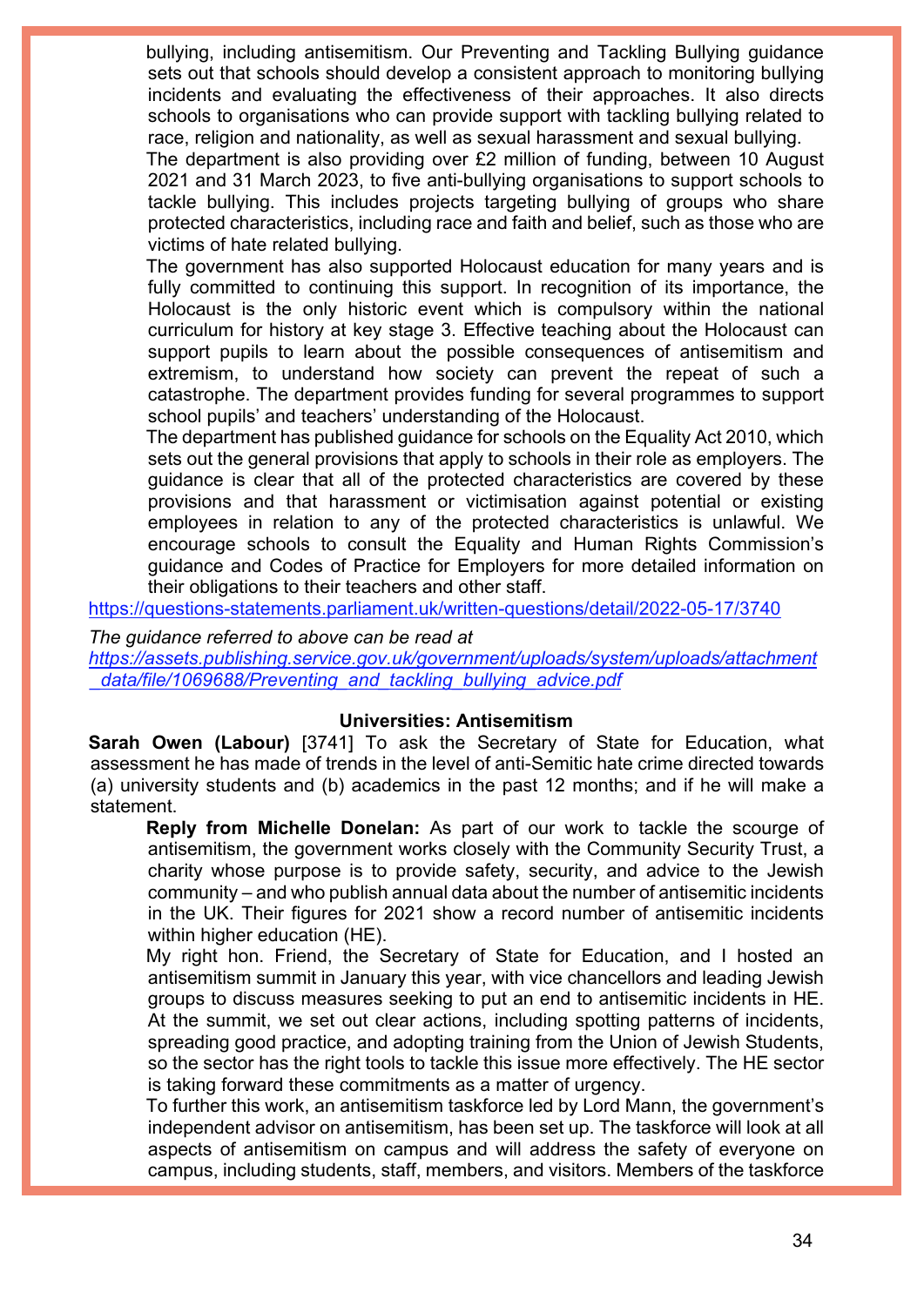bullying, including antisemitism. Our Preventing and Tackling Bullying guidance sets out that schools should develop a consistent approach to monitoring bullying incidents and evaluating the effectiveness of their approaches. It also directs schools to organisations who can provide support with tackling bullying related to race, religion and nationality, as well as sexual harassment and sexual bullying.

The department is also providing over £2 million of funding, between 10 August 2021 and 31 March 2023, to five anti-bullying organisations to support schools to tackle bullying. This includes projects targeting bullying of groups who share protected characteristics, including race and faith and belief, such as those who are victims of hate related bullying.

The government has also supported Holocaust education for many years and is fully committed to continuing this support. In recognition of its importance, the Holocaust is the only historic event which is compulsory within the national curriculum for history at key stage 3. Effective teaching about the Holocaust can support pupils to learn about the possible consequences of antisemitism and extremism, to understand how society can prevent the repeat of such a catastrophe. The department provides funding for several programmes to support school pupils' and teachers' understanding of the Holocaust.

The department has published guidance for schools on the Equality Act 2010, which sets out the general provisions that apply to schools in their role as employers. The guidance is clear that all of the protected characteristics are covered by these provisions and that harassment or victimisation against potential or existing employees in relation to any of the protected characteristics is unlawful. We encourage schools to consult the Equality and Human Rights Commission's guidance and Codes of Practice for Employers for more detailed information on their obligations to their teachers and other staff.

https://questions-statements.parliament.uk/written-questions/detail/2022-05-17/3740

*The guidance referred to above can be read at*
*https://assets.publishing.service.gov.uk/government/uploads/system/uploads/attachment_data/file/1069688/Preventing_and_tackling_bullying_advice.pdf*

### Universities: Antisemitism

**Sarah Owen (Labour)** [3741] To ask the Secretary of State for Education, what assessment he has made of trends in the level of anti-Semitic hate crime directed towards (a) university students and (b) academics in the past 12 months; and if he will make a statement.

**Reply from Michelle Donelan:** As part of our work to tackle the scourge of antisemitism, the government works closely with the Community Security Trust, a charity whose purpose is to provide safety, security, and advice to the Jewish community – and who publish annual data about the number of antisemitic incidents in the UK. Their figures for 2021 show a record number of antisemitic incidents within higher education (HE).

My right hon. Friend, the Secretary of State for Education, and I hosted an antisemitism summit in January this year, with vice chancellors and leading Jewish groups to discuss measures seeking to put an end to antisemitic incidents in HE. At the summit, we set out clear actions, including spotting patterns of incidents, spreading good practice, and adopting training from the Union of Jewish Students, so the sector has the right tools to tackle this issue more effectively. The HE sector is taking forward these commitments as a matter of urgency.

To further this work, an antisemitism taskforce led by Lord Mann, the government's independent advisor on antisemitism, has been set up. The taskforce will look at all aspects of antisemitism on campus and will address the safety of everyone on campus, including students, staff, members, and visitors. Members of the taskforce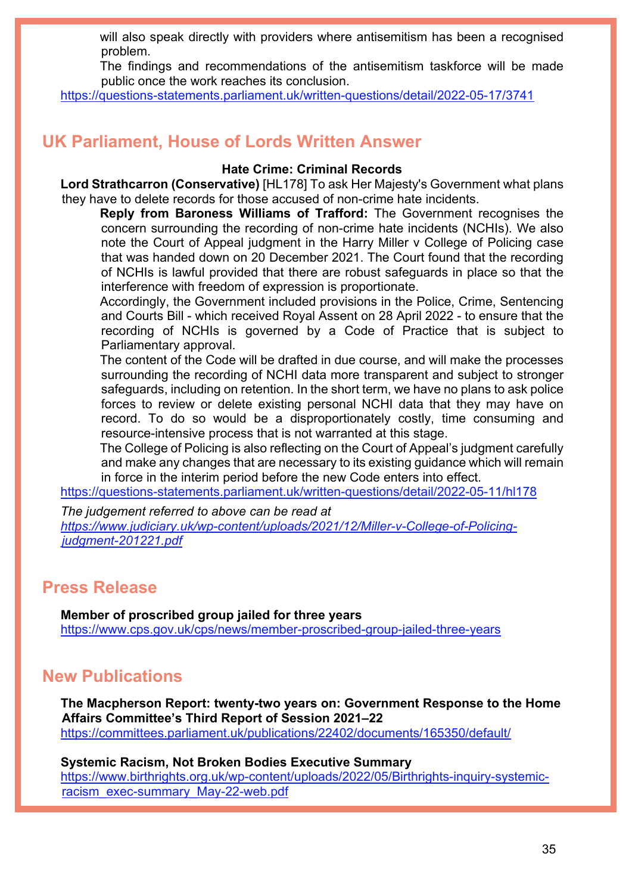will also speak directly with providers where antisemitism has been a recognised problem.

The findings and recommendations of the antisemitism taskforce will be made public once the work reaches its conclusion.

https://questions-statements.parliament.uk/written-questions/detail/2022-05-17/3741

## UK Parliament, House of Lords Written Answer

**Hate Crime: Criminal Records**

**Lord Strathcarron (Conservative)** [HL178] To ask Her Majesty's Government what plans they have to delete records for those accused of non-crime hate incidents.

**Reply from Baroness Williams of Trafford:** The Government recognises the concern surrounding the recording of non-crime hate incidents (NCHIs). We also note the Court of Appeal judgment in the Harry Miller v College of Policing case that was handed down on 20 December 2021. The Court found that the recording of NCHIs is lawful provided that there are robust safeguards in place so that the interference with freedom of expression is proportionate.

Accordingly, the Government included provisions in the Police, Crime, Sentencing and Courts Bill - which received Royal Assent on 28 April 2022 - to ensure that the recording of NCHIs is governed by a Code of Practice that is subject to Parliamentary approval.

The content of the Code will be drafted in due course, and will make the processes surrounding the recording of NCHI data more transparent and subject to stronger safeguards, including on retention. In the short term, we have no plans to ask police forces to review or delete existing personal NCHI data that they may have on record. To do so would be a disproportionately costly, time consuming and resource-intensive process that is not warranted at this stage.

The College of Policing is also reflecting on the Court of Appeal's judgment carefully and make any changes that are necessary to its existing guidance which will remain in force in the interim period before the new Code enters into effect.

https://questions-statements.parliament.uk/written-questions/detail/2022-05-11/hl178

*The judgement referred to above can be read at https://www.judiciary.uk/wp-content/uploads/2021/12/Miller-v-College-of-Policing-judgment-201221.pdf*

## Press Release

**Member of proscribed group jailed for three years**
https://www.cps.gov.uk/cps/news/member-proscribed-group-jailed-three-years

## New Publications

**The Macpherson Report: twenty-two years on: Government Response to the Home Affairs Committee's Third Report of Session 2021–22**
https://committees.parliament.uk/publications/22402/documents/165350/default/

**Systemic Racism, Not Broken Bodies Executive Summary**
https://www.birthrights.org.uk/wp-content/uploads/2022/05/Birthrights-inquiry-systemic-racism_exec-summary_May-22-web.pdf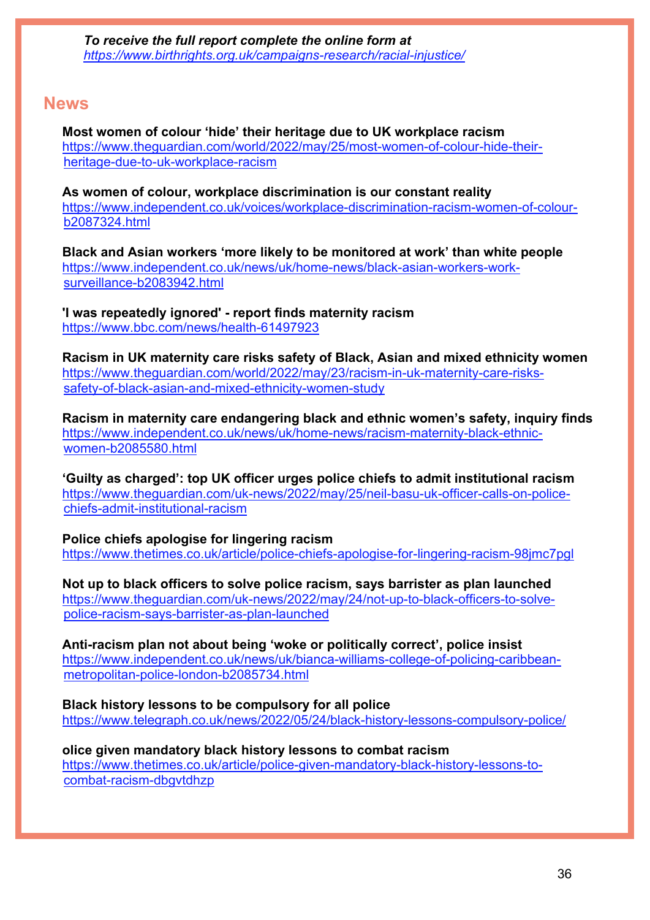***To receive the full report complete the online form at*** 
*https://www.birthrights.org.uk/campaigns-research/racial-injustice/*

## News

**Most women of colour ‘hide’ their heritage due to UK workplace racism**
https://www.theguardian.com/world/2022/may/25/most-women-of-colour-hide-their-heritage-due-to-uk-workplace-racism

**As women of colour, workplace discrimination is our constant reality**
https://www.independent.co.uk/voices/workplace-discrimination-racism-women-of-colour-b2087324.html

**Black and Asian workers ‘more likely to be monitored at work’ than white people**
https://www.independent.co.uk/news/uk/home-news/black-asian-workers-work-surveillance-b2083942.html

**'I was repeatedly ignored' - report finds maternity racism**
https://www.bbc.com/news/health-61497923

**Racism in UK maternity care risks safety of Black, Asian and mixed ethnicity women**
https://www.theguardian.com/world/2022/may/23/racism-in-uk-maternity-care-risks-safety-of-black-asian-and-mixed-ethnicity-women-study

**Racism in maternity care endangering black and ethnic women’s safety, inquiry finds**
https://www.independent.co.uk/news/uk/home-news/racism-maternity-black-ethnic-women-b2085580.html

**‘Guilty as charged’: top UK officer urges police chiefs to admit institutional racism**
https://www.theguardian.com/uk-news/2022/may/25/neil-basu-uk-officer-calls-on-police-chiefs-admit-institutional-racism

**Police chiefs apologise for lingering racism**
https://www.thetimes.co.uk/article/police-chiefs-apologise-for-lingering-racism-98jmc7pgl

**Not up to black officers to solve police racism, says barrister as plan launched**
https://www.theguardian.com/uk-news/2022/may/24/not-up-to-black-officers-to-solve-police-racism-says-barrister-as-plan-launched

**Anti-racism plan not about being ‘woke or politically correct’, police insist**
https://www.independent.co.uk/news/uk/bianca-williams-college-of-policing-caribbean-metropolitan-police-london-b2085734.html

**Black history lessons to be compulsory for all police**
https://www.telegraph.co.uk/news/2022/05/24/black-history-lessons-compulsory-police/

**olice given mandatory black history lessons to combat racism**
https://www.thetimes.co.uk/article/police-given-mandatory-black-history-lessons-to-combat-racism-dbgvtdhzp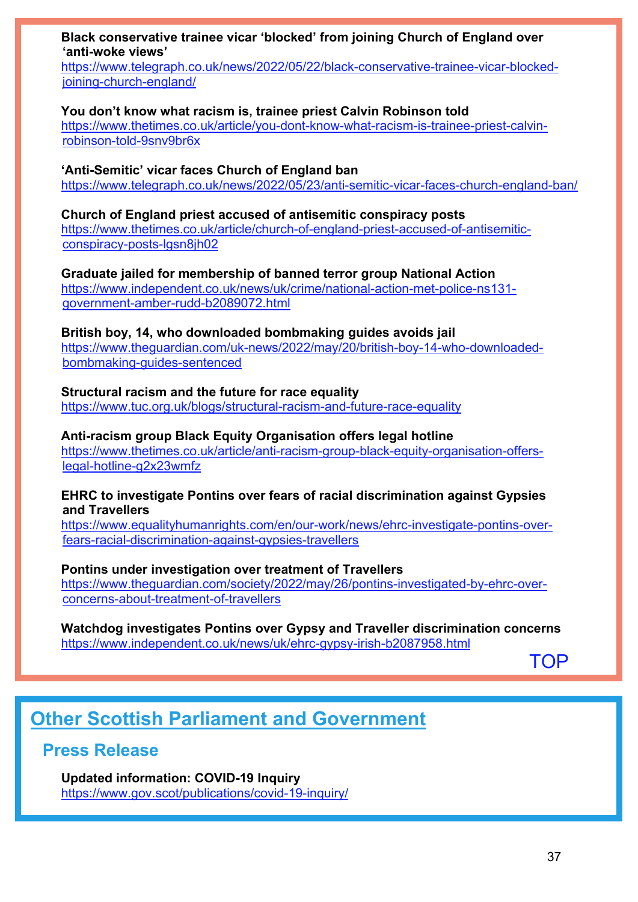**Black conservative trainee vicar 'blocked' from joining Church of England over 'anti-woke views'**
https://www.telegraph.co.uk/news/2022/05/22/black-conservative-trainee-vicar-blocked-joining-church-england/

**You don't know what racism is, trainee priest Calvin Robinson told**
https://www.thetimes.co.uk/article/you-dont-know-what-racism-is-trainee-priest-calvin-robinson-told-9snv9br6x

**'Anti-Semitic' vicar faces Church of England ban**
https://www.telegraph.co.uk/news/2022/05/23/anti-semitic-vicar-faces-church-england-ban/

**Church of England priest accused of antisemitic conspiracy posts**
https://www.thetimes.co.uk/article/church-of-england-priest-accused-of-antisemitic-conspiracy-posts-lgsn8jh02

**Graduate jailed for membership of banned terror group National Action**
https://www.independent.co.uk/news/uk/crime/national-action-met-police-ns131-government-amber-rudd-b2089072.html

**British boy, 14, who downloaded bombmaking guides avoids jail**
https://www.theguardian.com/uk-news/2022/may/20/british-boy-14-who-downloaded-bombmaking-guides-sentenced

**Structural racism and the future for race equality**
https://www.tuc.org.uk/blogs/structural-racism-and-future-race-equality

**Anti-racism group Black Equity Organisation offers legal hotline**
https://www.thetimes.co.uk/article/anti-racism-group-black-equity-organisation-offers-legal-hotline-g2x23wmfz

**EHRC to investigate Pontins over fears of racial discrimination against Gypsies and Travellers**
https://www.equalityhumanrights.com/en/our-work/news/ehrc-investigate-pontins-over-fears-racial-discrimination-against-gypsies-travellers

**Pontins under investigation over treatment of Travellers**
https://www.theguardian.com/society/2022/may/26/pontins-investigated-by-ehrc-over-concerns-about-treatment-of-travellers

**Watchdog investigates Pontins over Gypsy and Traveller discrimination concerns**
https://www.independent.co.uk/news/uk/ehrc-gypsy-irish-b2087958.html

TOP

## Other Scottish Parliament and Government

### Press Release

**Updated information: COVID-19 Inquiry**
https://www.gov.scot/publications/covid-19-inquiry/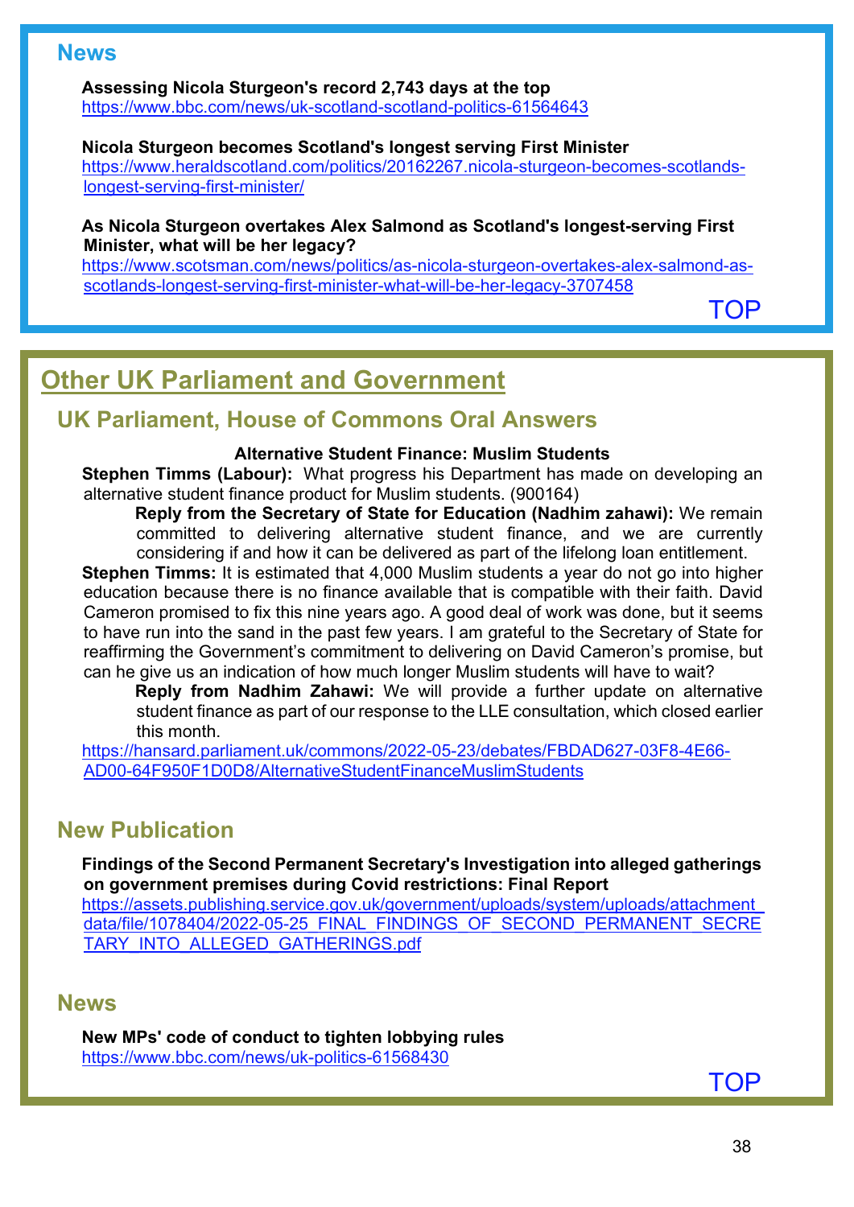## News

**Assessing Nicola Sturgeon's record 2,743 days at the top**
https://www.bbc.com/news/uk-scotland-scotland-politics-61564643

**Nicola Sturgeon becomes Scotland's longest serving First Minister**
https://www.heraldscotland.com/politics/20162267.nicola-sturgeon-becomes-scotlands-longest-serving-first-minister/

**As Nicola Sturgeon overtakes Alex Salmond as Scotland's longest-serving First Minister, what will be her legacy?**
https://www.scotsman.com/news/politics/as-nicola-sturgeon-overtakes-alex-salmond-as-scotlands-longest-serving-first-minister-what-will-be-her-legacy-3707458

TOP

# Other UK Parliament and Government

## UK Parliament, House of Commons Oral Answers

**Alternative Student Finance: Muslim Students**

**Stephen Timms (Labour):** What progress his Department has made on developing an alternative student finance product for Muslim students. (900164)

> **Reply from the Secretary of State for Education (Nadhim zahawi):** We remain committed to delivering alternative student finance, and we are currently considering if and how it can be delivered as part of the lifelong loan entitlement.

**Stephen Timms:** It is estimated that 4,000 Muslim students a year do not go into higher education because there is no finance available that is compatible with their faith. David Cameron promised to fix this nine years ago. A good deal of work was done, but it seems to have run into the sand in the past few years. I am grateful to the Secretary of State for reaffirming the Government's commitment to delivering on David Cameron's promise, but can he give us an indication of how much longer Muslim students will have to wait?

> **Reply from Nadhim Zahawi:** We will provide a further update on alternative student finance as part of our response to the LLE consultation, which closed earlier this month.

https://hansard.parliament.uk/commons/2022-05-23/debates/FBDAD627-03F8-4E66-AD00-64F950F1D0D8/AlternativeStudentFinanceMuslimStudents

## New Publication

**Findings of the Second Permanent Secretary's Investigation into alleged gatherings on government premises during Covid restrictions: Final Report**
https://assets.publishing.service.gov.uk/government/uploads/system/uploads/attachment_data/file/1078404/2022-05-25_FINAL_FINDINGS_OF_SECOND_PERMANENT_SECRETARY_INTO_ALLEGED_GATHERINGS.pdf

## News

**New MPs' code of conduct to tighten lobbying rules**
https://www.bbc.com/news/uk-politics-61568430

TOP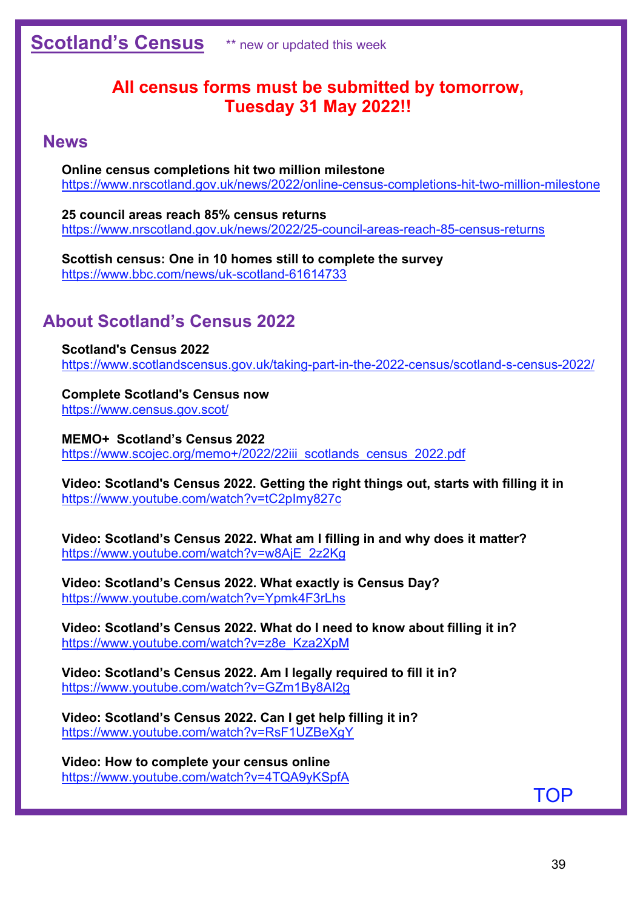## Scotland's Census

** new or updated this week

**All census forms must be submitted by tomorrow, Tuesday 31 May 2022!!**

### News

**Online census completions hit two million milestone**
https://www.nrscotland.gov.uk/news/2022/online-census-completions-hit-two-million-milestone

**25 council areas reach 85% census returns**
https://www.nrscotland.gov.uk/news/2022/25-council-areas-reach-85-census-returns

**Scottish census: One in 10 homes still to complete the survey**
https://www.bbc.com/news/uk-scotland-61614733

### About Scotland's Census 2022

**Scotland's Census 2022**
https://www.scotlandscensus.gov.uk/taking-part-in-the-2022-census/scotland-s-census-2022/

**Complete Scotland's Census now**
https://www.census.gov.scot/

**MEMO+ Scotland's Census 2022**
https://www.scojec.org/memo+/2022/22iii_scotlands_census_2022.pdf

**Video: Scotland's Census 2022. Getting the right things out, starts with filling it in**
https://www.youtube.com/watch?v=tC2pImy827c

**Video: Scotland's Census 2022. What am I filling in and why does it matter?**
https://www.youtube.com/watch?v=w8AjE_2z2Kg

**Video: Scotland's Census 2022. What exactly is Census Day?**
https://www.youtube.com/watch?v=Ypmk4F3rLhs

**Video: Scotland's Census 2022. What do I need to know about filling it in?**
https://www.youtube.com/watch?v=z8e_Kza2XpM

**Video: Scotland's Census 2022. Am I legally required to fill it in?**
https://www.youtube.com/watch?v=GZm1By8AI2g

**Video: Scotland's Census 2022. Can I get help filling it in?**
https://www.youtube.com/watch?v=RsF1UZBeXgY

**Video: How to complete your census online**
https://www.youtube.com/watch?v=4TQA9yKSpfA

TOP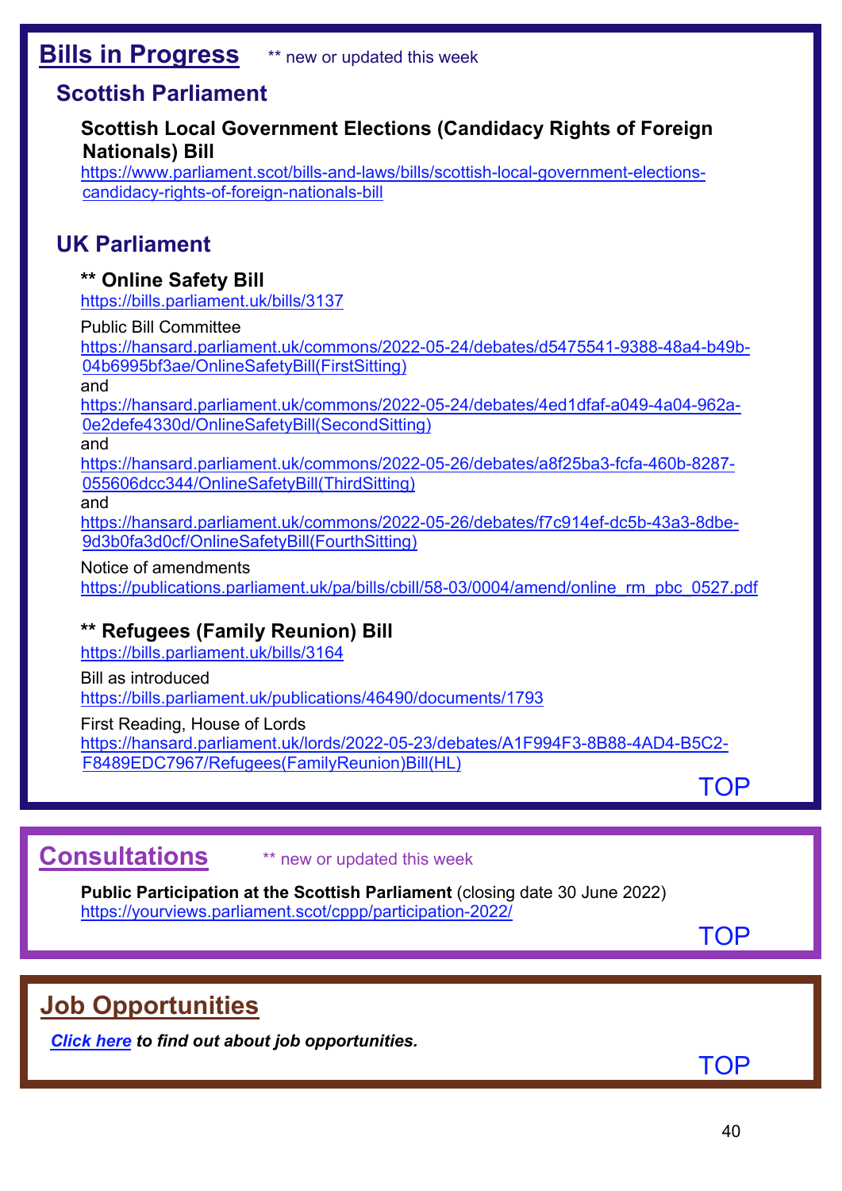## Bills in Progress

** new or updated this week

### Scottish Parliament

**Scottish Local Government Elections (Candidacy Rights of Foreign Nationals) Bill**

https://www.parliament.scot/bills-and-laws/bills/scottish-local-government-elections-candidacy-rights-of-foreign-nationals-bill

### UK Parliament

**** Online Safety Bill**

https://bills.parliament.uk/bills/3137

Public Bill Committee

https://hansard.parliament.uk/commons/2022-05-24/debates/d5475541-9388-48a4-b49b-04b6995bf3ae/OnlineSafetyBill(FirstSitting)

and

https://hansard.parliament.uk/commons/2022-05-24/debates/4ed1dfaf-a049-4a04-962a-0e2defe4330d/OnlineSafetyBill(SecondSitting)

and

https://hansard.parliament.uk/commons/2022-05-26/debates/a8f25ba3-fcfa-460b-8287-055606dcc344/OnlineSafetyBill(ThirdSitting)

and

https://hansard.parliament.uk/commons/2022-05-26/debates/f7c914ef-dc5b-43a3-8dbe-9d3b0fa3d0cf/OnlineSafetyBill(FourthSitting)

Notice of amendments

https://publications.parliament.uk/pa/bills/cbill/58-03/0004/amend/online_rm_pbc_0527.pdf

**** Refugees (Family Reunion) Bill**

https://bills.parliament.uk/bills/3164

Bill as introduced

https://bills.parliament.uk/publications/46490/documents/1793

First Reading, House of Lords

https://hansard.parliament.uk/lords/2022-05-23/debates/A1F994F3-8B88-4AD4-B5C2-F8489EDC7967/Refugees(FamilyReunion)Bill(HL)

TOP

## Consultations

** new or updated this week

**Public Participation at the Scottish Parliament** (closing date 30 June 2022)

https://yourviews.parliament.scot/cppp/participation-2022/

TOP

## Job Opportunities

***Click here** to find out about job opportunities.*

TOP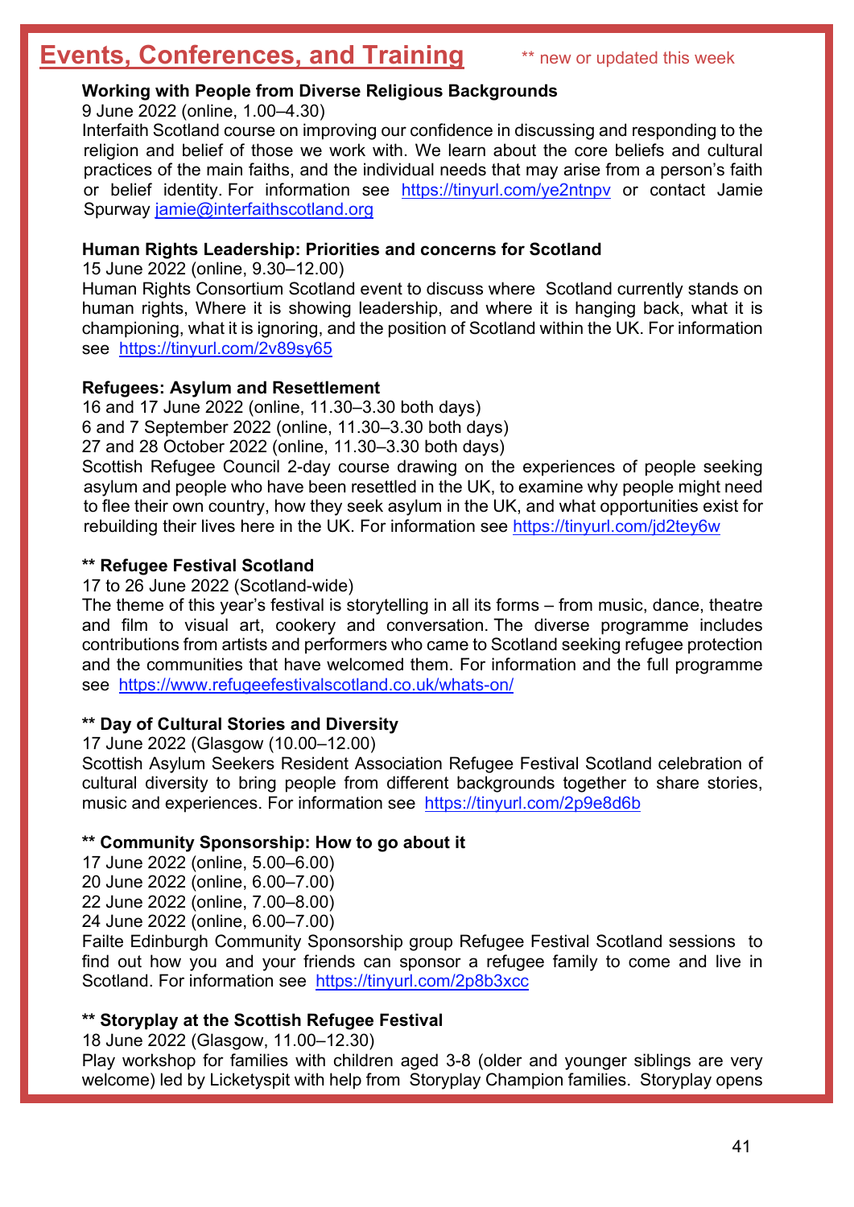# Events, Conferences, and Training

** new or updated this week

**Working with People from Diverse Religious Backgrounds**
9 June 2022 (online, 1.00–4.30)
Interfaith Scotland course on improving our confidence in discussing and responding to the religion and belief of those we work with. We learn about the core beliefs and cultural practices of the main faiths, and the individual needs that may arise from a person's faith or belief identity. For information see https://tinyurl.com/ye2ntnpv or contact Jamie Spurway jamie@interfaithscotland.org

**Human Rights Leadership: Priorities and concerns for Scotland**
15 June 2022 (online, 9.30–12.00)
Human Rights Consortium Scotland event to discuss where Scotland currently stands on human rights, Where it is showing leadership, and where it is hanging back, what it is championing, what it is ignoring, and the position of Scotland within the UK. For information see https://tinyurl.com/2v89sy65

**Refugees: Asylum and Resettlement**
16 and 17 June 2022 (online, 11.30–3.30 both days)
6 and 7 September 2022 (online, 11.30–3.30 both days)
27 and 28 October 2022 (online, 11.30–3.30 both days)
Scottish Refugee Council 2-day course drawing on the experiences of people seeking asylum and people who have been resettled in the UK, to examine why people might need to flee their own country, how they seek asylum in the UK, and what opportunities exist for rebuilding their lives here in the UK. For information see https://tinyurl.com/jd2tey6w

**** Refugee Festival Scotland**
17 to 26 June 2022 (Scotland-wide)
The theme of this year's festival is storytelling in all its forms – from music, dance, theatre and film to visual art, cookery and conversation. The diverse programme includes contributions from artists and performers who came to Scotland seeking refugee protection and the communities that have welcomed them. For information and the full programme see https://www.refugeefestivalscotland.co.uk/whats-on/

**** Day of Cultural Stories and Diversity**
17 June 2022 (Glasgow (10.00–12.00)
Scottish Asylum Seekers Resident Association Refugee Festival Scotland celebration of cultural diversity to bring people from different backgrounds together to share stories, music and experiences. For information see https://tinyurl.com/2p9e8d6b

**** Community Sponsorship: How to go about it**
17 June 2022 (online, 5.00–6.00)
20 June 2022 (online, 6.00–7.00)
22 June 2022 (online, 7.00–8.00)
24 June 2022 (online, 6.00–7.00)
Failte Edinburgh Community Sponsorship group Refugee Festival Scotland sessions to find out how you and your friends can sponsor a refugee family to come and live in Scotland. For information see https://tinyurl.com/2p8b3xcc

**** Storyplay at the Scottish Refugee Festival**
18 June 2022 (Glasgow, 11.00–12.30)
Play workshop for families with children aged 3-8 (older and younger siblings are very welcome) led by Licketyspit with help from Storyplay Champion families. Storyplay opens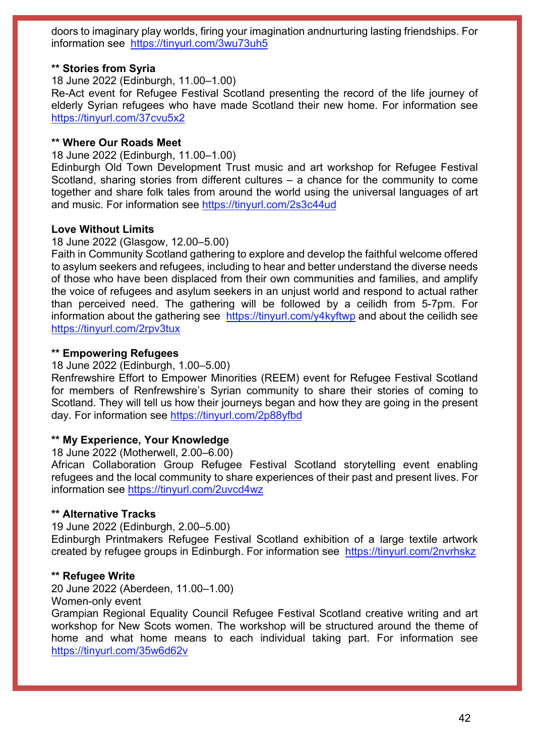doors to imaginary play worlds, firing your imagination andnurturing lasting friendships. For information see https://tinyurl.com/3wu73uh5

**\*\* Stories from Syria**
18 June 2022 (Edinburgh, 11.00–1.00)
Re-Act event for Refugee Festival Scotland presenting the record of the life journey of elderly Syrian refugees who have made Scotland their new home. For information see https://tinyurl.com/37cvu5x2

**\*\* Where Our Roads Meet**
18 June 2022 (Edinburgh, 11.00–1.00)
Edinburgh Old Town Development Trust music and art workshop for Refugee Festival Scotland, sharing stories from different cultures – a chance for the community to come together and share folk tales from around the world using the universal languages of art and music. For information see https://tinyurl.com/2s3c44ud

**Love Without Limits**
18 June 2022 (Glasgow, 12.00–5.00)
Faith in Community Scotland gathering to explore and develop the faithful welcome offered to asylum seekers and refugees, including to hear and better understand the diverse needs of those who have been displaced from their own communities and families, and amplify the voice of refugees and asylum seekers in an unjust world and respond to actual rather than perceived need. The gathering will be followed by a ceilidh from 5-7pm. For information about the gathering see https://tinyurl.com/y4kyftwp and about the ceilidh see https://tinyurl.com/2rpv3tux

**\*\* Empowering Refugees**
18 June 2022 (Edinburgh, 1.00–5.00)
Renfrewshire Effort to Empower Minorities (REEM) event for Refugee Festival Scotland for members of Renfrewshire's Syrian community to share their stories of coming to Scotland. They will tell us how their journeys began and how they are going in the present day. For information see https://tinyurl.com/2p88yfbd

**\*\* My Experience, Your Knowledge**
18 June 2022 (Motherwell, 2.00–6.00)
African Collaboration Group Refugee Festival Scotland storytelling event enabling refugees and the local community to share experiences of their past and present lives. For information see https://tinyurl.com/2uvcd4wz

**\*\* Alternative Tracks**
19 June 2022 (Edinburgh, 2.00–5.00)
Edinburgh Printmakers Refugee Festival Scotland exhibition of a large textile artwork created by refugee groups in Edinburgh. For information see https://tinyurl.com/2nvrhskz

**\*\* Refugee Write**
20 June 2022 (Aberdeen, 11.00–1.00)
Women-only event
Grampian Regional Equality Council Refugee Festival Scotland creative writing and art workshop for New Scots women. The workshop will be structured around the theme of home and what home means to each individual taking part. For information see https://tinyurl.com/35w6d62v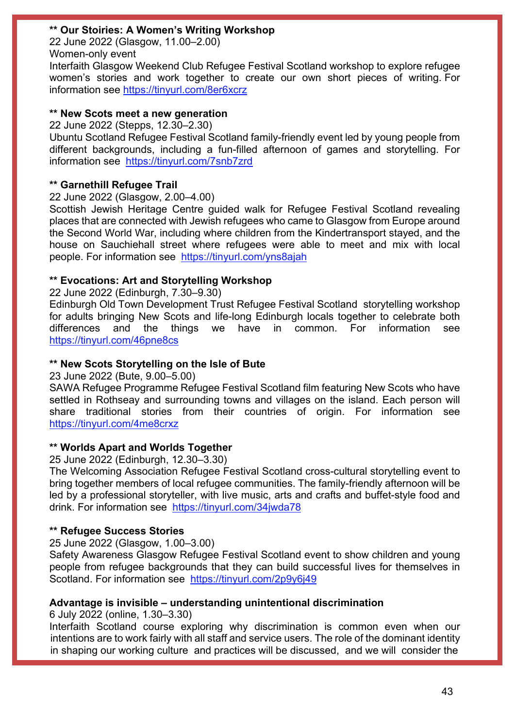**\*\* Our Stoiries: A Women's Writing Workshop**
22 June 2022 (Glasgow, 11.00–2.00)
Women-only event
Interfaith Glasgow Weekend Club Refugee Festival Scotland workshop to explore refugee women's stories and work together to create our own short pieces of writing. For information see https://tinyurl.com/8er6xcrz

**\*\* New Scots meet a new generation**
22 June 2022 (Stepps, 12.30–2.30)
Ubuntu Scotland Refugee Festival Scotland family-friendly event led by young people from different backgrounds, including a fun-filled afternoon of games and storytelling. For information see https://tinyurl.com/7snb7zrd

**\*\* Garnethill Refugee Trail**
22 June 2022 (Glasgow, 2.00–4.00)
Scottish Jewish Heritage Centre guided walk for Refugee Festival Scotland revealing places that are connected with Jewish refugees who came to Glasgow from Europe around the Second World War, including where children from the Kindertransport stayed, and the house on Sauchiehall street where refugees were able to meet and mix with local people. For information see https://tinyurl.com/yns8ajah

**\*\* Evocations: Art and Storytelling Workshop**
22 June 2022 (Edinburgh, 7.30–9.30)
Edinburgh Old Town Development Trust Refugee Festival Scotland storytelling workshop for adults bringing New Scots and life-long Edinburgh locals together to celebrate both differences and the things we have in common. For information see https://tinyurl.com/46pne8cs

**\*\* New Scots Storytelling on the Isle of Bute**
23 June 2022 (Bute, 9.00–5.00)
SAWA Refugee Programme Refugee Festival Scotland film featuring New Scots who have settled in Rothsay and surrounding towns and villages on the island. Each person will share traditional stories from their countries of origin. For information see https://tinyurl.com/4me8crxz

**\*\* Worlds Apart and Worlds Together**
25 June 2022 (Edinburgh, 12.30–3.30)
The Welcoming Association Refugee Festival Scotland cross-cultural storytelling event to bring together members of local refugee communities. The family-friendly afternoon will be led by a professional storyteller, with live music, arts and crafts and buffet-style food and drink. For information see https://tinyurl.com/34jwda78

**\*\* Refugee Success Stories**
25 June 2022 (Glasgow, 1.00–3.00)
Safety Awareness Glasgow Refugee Festival Scotland event to show children and young people from refugee backgrounds that they can build successful lives for themselves in Scotland. For information see https://tinyurl.com/2p9y6j49

**Advantage is invisible – understanding unintentional discrimination**
6 July 2022 (online, 1.30–3.30)
Interfaith Scotland course exploring why discrimination is common even when our intentions are to work fairly with all staff and service users. The role of the dominant identity in shaping our working culture and practices will be discussed, and we will consider the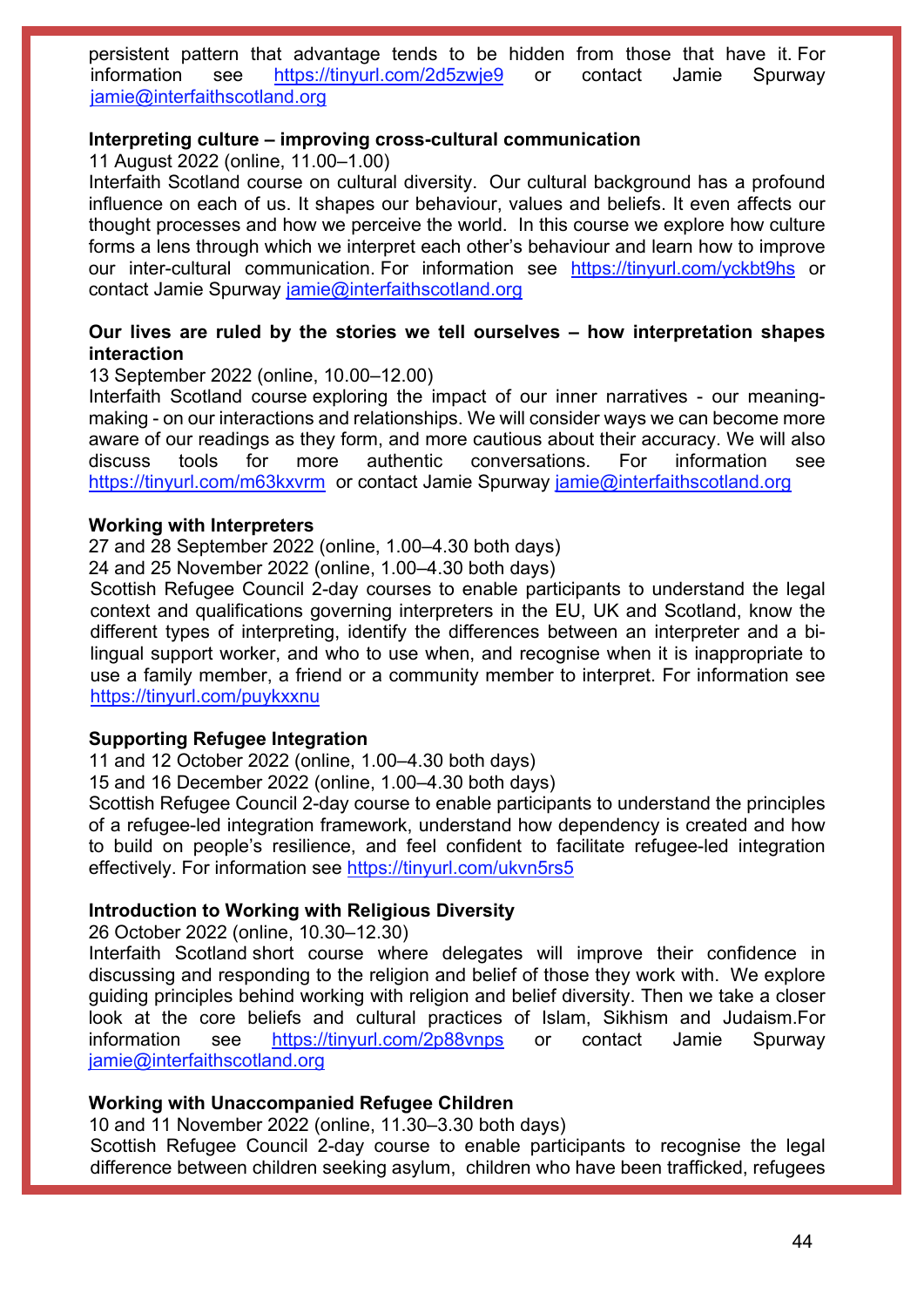persistent pattern that advantage tends to be hidden from those that have it. For information see https://tinyurl.com/2d5zwje9 or contact Jamie Spurway jamie@interfaithscotland.org

**Interpreting culture – improving cross-cultural communication**

11 August 2022 (online, 11.00–1.00)

Interfaith Scotland course on cultural diversity. Our cultural background has a profound influence on each of us. It shapes our behaviour, values and beliefs. It even affects our thought processes and how we perceive the world. In this course we explore how culture forms a lens through which we interpret each other's behaviour and learn how to improve our inter-cultural communication. For information see https://tinyurl.com/yckbt9hs or contact Jamie Spurway jamie@interfaithscotland.org

**Our lives are ruled by the stories we tell ourselves – how interpretation shapes interaction**

13 September 2022 (online, 10.00–12.00)

Interfaith Scotland course exploring the impact of our inner narratives - our meaning-making - on our interactions and relationships. We will consider ways we can become more aware of our readings as they form, and more cautious about their accuracy. We will also discuss tools for more authentic conversations. For information see https://tinyurl.com/m63kxvrm or contact Jamie Spurway jamie@interfaithscotland.org

**Working with Interpreters**

27 and 28 September 2022 (online, 1.00–4.30 both days)

24 and 25 November 2022 (online, 1.00–4.30 both days)

Scottish Refugee Council 2-day courses to enable participants to understand the legal context and qualifications governing interpreters in the EU, UK and Scotland, know the different types of interpreting, identify the differences between an interpreter and a bi-lingual support worker, and who to use when, and recognise when it is inappropriate to use a family member, a friend or a community member to interpret. For information see https://tinyurl.com/puykxxnu

**Supporting Refugee Integration**

11 and 12 October 2022 (online, 1.00–4.30 both days)

15 and 16 December 2022 (online, 1.00–4.30 both days)

Scottish Refugee Council 2-day course to enable participants to understand the principles of a refugee-led integration framework, understand how dependency is created and how to build on people's resilience, and feel confident to facilitate refugee-led integration effectively. For information see https://tinyurl.com/ukvn5rs5

**Introduction to Working with Religious Diversity**

26 October 2022 (online, 10.30–12.30)

Interfaith Scotland short course where delegates will improve their confidence in discussing and responding to the religion and belief of those they work with. We explore guiding principles behind working with religion and belief diversity. Then we take a closer look at the core beliefs and cultural practices of Islam, Sikhism and Judaism.For information see https://tinyurl.com/2p88vnps or contact Jamie Spurway jamie@interfaithscotland.org

**Working with Unaccompanied Refugee Children**

10 and 11 November 2022 (online, 11.30–3.30 both days)

Scottish Refugee Council 2-day course to enable participants to recognise the legal difference between children seeking asylum, children who have been trafficked, refugees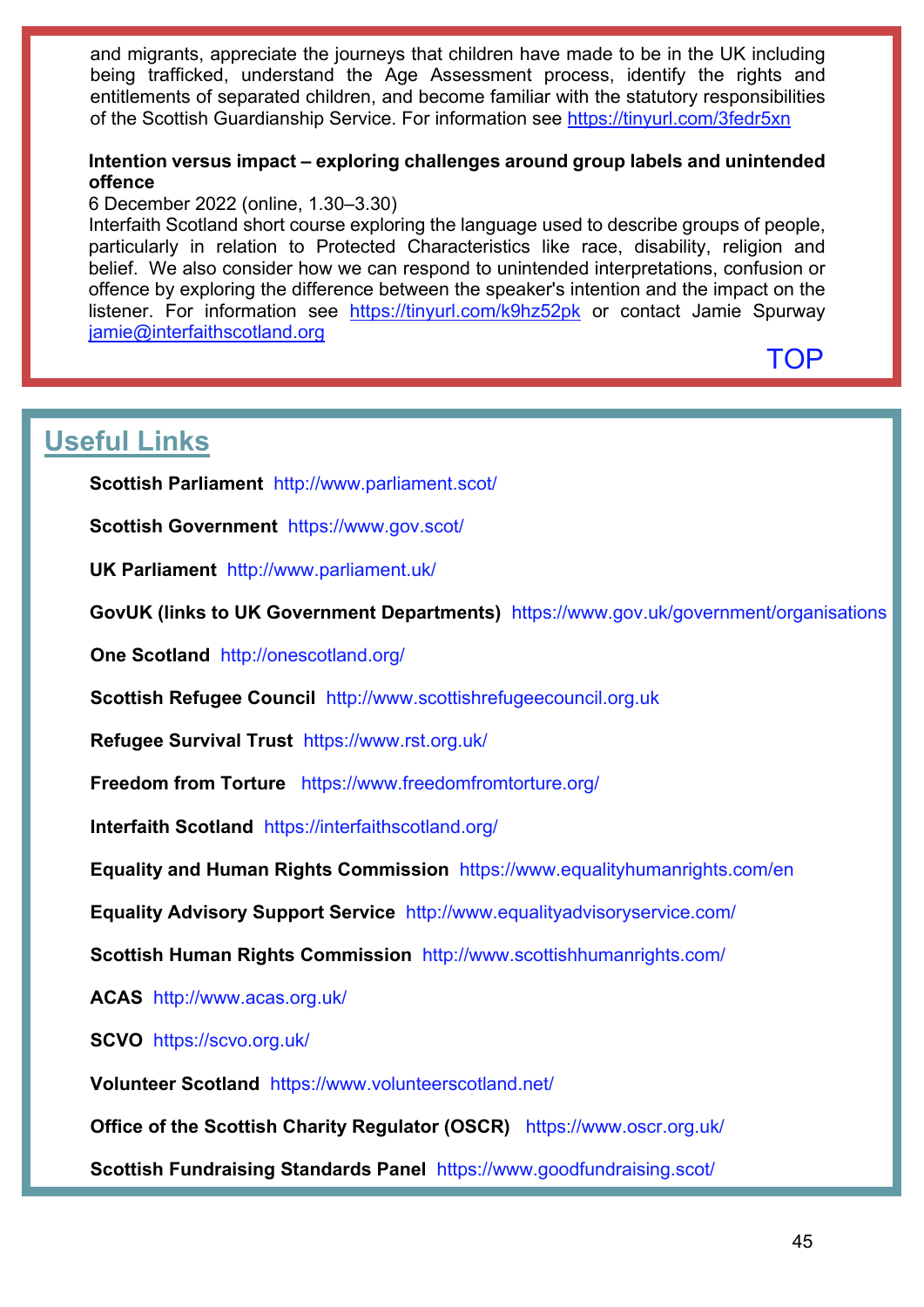and migrants, appreciate the journeys that children have made to be in the UK including being trafficked, understand the Age Assessment process, identify the rights and entitlements of separated children, and become familiar with the statutory responsibilities of the Scottish Guardianship Service. For information see https://tinyurl.com/3fedr5xn

**Intention versus impact – exploring challenges around group labels and unintended offence**

6 December 2022 (online, 1.30–3.30)

Interfaith Scotland short course exploring the language used to describe groups of people, particularly in relation to Protected Characteristics like race, disability, religion and belief. We also consider how we can respond to unintended interpretations, confusion or offence by exploring the difference between the speaker's intention and the impact on the listener. For information see https://tinyurl.com/k9hz52pk or contact Jamie Spurway jamie@interfaithscotland.org

TOP

## Useful Links

**Scottish Parliament** http://www.parliament.scot/

**Scottish Government** https://www.gov.scot/

**UK Parliament** http://www.parliament.uk/

**GovUK (links to UK Government Departments)** https://www.gov.uk/government/organisations

**One Scotland** http://onescotland.org/

**Scottish Refugee Council** http://www.scottishrefugeecouncil.org.uk

**Refugee Survival Trust** https://www.rst.org.uk/

**Freedom from Torture** https://www.freedomfromtorture.org/

**Interfaith Scotland** https://interfaithscotland.org/

**Equality and Human Rights Commission** https://www.equalityhumanrights.com/en

**Equality Advisory Support Service** http://www.equalityadvisoryservice.com/

**Scottish Human Rights Commission** http://www.scottishhumanrights.com/

**ACAS** http://www.acas.org.uk/

**SCVO** https://scvo.org.uk/

**Volunteer Scotland** https://www.volunteerscotland.net/

**Office of the Scottish Charity Regulator (OSCR)** https://www.oscr.org.uk/

**Scottish Fundraising Standards Panel** https://www.goodfundraising.scot/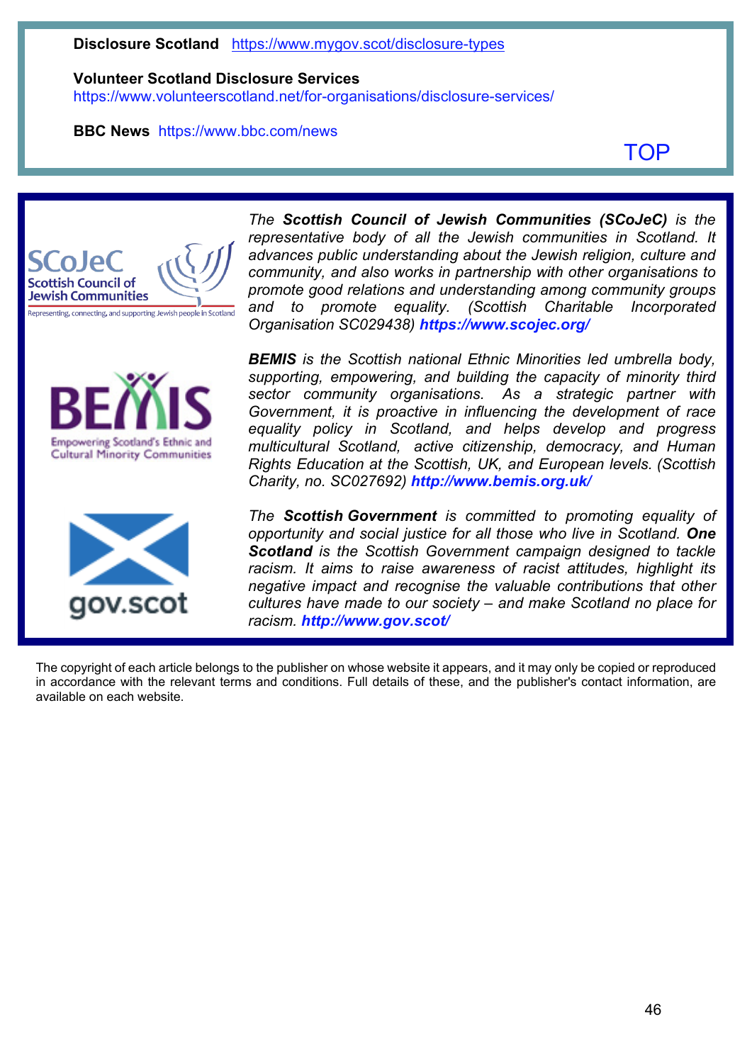**Disclosure Scotland** https://www.mygov.scot/disclosure-types

**Volunteer Scotland Disclosure Services**
https://www.volunteerscotland.net/for-organisations/disclosure-services/

**BBC News** https://www.bbc.com/news

TOP

SCoJeC Scottish Council of Jewish Communities

Representing, connecting, and supporting Jewish people in Scotland

*The **Scottish Council of Jewish Communities (SCoJeC)** is the representative body of all the Jewish communities in Scotland. It advances public understanding about the Jewish religion, culture and community, and also works in partnership with other organisations to promote good relations and understanding among community groups and to promote equality. (Scottish Charitable Incorporated Organisation SC029438)* ***https://www.scojec.org/***

BEMIS

Empowering Scotland's Ethnic and Cultural Minority Communities

***BEMIS** is the Scottish national Ethnic Minorities led umbrella body, supporting, empowering, and building the capacity of minority third sector community organisations. As a strategic partner with Government, it is proactive in influencing the development of race equality policy in Scotland, and helps develop and progress multicultural Scotland, active citizenship, democracy, and Human Rights Education at the Scottish, UK, and European levels. (Scottish Charity, no. SC027692)* ***http://www.bemis.org.uk/***

gov.scot

*The **Scottish Government** is committed to promoting equality of opportunity and social justice for all those who live in Scotland. **One Scotland** is the Scottish Government campaign designed to tackle racism. It aims to raise awareness of racist attitudes, highlight its negative impact and recognise the valuable contributions that other cultures have made to our society – and make Scotland no place for racism.* ***http://www.gov.scot/***

The copyright of each article belongs to the publisher on whose website it appears, and it may only be copied or reproduced in accordance with the relevant terms and conditions. Full details of these, and the publisher's contact information, are available on each website.